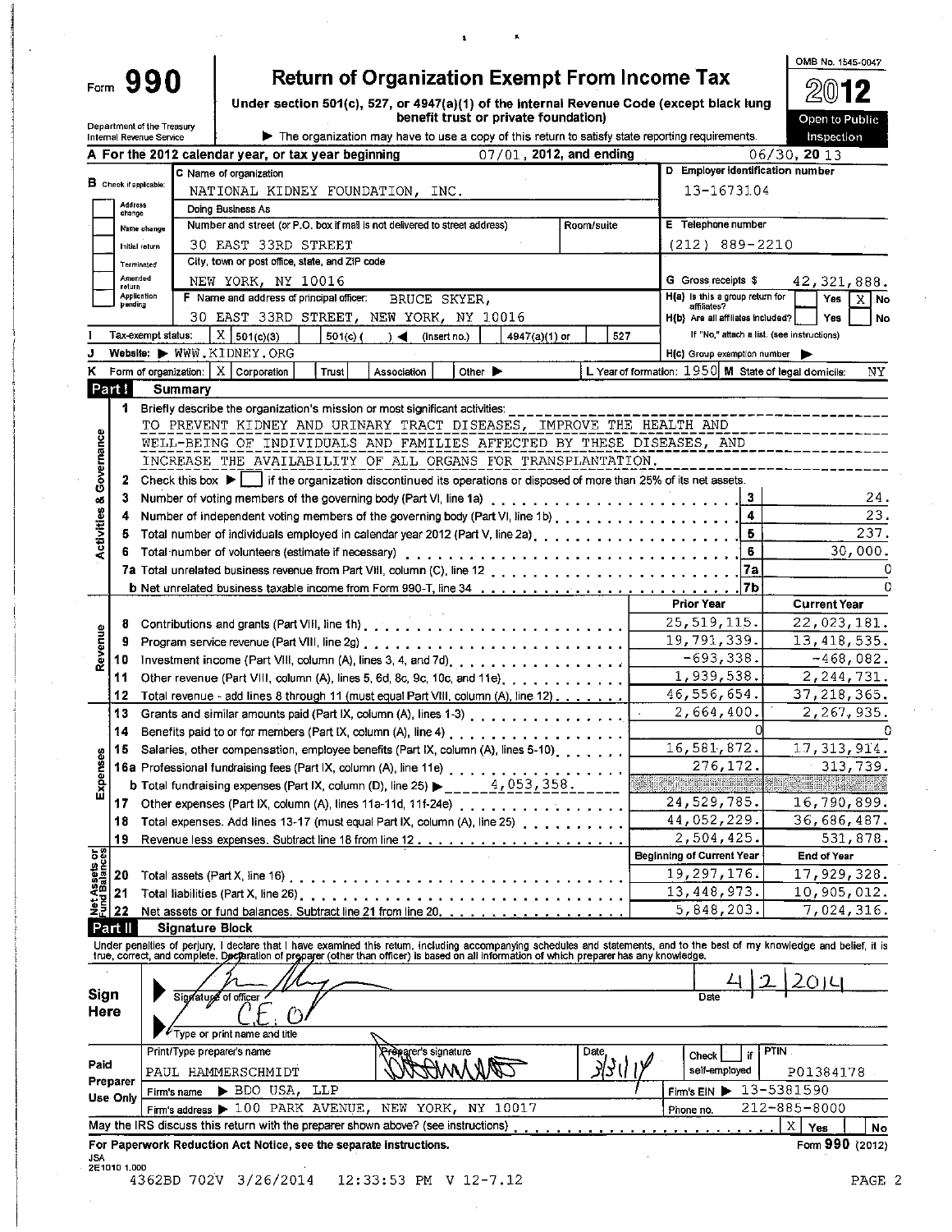Form **990**

# Return of Organization Exempt From Income Tax

Under section 501(c), 527, or 4947(a)(1) of the Internal Revenue Code (except black lung benefit trust or private foundation)

Department of the Treasury Internal Revenue Service

▶ The organization may have to use a copy of this return to satisfy state reporting requirements.

OMB No. 1545-0047

**2012**

Open to Public Inspection

**A** For the 2012 calendar year, or tax year beginning 07/01, 2012, and ending 06/30, 2013

**B** Check if applicable: Address change / Name change / Initial return / Terminated / Amended return / Application pending

**C** Name of organization: NATIONAL KIDNEY FOUNDATION, INC.

Doing Business As

Number and street (or P.O. box if mail is not delivered to street address): 30 EAST 33RD STREET — Room/suite

City, town or post office, state, and ZIP code: NEW YORK, NY 10016

**D** Employer identification number: 13-1673104

**E** Telephone number: (212) 889-2210

**G** Gross receipts $ 42,321,888.

**F** Name and address of principal officer: BRUCE SKYER, 30 EAST 33RD STREET, NEW YORK, NY 10016

H(a) Is this a group return for affiliates? Yes [ ] No [X]

H(b) Are all affiliates included? Yes [ ] No [ ]

If "No," attach a list. (see instructions)

H(c) Group exemption number ▶

**I** Tax-exempt status: [X] 501(c)(3) [ ] 501(c) ( ) ◀ (insert no.) [ ] 4947(a)(1) or [ ] 527

**J** Website: ▶ WWW.KIDNEY.ORG

**K** Form of organization: [X] Corporation [ ] Trust [ ] Association [ ] Other ▶

**L** Year of formation: 1950 **M** State of legal domicile: NY

## Part I Summary

**Activities & Governance**

1 Briefly describe the organization's mission or most significant activities: TO PREVENT KIDNEY AND URINARY TRACT DISEASES, IMPROVE THE HEALTH AND WELL-BEING OF INDIVIDUALS AND FAMILIES AFFECTED BY THESE DISEASES, AND INCREASE THE AVAILABILITY OF ALL ORGANS FOR TRANSPLANTATION.

2 Check this box ▶ [ ] if the organization discontinued its operations or disposed of more than 25% of its net assets.

| Line | Description | No. | Value |
|---|---|---|---|
| 3 | Number of voting members of the governing body (Part VI, line 1a) | 3 | 24. |
| 4 | Number of independent voting members of the governing body (Part VI, line 1b) | 4 | 23. |
| 5 | Total number of individuals employed in calendar year 2012 (Part V, line 2a) | 5 | 237. |
| 6 | Total number of volunteers (estimate if necessary) | 6 | 30,000. |
| 7a | Total unrelated business revenue from Part VIII, column (C), line 12 | 7a | 0 |
| b | Net unrelated business taxable income from Form 990-T, line 34 | 7b | 0 |

| Line | Description | Prior Year | Current Year |
|---|---|---|---|
| **Revenue** | | | |
| 8 | Contributions and grants (Part VIII, line 1h) | 25,519,115. | 22,023,181. |
| 9 | Program service revenue (Part VIII, line 2g) | 19,791,339. | 13,418,535. |
| 10 | Investment income (Part VIII, column (A), lines 3, 4, and 7d) | -693,338. | -468,082. |
| 11 | Other revenue (Part VIII, column (A), lines 5, 6d, 8c, 9c, 10c, and 11e) | 1,939,538. | 2,244,731. |
| 12 | Total revenue - add lines 8 through 11 (must equal Part VIII, column (A), line 12) | 46,556,654. | 37,218,365. |
| **Expenses** | | | |
| 13 | Grants and similar amounts paid (Part IX, column (A), lines 1-3) | 2,664,400. | 2,267,935. |
| 14 | Benefits paid to or for members (Part IX, column (A), line 4) | 0 | 0 |
| 15 | Salaries, other compensation, employee benefits (Part IX, column (A), lines 5-10) | 16,581,872. | 17,313,914. |
| 16a | Professional fundraising fees (Part IX, column (A), line 11e) | 276,172. | 313,739. |
| b | Total fundraising expenses (Part IX, column (D), line 25) ▶ 4,053,358. | | |
| 17 | Other expenses (Part IX, column (A), lines 11a-11d, 11f-24e) | 24,529,785. | 16,790,899. |
| 18 | Total expenses. Add lines 13-17 (must equal Part IX, column (A), line 25) | 44,052,229. | 36,686,487. |
| 19 | Revenue less expenses. Subtract line 18 from line 12 | 2,504,425. | 531,878. |
| **Net Assets or Fund Balances** | | **Beginning of Current Year** | **End of Year** |
| 20 | Total assets (Part X, line 16) | 19,297,176. | 17,929,328. |
| 21 | Total liabilities (Part X, line 26) | 13,448,973. | 10,905,012. |
| 22 | Net assets or fund balances. Subtract line 21 from line 20 | 5,848,203. | 7,024,316. |

## Part II Signature Block

Under penalties of perjury, I declare that I have examined this return, including accompanying schedules and statements, and to the best of my knowledge and belief, it is true, correct, and complete. Declaration of preparer (other than officer) is based on all information of which preparer has any knowledge.

**Sign Here**

▶ Signature of officer — Date: 4/2/2014

▶ C.E.O. — Type or print name and title

| | Print/Type preparer's name | Preparer's signature | Date | Check [ ] if self-employed | PTIN |
|---|---|---|---|---|---|
| **Paid Preparer Use Only** | PAUL HAMMERSCHMIDT | | 3/31/14 | | P01384178 |
| | Firm's name ▶ BDO USA, LLP | | | Firm's EIN ▶ 13-5381590 | |
| | Firm's address ▶ 100 PARK AVENUE, NEW YORK, NY 10017 | | | Phone no. 212-885-8000 | |

May the IRS discuss this return with the preparer shown above? (see instructions) [X] Yes [ ] No

**For Paperwork Reduction Act Notice, see the separate instructions.** Form **990** (2012)

JSA 2E1010 1.000

4362BD 702V 3/26/2014 12:33:53 PM V 12-7.12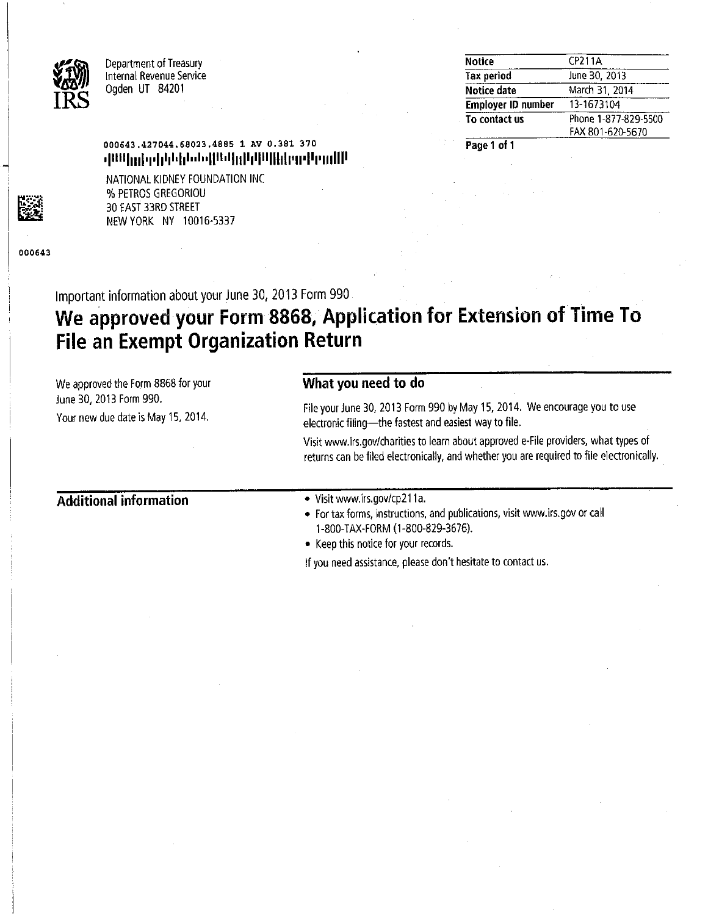Department of Treasury
Internal Revenue Service
Ogden UT 84201

| Notice | CP211A |
|---|---|
| Tax period | June 30, 2013 |
| Notice date | March 31, 2014 |
| Employer ID number | 13-1673104 |
| To contact us | Phone 1-877-829-5500<br>FAX 801-620-5670 |

000643.427044.68023.4885 1 AV 0.381 370

NATIONAL KIDNEY FOUNDATION INC
% PETROS GREGORIOU
30 EAST 33RD STREET
NEW YORK NY 10016-5337

000643

Important information about your June 30, 2013 Form 990

# We approved your Form 8868, Application for Extension of Time To File an Exempt Organization Return

We approved the Form 8868 for your June 30, 2013 Form 990.

Your new due date is May 15, 2014.

## What you need to do

File your June 30, 2013 Form 990 by May 15, 2014. We encourage you to use electronic filing—the fastest and easiest way to file.

Visit www.irs.gov/charities to learn about approved e-File providers, what types of returns can be filed electronically, and whether you are required to file electronically.

## Additional information

- Visit www.irs.gov/cp211a.
- For tax forms, instructions, and publications, visit www.irs.gov or call 1-800-TAX-FORM (1-800-829-3676).
- Keep this notice for your records.

If you need assistance, please don't hesitate to contact us.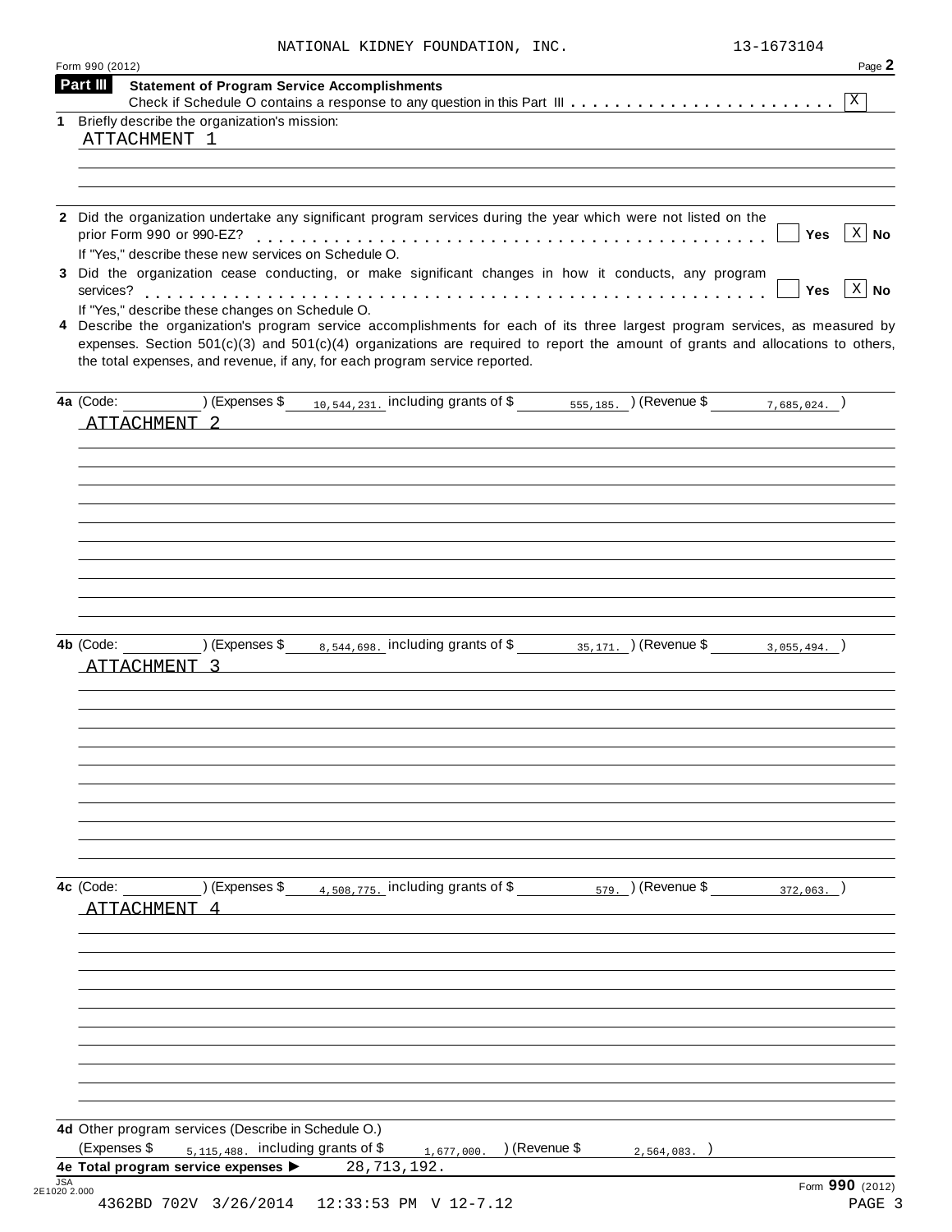NATIONAL KIDNEY FOUNDATION, INC. 13-1673104

Form 990 (2012) Page **2**

## Part III Statement of Program Service Accomplishments

Check if Schedule O contains a response to any question in this Part III . . . . . . . . . . . . . . . . . . . . . . . . [X]

**1** Briefly describe the organization's mission:

ATTACHMENT 1

**2** Did the organization undertake any significant program services during the year which were not listed on the prior Form 990 or 990-EZ? . . . . . . . . . . . . . . . . . . . . [ ] Yes [X] No

If "Yes," describe these new services on Schedule O.

**3** Did the organization cease conducting, or make significant changes in how it conducts, any program services? . . . . . . . . . . . . . . . . . . . . [ ] Yes [X] No

If "Yes," describe these changes on Schedule O.

**4** Describe the organization's program service accomplishments for each of its three largest program services, as measured by expenses. Section 501(c)(3) and 501(c)(4) organizations are required to report the amount of grants and allocations to others, the total expenses, and revenue, if any, for each program service reported.

**4a** (Code: ________ ) (Expenses $ 10,544,231. including grants of $ 555,185. ) (Revenue $ 7,685,024. )

ATTACHMENT 2

**4b** (Code: ________ ) (Expenses $ 8,544,698. including grants of $ 35,171. ) (Revenue $ 3,055,494. )

ATTACHMENT 3

**4c** (Code: ________ ) (Expenses $ 4,508,775. including grants of $ 579. ) (Revenue $ 372,063. )

ATTACHMENT 4

**4d** Other program services (Describe in Schedule O.)

(Expenses $ 5,115,488. including grants of $ 1,677,000. ) (Revenue $ 2,564,083. )

**4e Total program service expenses ▶** 28,713,192.

Form **990** (2012)

JSA 2E1020 2.000

4362BD 702V 3/26/2014 12:33:53 PM V 12-7.12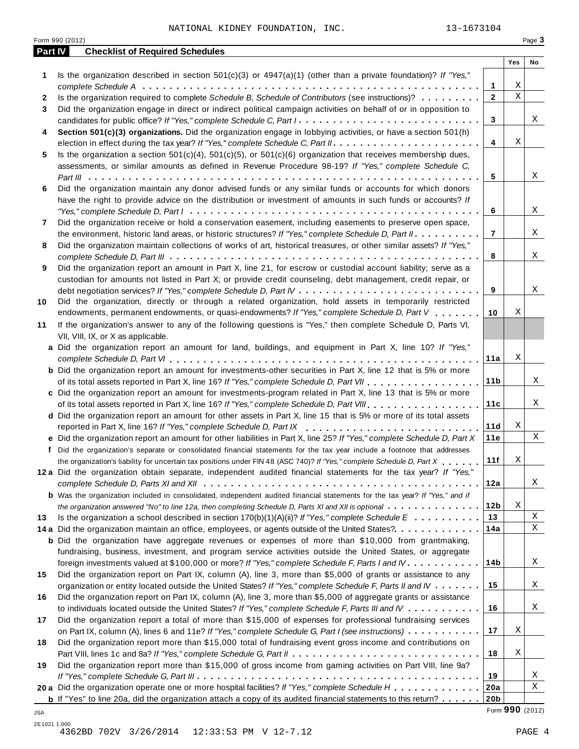NATIONAL KIDNEY FOUNDATION, INC. 13-1673104

Form 990 (2012) Page 3

## Part IV Checklist of Required Schedules

| | | | Yes | No |
|---|---|---|---|---|
| 1 | Is the organization described in section 501(c)(3) or 4947(a)(1) (other than a private foundation)? *If "Yes," complete Schedule A* | 1 | X | |
| 2 | Is the organization required to complete *Schedule B, Schedule of Contributors* (see instructions)? | 2 | X | |
| 3 | Did the organization engage in direct or indirect political campaign activities on behalf of or in opposition to candidates for public office? *If "Yes," complete Schedule C, Part I* | 3 | | X |
| 4 | **Section 501(c)(3) organizations.** Did the organization engage in lobbying activities, or have a section 501(h) election in effect during the tax year? *If "Yes," complete Schedule C, Part II* | 4 | X | |
| 5 | Is the organization a section 501(c)(4), 501(c)(5), or 501(c)(6) organization that receives membership dues, assessments, or similar amounts as defined in Revenue Procedure 98-19? *If "Yes," complete Schedule C, Part III* | 5 | | X |
| 6 | Did the organization maintain any donor advised funds or any similar funds or accounts for which donors have the right to provide advice on the distribution or investment of amounts in such funds or accounts? *If "Yes," complete Schedule D, Part I* | 6 | | X |
| 7 | Did the organization receive or hold a conservation easement, including easements to preserve open space, the environment, historic land areas, or historic structures? *If "Yes," complete Schedule D, Part II* | 7 | | X |
| 8 | Did the organization maintain collections of works of art, historical treasures, or other similar assets? *If "Yes," complete Schedule D, Part III* | 8 | | X |
| 9 | Did the organization report an amount in Part X, line 21, for escrow or custodial account liability; serve as a custodian for amounts not listed in Part X; or provide credit counseling, debt management, credit repair, or debt negotiation services? *If "Yes," complete Schedule D, Part IV* | 9 | | X |
| 10 | Did the organization, directly or through a related organization, hold assets in temporarily restricted endowments, permanent endowments, or quasi-endowments? *If "Yes," complete Schedule D, Part V* | 10 | X | |
| 11 | If the organization's answer to any of the following questions is "Yes," then complete Schedule D, Parts VI, VII, VIII, IX, or X as applicable. | | | |
| a | Did the organization report an amount for land, buildings, and equipment in Part X, line 10? *If "Yes," complete Schedule D, Part VI* | 11a | X | |
| b | Did the organization report an amount for investments-other securities in Part X, line 12 that is 5% or more of its total assets reported in Part X, line 16? *If "Yes," complete Schedule D, Part VII* | 11b | | X |
| c | Did the organization report an amount for investments-program related in Part X, line 13 that is 5% or more of its total assets reported in Part X, line 16? *If "Yes," complete Schedule D, Part VIII* | 11c | | X |
| d | Did the organization report an amount for other assets in Part X, line 15 that is 5% or more of its total assets reported in Part X, line 16? *If "Yes," complete Schedule D, Part IX* | 11d | X | |
| e | Did the organization report an amount for other liabilities in Part X, line 25? *If "Yes," complete Schedule D, Part X* | 11e | | X |
| f | Did the organization's separate or consolidated financial statements for the tax year include a footnote that addresses the organization's liability for uncertain tax positions under FIN 48 (ASC 740)? *If "Yes," complete Schedule D, Part X* | 11f | X | |
| 12a | Did the organization obtain separate, independent audited financial statements for the tax year? *If "Yes," complete Schedule D, Parts XI and XII* | 12a | | X |
| b | Was the organization included in consolidated, independent audited financial statements for the tax year? *If "Yes," and if the organization answered "No" to line 12a, then completing Schedule D, Parts XI and XII is optional* | 12b | X | |
| 13 | Is the organization a school described in section 170(b)(1)(A)(ii)? *If "Yes," complete Schedule E* | 13 | | X |
| 14a | Did the organization maintain an office, employees, or agents outside of the United States? | 14a | | X |
| b | Did the organization have aggregate revenues or expenses of more than $10,000 from grantmaking, fundraising, business, investment, and program service activities outside the United States, or aggregate foreign investments valued at $100,000 or more? *If "Yes," complete Schedule F, Parts I and IV* | 14b | | X |
| 15 | Did the organization report on Part IX, column (A), line 3, more than $5,000 of grants or assistance to any organization or entity located outside the United States? *If "Yes," complete Schedule F, Parts II and IV* | 15 | | X |
| 16 | Did the organization report on Part IX, column (A), line 3, more than $5,000 of aggregate grants or assistance to individuals located outside the United States? *If "Yes," complete Schedule F, Parts III and IV* | 16 | | X |
| 17 | Did the organization report a total of more than $15,000 of expenses for professional fundraising services on Part IX, column (A), lines 6 and 11e? *If "Yes," complete Schedule G, Part I (see instructions)* | 17 | X | |
| 18 | Did the organization report more than $15,000 total of fundraising event gross income and contributions on Part VIII, lines 1c and 8a? *If "Yes," complete Schedule G, Part II* | 18 | X | |
| 19 | Did the organization report more than $15,000 of gross income from gaming activities on Part VIII, line 9a? *If "Yes," complete Schedule G, Part III* | 19 | | X |
| 20a | Did the organization operate one or more hospital facilities? *If "Yes," complete Schedule H* | 20a | | X |
| b | If "Yes" to line 20a, did the organization attach a copy of its audited financial statements to this return? | 20b | | |

JSA Form **990** (2012)

2E1021 1.000

4362BD 702V 3/26/2014 12:33:53 PM V 12-7.12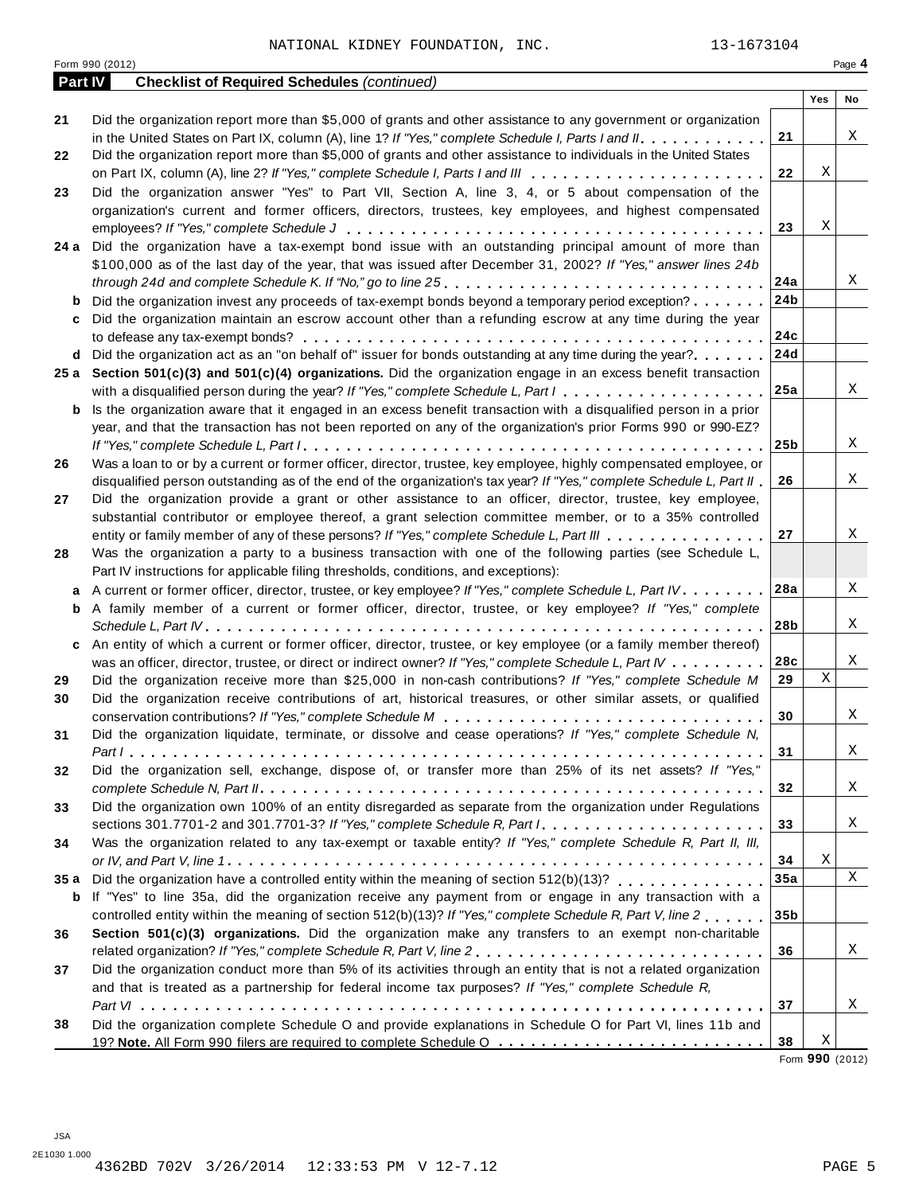NATIONAL KIDNEY FOUNDATION, INC. 13-1673104

Form 990 (2012) Page **4**

## Part IV Checklist of Required Schedules *(continued)*

| | | | Yes | No |
|---|---|---|---|---|
| **21** | Did the organization report more than $5,000 of grants and other assistance to any government or organization in the United States on Part IX, column (A), line 1? *If "Yes," complete Schedule I, Parts I and II* | 21 | | X |
| **22** | Did the organization report more than $5,000 of grants and other assistance to individuals in the United States on Part IX, column (A), line 2? *If "Yes," complete Schedule I, Parts I and III* | 22 | X | |
| **23** | Did the organization answer "Yes" to Part VII, Section A, line 3, 4, or 5 about compensation of the organization's current and former officers, directors, trustees, key employees, and highest compensated employees? *If "Yes," complete Schedule J* | 23 | X | |
| **24 a** | Did the organization have a tax-exempt bond issue with an outstanding principal amount of more than $100,000 as of the last day of the year, that was issued after December 31, 2002? *If "Yes," answer lines 24b through 24d and complete Schedule K. If "No," go to line 25* | 24a | | X |
| **b** | Did the organization invest any proceeds of tax-exempt bonds beyond a temporary period exception? | 24b | | |
| **c** | Did the organization maintain an escrow account other than a refunding escrow at any time during the year to defease any tax-exempt bonds? | 24c | | |
| **d** | Did the organization act as an "on behalf of" issuer for bonds outstanding at any time during the year? | 24d | | |
| **25 a** | **Section 501(c)(3) and 501(c)(4) organizations.** Did the organization engage in an excess benefit transaction with a disqualified person during the year? *If "Yes," complete Schedule L, Part I* | 25a | | X |
| **b** | Is the organization aware that it engaged in an excess benefit transaction with a disqualified person in a prior year, and that the transaction has not been reported on any of the organization's prior Forms 990 or 990-EZ? *If "Yes," complete Schedule L, Part I* | 25b | | X |
| **26** | Was a loan to or by a current or former officer, director, trustee, key employee, highly compensated employee, or disqualified person outstanding as of the end of the organization's tax year? *If "Yes," complete Schedule L, Part II* | 26 | | X |
| **27** | Did the organization provide a grant or other assistance to an officer, director, trustee, key employee, substantial contributor or employee thereof, a grant selection committee member, or to a 35% controlled entity or family member of any of these persons? *If "Yes," complete Schedule L, Part III* | 27 | | X |
| **28** | Was the organization a party to a business transaction with one of the following parties (see Schedule L, Part IV instructions for applicable filing thresholds, conditions, and exceptions): | | | |
| **a** | A current or former officer, director, trustee, or key employee? *If "Yes," complete Schedule L, Part IV* | 28a | | X |
| **b** | A family member of a current or former officer, director, trustee, or key employee? *If "Yes," complete Schedule L, Part IV* | 28b | | X |
| **c** | An entity of which a current or former officer, director, trustee, or key employee (or a family member thereof) was an officer, director, trustee, or direct or indirect owner? *If "Yes," complete Schedule L, Part IV* | 28c | | X |
| **29** | Did the organization receive more than $25,000 in non-cash contributions? *If "Yes," complete Schedule M* | 29 | X | |
| **30** | Did the organization receive contributions of art, historical treasures, or other similar assets, or qualified conservation contributions? *If "Yes," complete Schedule M* | 30 | | X |
| **31** | Did the organization liquidate, terminate, or dissolve and cease operations? *If "Yes," complete Schedule N, Part I* | 31 | | X |
| **32** | Did the organization sell, exchange, dispose of, or transfer more than 25% of its net assets? *If "Yes," complete Schedule N, Part II* | 32 | | X |
| **33** | Did the organization own 100% of an entity disregarded as separate from the organization under Regulations sections 301.7701-2 and 301.7701-3? *If "Yes," complete Schedule R, Part I* | 33 | | X |
| **34** | Was the organization related to any tax-exempt or taxable entity? *If "Yes," complete Schedule R, Part II, III, or IV, and Part V, line 1* | 34 | X | |
| **35 a** | Did the organization have a controlled entity within the meaning of section 512(b)(13)? | 35a | | X |
| **b** | If "Yes" to line 35a, did the organization receive any payment from or engage in any transaction with a controlled entity within the meaning of section 512(b)(13)? *If "Yes," complete Schedule R, Part V, line 2* | 35b | | |
| **36** | **Section 501(c)(3) organizations.** Did the organization make any transfers to an exempt non-charitable related organization? *If "Yes," complete Schedule R, Part V, line 2* | 36 | | X |
| **37** | Did the organization conduct more than 5% of its activities through an entity that is not a related organization and that is treated as a partnership for federal income tax purposes? *If "Yes," complete Schedule R, Part VI* | 37 | | X |
| **38** | Did the organization complete Schedule O and provide explanations in Schedule O for Part VI, lines 11b and 19? **Note.** All Form 990 filers are required to complete Schedule O | 38 | X | |

Form **990** (2012)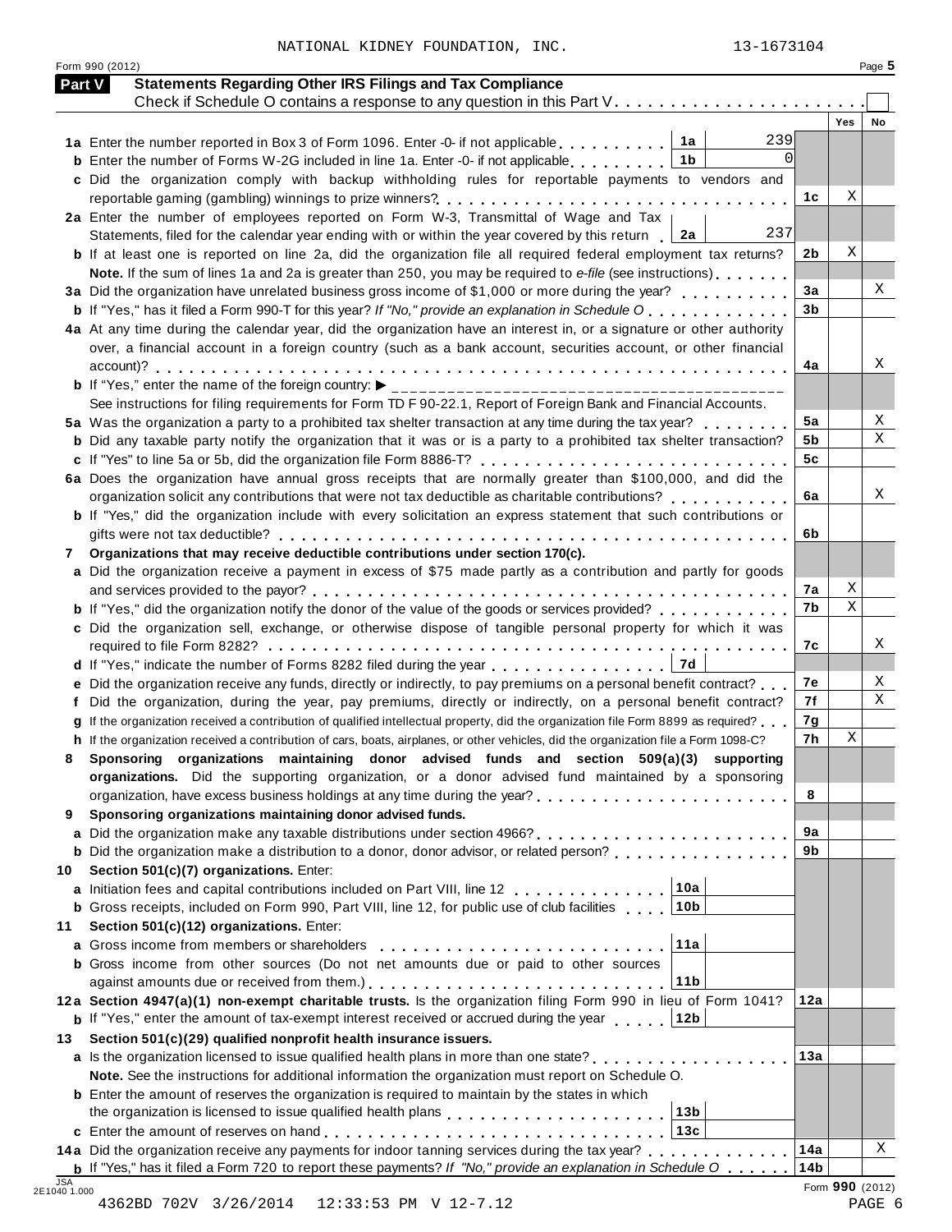NATIONAL KIDNEY FOUNDATION, INC. 13-1673104

Form 990 (2012) Page 5

## Part V Statements Regarding Other IRS Filings and Tax Compliance

Check if Schedule O contains a response to any question in this Part V . . . . . . . . . . . . . . . . . . . . . . .

| | | | | Yes | No |
|---|---|---|---|---|---|
| **1a** Enter the number reported in Box 3 of Form 1096. Enter -0- if not applicable . . . . . . . . . . | 1a | 239 | | | |
| **b** Enter the number of Forms W-2G included in line 1a. Enter -0- if not applicable . . . . . . . . | 1b | 0 | | | |
| **c** Did the organization comply with backup withholding rules for reportable payments to vendors and reportable gaming (gambling) winnings to prize winners? | | | 1c | X | |
| **2a** Enter the number of employees reported on Form W-3, Transmittal of Wage and Tax Statements, filed for the calendar year ending with or within the year covered by this return | 2a | 237 | | | |
| **b** If at least one is reported on line 2a, did the organization file all required federal employment tax returns? | | | 2b | X | |
| **Note.** If the sum of lines 1a and 2a is greater than 250, you may be required to *e-file* (see instructions) | | | | | |
| **3a** Did the organization have unrelated business gross income of $1,000 or more during the year? | | | 3a | | X |
| **b** If "Yes," has it filed a Form 990-T for this year? *If "No," provide an explanation in Schedule O* | | | 3b | | |
| **4a** At any time during the calendar year, did the organization have an interest in, or a signature or other authority over, a financial account in a foreign country (such as a bank account, securities account, or other financial account)? | | | 4a | | X |
| **b** If "Yes," enter the name of the foreign country: ▶ | | | | | |
| See instructions for filing requirements for Form TD F 90-22.1, Report of Foreign Bank and Financial Accounts. | | | | | |
| **5a** Was the organization a party to a prohibited tax shelter transaction at any time during the tax year? | | | 5a | | X |
| **b** Did any taxable party notify the organization that it was or is a party to a prohibited tax shelter transaction? | | | 5b | | X |
| **c** If "Yes" to line 5a or 5b, did the organization file Form 8886-T? | | | 5c | | |
| **6a** Does the organization have annual gross receipts that are normally greater than $100,000, and did the organization solicit any contributions that were not tax deductible as charitable contributions? | | | 6a | | X |
| **b** If "Yes," did the organization include with every solicitation an express statement that such contributions or gifts were not tax deductible? | | | 6b | | |
| **7 Organizations that may receive deductible contributions under section 170(c).** | | | | | |
| **a** Did the organization receive a payment in excess of $75 made partly as a contribution and partly for goods and services provided to the payor? | | | 7a | X | |
| **b** If "Yes," did the organization notify the donor of the value of the goods or services provided? | | | 7b | X | |
| **c** Did the organization sell, exchange, or otherwise dispose of tangible personal property for which it was required to file Form 8282? | | | 7c | | X |
| **d** If "Yes," indicate the number of Forms 8282 filed during the year | 7d | | | | |
| **e** Did the organization receive any funds, directly or indirectly, to pay premiums on a personal benefit contract? | | | 7e | | X |
| **f** Did the organization, during the year, pay premiums, directly or indirectly, on a personal benefit contract? | | | 7f | | X |
| **g** If the organization received a contribution of qualified intellectual property, did the organization file Form 8899 as required? | | | 7g | | |
| **h** If the organization received a contribution of cars, boats, airplanes, or other vehicles, did the organization file a Form 1098-C? | | | 7h | X | |
| **8 Sponsoring organizations maintaining donor advised funds and section 509(a)(3) supporting organizations.** Did the supporting organization, or a donor advised fund maintained by a sponsoring organization, have excess business holdings at any time during the year? | | | 8 | | |
| **9 Sponsoring organizations maintaining donor advised funds.** | | | | | |
| **a** Did the organization make any taxable distributions under section 4966? | | | 9a | | |
| **b** Did the organization make a distribution to a donor, donor advisor, or related person? | | | 9b | | |
| **10 Section 501(c)(7) organizations.** Enter: | | | | | |
| **a** Initiation fees and capital contributions included on Part VIII, line 12 | 10a | | | | |
| **b** Gross receipts, included on Form 990, Part VIII, line 12, for public use of club facilities | 10b | | | | |
| **11 Section 501(c)(12) organizations.** Enter: | | | | | |
| **a** Gross income from members or shareholders | 11a | | | | |
| **b** Gross income from other sources (Do not net amounts due or paid to other sources against amounts due or received from them.) | 11b | | | | |
| **12a Section 4947(a)(1) non-exempt charitable trusts.** Is the organization filing Form 990 in lieu of Form 1041? | | | 12a | | |
| **b** If "Yes," enter the amount of tax-exempt interest received or accrued during the year | 12b | | | | |
| **13 Section 501(c)(29) qualified nonprofit health insurance issuers.** | | | | | |
| **a** Is the organization licensed to issue qualified health plans in more than one state? | | | 13a | | |
| **Note.** See the instructions for additional information the organization must report on Schedule O. | | | | | |
| **b** Enter the amount of reserves the organization is required to maintain by the states in which the organization is licensed to issue qualified health plans | 13b | | | | |
| **c** Enter the amount of reserves on hand | 13c | | | | |
| **14a** Did the organization receive any payments for indoor tanning services during the tax year? | | | 14a | | X |
| **b** If "Yes," has it filed a Form 720 to report these payments? *If "No," provide an explanation in Schedule O* | | | 14b | | |

Form **990** (2012)

JSA 2E1040 1.000

4362BD 702V 3/26/2014 12:33:53 PM V 12-7.12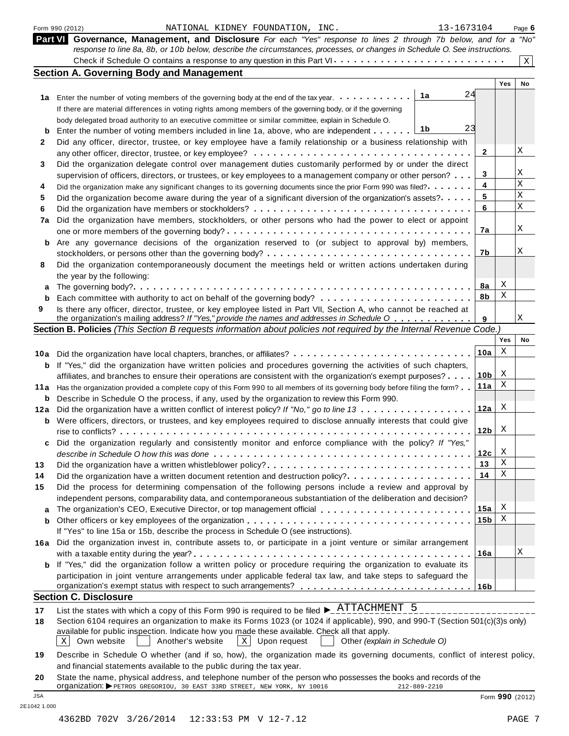Form 990 (2012) NATIONAL KIDNEY FOUNDATION, INC. 13-1673104 Page 6

## Part VI Governance, Management, and Disclosure

*For each "Yes" response to lines 2 through 7b below, and for a "No" response to line 8a, 8b, or 10b below, describe the circumstances, processes, or changes in Schedule O. See instructions.*

Check if Schedule O contains a response to any question in this Part VI . . . . . . . . . . . . . . . . . . . . . . . . . [X]

### Section A. Governing Body and Management

| | | | Yes | No |
|---|---|---|---|---|
| 1a | Enter the number of voting members of the governing body at the end of the tax year. . . . . . . . . . . **1a** 24<br>If there are material differences in voting rights among members of the governing body, or if the governing body delegated broad authority to an executive committee or similar committee, explain in Schedule O. | | | |
| b | Enter the number of voting members included in line 1a, above, who are independent . . . . . . **1b** 23 | | | |
| 2 | Did any officer, director, trustee, or key employee have a family relationship or a business relationship with any other officer, director, trustee, or key employee? . . . . . . . . . . . . . . . . . . . . . . . . . . . . . . . . . | 2 | | X |
| 3 | Did the organization delegate control over management duties customarily performed by or under the direct supervision of officers, directors, or trustees, or key employees to a management company or other person? . . . | 3 | | X |
| 4 | Did the organization make any significant changes to its governing documents since the prior Form 990 was filed? . . . . . . | 4 | | X |
| 5 | Did the organization become aware during the year of a significant diversion of the organization's assets? . . . . . | 5 | | X |
| 6 | Did the organization have members or stockholders? . . . . . . . . . . . . . . . . . . . . . . . . . . . . . . . . . | 6 | | X |
| 7a | Did the organization have members, stockholders, or other persons who had the power to elect or appoint one or more members of the governing body? . . . . . . . . . . . . . . . . . . . . . . . . . . . . . . . . . . . | 7a | | X |
| b | Are any governance decisions of the organization reserved to (or subject to approval by) members, stockholders, or persons other than the governing body? . . . . . . . . . . . . . . . . . . . . . . . . . . . . . | 7b | | X |
| 8 | Did the organization contemporaneously document the meetings held or written actions undertaken during the year by the following: | | | |
| a | The governing body? . . . . . . . . . . . . . . . . . . . . . . . . . . . . . . . . . . . . . . . . . . . . . . . . . | 8a | X | |
| b | Each committee with authority to act on behalf of the governing body? . . . . . . . . . . . . . . . . . . . . . . | 8b | X | |
| 9 | Is there any officer, director, trustee, or key employee listed in Part VII, Section A, who cannot be reached at the organization's mailing address? *If "Yes," provide the names and addresses in Schedule O* . . . . . . . . . . . | 9 | | X |

### Section B. Policies *(This Section B requests information about policies not required by the Internal Revenue Code.)*

| | | | Yes | No |
|---|---|---|---|---|
| 10a | Did the organization have local chapters, branches, or affiliates? . . . . . . . . . . . . . . . . . . . . . . . . . | 10a | X | |
| b | If "Yes," did the organization have written policies and procedures governing the activities of such chapters, affiliates, and branches to ensure their operations are consistent with the organization's exempt purposes? . . . . | 10b | X | |
| 11a | Has the organization provided a complete copy of this Form 990 to all members of its governing body before filing the form? . . | 11a | X | |
| b | Describe in Schedule O the process, if any, used by the organization to review this Form 990. | | | |
| 12a | Did the organization have a written conflict of interest policy? *If "No," go to line 13* . . . . . . . . . . . . . . . . | 12a | X | |
| b | Were officers, directors, or trustees, and key employees required to disclose annually interests that could give rise to conflicts? . . . . . . . . . . . . . . . . . . . . . . . . . . . . . . . . . . . . . . . . . . . . . . . . . . | 12b | X | |
| c | Did the organization regularly and consistently monitor and enforce compliance with the policy? *If "Yes," describe in Schedule O how this was done* . . . . . . . . . . . . . . . . . . . . . . . . . . . . . . . . . . . . | 12c | X | |
| 13 | Did the organization have a written whistleblower policy? . . . . . . . . . . . . . . . . . . . . . . . . . . . . . | 13 | X | |
| 14 | Did the organization have a written document retention and destruction policy? . . . . . . . . . . . . . . . . . . | 14 | X | |
| 15 | Did the process for determining compensation of the following persons include a review and approval by independent persons, comparability data, and contemporaneous substantiation of the deliberation and decision? | | | |
| a | The organization's CEO, Executive Director, or top management official . . . . . . . . . . . . . . . . . . . . . . | 15a | X | |
| b | Other officers or key employees of the organization . . . . . . . . . . . . . . . . . . . . . . . . . . . . . . . . . | 15b | X | |
| | If "Yes" to line 15a or 15b, describe the process in Schedule O (see instructions). | | | |
| 16a | Did the organization invest in, contribute assets to, or participate in a joint venture or similar arrangement with a taxable entity during the year? . . . . . . . . . . . . . . . . . . . . . . . . . . . . . . . . . . . . . . . | 16a | | X |
| b | If "Yes," did the organization follow a written policy or procedure requiring the organization to evaluate its participation in joint venture arrangements under applicable federal tax law, and take steps to safeguard the organization's exempt status with respect to such arrangements? . . . . . . . . . . . . . . . . . . . . . . . . | 16b | | |

### Section C. Disclosure

17 List the states with which a copy of this Form 990 is required to be filed ► ATTACHMENT 5

18 Section 6104 requires an organization to make its Forms 1023 (or 1024 if applicable), 990, and 990-T (Section 501(c)(3)s only) available for public inspection. Indicate how you made these available. Check all that apply.

[X] Own website [ ] Another's website [X] Upon request [ ] Other *(explain in Schedule O)*

19 Describe in Schedule O whether (and if so, how), the organization made its governing documents, conflict of interest policy, and financial statements available to the public during the tax year.

20 State the name, physical address, and telephone number of the person who possesses the books and records of the organization: ► PETROS GREGORIOU, 30 EAST 33RD STREET, NEW YORK, NY 10016 212-889-2210

JSA 2E1042 1.000 Form **990** (2012)

4362BD 702V 3/26/2014 12:33:53 PM V 12-7.12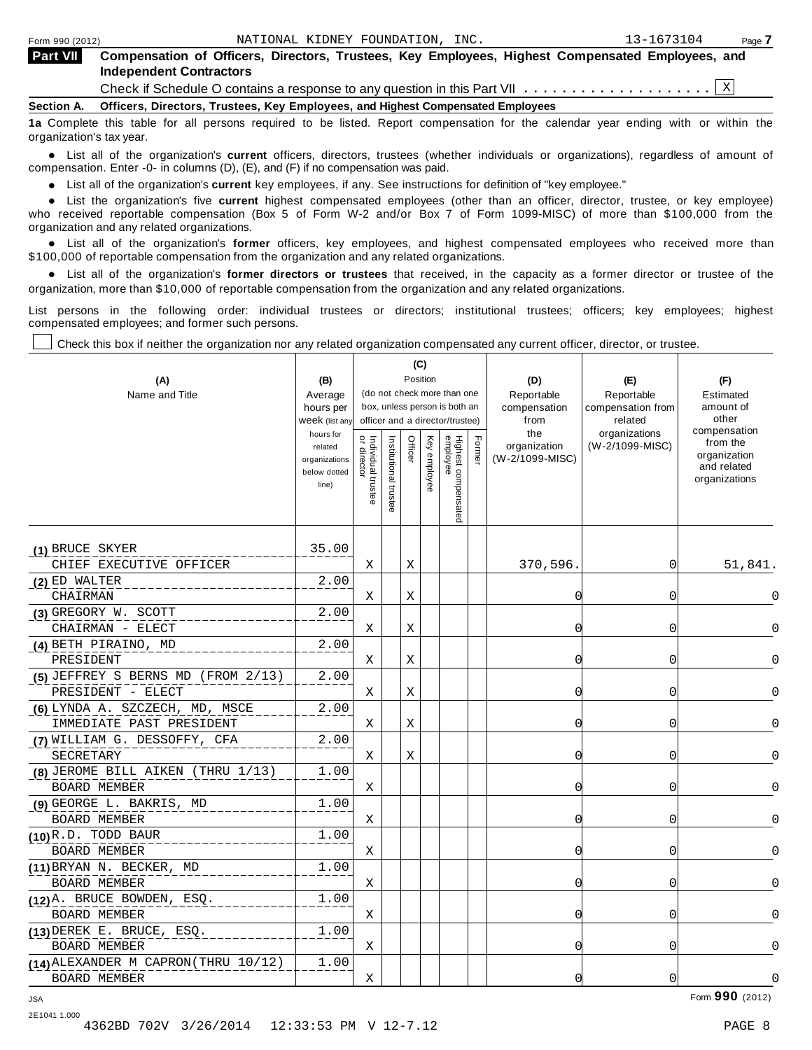Form 990 (2012) NATIONAL KIDNEY FOUNDATION, INC. 13-1673104 Page 7

**Part VII** **Compensation of Officers, Directors, Trustees, Key Employees, Highest Compensated Employees, and Independent Contractors**

Check if Schedule O contains a response to any question in this Part VII . . . . . . . . . . . . . . . . . . . . [X]

**Section A. Officers, Directors, Trustees, Key Employees, and Highest Compensated Employees**

**1a** Complete this table for all persons required to be listed. Report compensation for the calendar year ending with or within the organization's tax year.

- List all of the organization's **current** officers, directors, trustees (whether individuals or organizations), regardless of amount of compensation. Enter -0- in columns (D), (E), and (F) if no compensation was paid.
- List all of the organization's **current** key employees, if any. See instructions for definition of "key employee."
- List the organization's five **current** highest compensated employees (other than an officer, director, trustee, or key employee) who received reportable compensation (Box 5 of Form W-2 and/or Box 7 of Form 1099-MISC) of more than $100,000 from the organization and any related organizations.
- List all of the organization's **former** officers, key employees, and highest compensated employees who received more than $100,000 of reportable compensation from the organization and any related organizations.
- List all of the organization's **former directors or trustees** that received, in the capacity as a former director or trustee of the organization, more than $10,000 of reportable compensation from the organization and any related organizations.

List persons in the following order: individual trustees or directors; institutional trustees; officers; key employees; highest compensated employees; and former such persons.

[ ] Check this box if neither the organization nor any related organization compensated any current officer, director, or trustee.

| (A) Name and Title | (B) Average hours per week (list any hours for related organizations below dotted line) | (C) Position (do not check more than one box, unless person is both an officer and a director/trustee): Individual trustee or director | Institutional trustee | Officer | Key employee | Highest compensated employee | Former | (D) Reportable compensation from the organization (W-2/1099-MISC) | (E) Reportable compensation from related organizations (W-2/1099-MISC) | (F) Estimated amount of other compensation from the organization and related organizations |
|---|---|---|---|---|---|---|---|---|---|---|
| (1) BRUCE SKYER<br>CHIEF EXECUTIVE OFFICER | 35.00 | X | | X | | | | 370,596. | 0 | 51,841. |
| (2) ED WALTER<br>CHAIRMAN | 2.00 | X | | X | | | | 0 | 0 | 0 |
| (3) GREGORY W. SCOTT<br>CHAIRMAN - ELECT | 2.00 | X | | X | | | | 0 | 0 | 0 |
| (4) BETH PIRAINO, MD<br>PRESIDENT | 2.00 | X | | X | | | | 0 | 0 | 0 |
| (5) JEFFREY S BERNS MD (FROM 2/13)<br>PRESIDENT - ELECT | 2.00 | X | | X | | | | 0 | 0 | 0 |
| (6) LYNDA A. SZCZECH, MD, MSCE<br>IMMEDIATE PAST PRESIDENT | 2.00 | X | | X | | | | 0 | 0 | 0 |
| (7) WILLIAM G. DESSOFFY, CFA<br>SECRETARY | 2.00 | X | | X | | | | 0 | 0 | 0 |
| (8) JEROME BILL AIKEN (THRU 1/13)<br>BOARD MEMBER | 1.00 | X | | | | | | 0 | 0 | 0 |
| (9) GEORGE L. BAKRIS, MD<br>BOARD MEMBER | 1.00 | X | | | | | | 0 | 0 | 0 |
| (10) R.D. TODD BAUR<br>BOARD MEMBER | 1.00 | X | | | | | | 0 | 0 | 0 |
| (11) BRYAN N. BECKER, MD<br>BOARD MEMBER | 1.00 | X | | | | | | 0 | 0 | 0 |
| (12) A. BRUCE BOWDEN, ESQ.<br>BOARD MEMBER | 1.00 | X | | | | | | 0 | 0 | 0 |
| (13) DEREK E. BRUCE, ESQ.<br>BOARD MEMBER | 1.00 | X | | | | | | 0 | 0 | 0 |
| (14) ALEXANDER M CAPRON(THRU 10/12)<br>BOARD MEMBER | 1.00 | X | | | | | | 0 | 0 | 0 |

JSA 2E1041 1.000 Form **990** (2012)

4362BD 702V 3/26/2014 12:33:53 PM V 12-7.12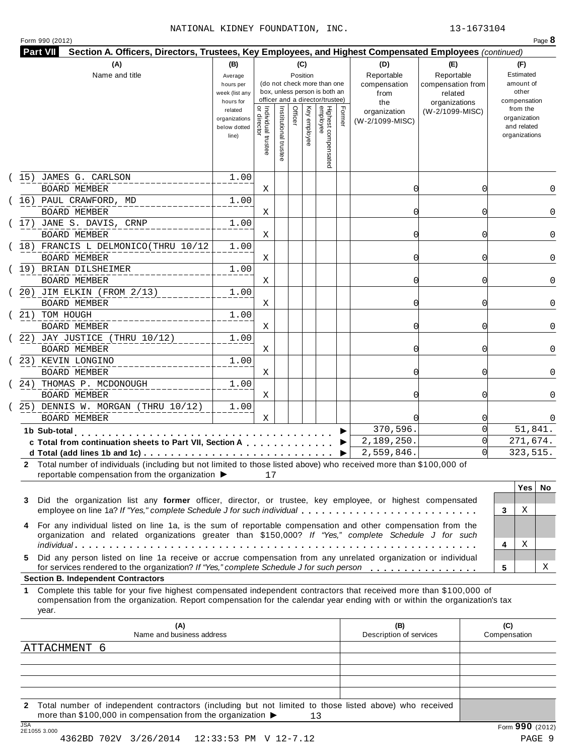NATIONAL KIDNEY FOUNDATION, INC. 13-1673104

Form 990 (2012)

**Part VII** **Section A. Officers, Directors, Trustees, Key Employees, and Highest Compensated Employees** *(continued)*

| (A) Name and title | (B) Average hours per week (list any hours for related organizations below dotted line) | (C) Position: Individual trustee or director | Institutional trustee | Officer | Key employee | Highest compensated employee | Former | (D) Reportable compensation from the organization (W-2/1099-MISC) | (E) Reportable compensation from related organizations (W-2/1099-MISC) | (F) Estimated amount of other compensation from the organization and related organizations |
|---|---|---|---|---|---|---|---|---|---|---|
| (15) JAMES G. CARLSON<br>BOARD MEMBER | 1.00 | X | | | | | | 0 | 0 | 0 |
| (16) PAUL CRAWFORD, MD<br>BOARD MEMBER | 1.00 | X | | | | | | 0 | 0 | 0 |
| (17) JANE S. DAVIS, CRNP<br>BOARD MEMBER | 1.00 | X | | | | | | 0 | 0 | 0 |
| (18) FRANCIS L DELMONICO(THRU 10/12<br>BOARD MEMBER | 1.00 | X | | | | | | 0 | 0 | 0 |
| (19) BRIAN DILSHEIMER<br>BOARD MEMBER | 1.00 | X | | | | | | 0 | 0 | 0 |
| (20) JIM ELKIN (FROM 2/13)<br>BOARD MEMBER | 1.00 | X | | | | | | 0 | 0 | 0 |
| (21) TOM HOUGH<br>BOARD MEMBER | 1.00 | X | | | | | | 0 | 0 | 0 |
| (22) JAY JUSTICE (THRU 10/12)<br>BOARD MEMBER | 1.00 | X | | | | | | 0 | 0 | 0 |
| (23) KEVIN LONGINO<br>BOARD MEMBER | 1.00 | X | | | | | | 0 | 0 | 0 |
| (24) THOMAS P. MCDONOUGH<br>BOARD MEMBER | 1.00 | X | | | | | | 0 | 0 | 0 |
| (25) DENNIS W. MORGAN (THRU 10/12)<br>BOARD MEMBER | 1.00 | X | | | | | | 0 | 0 | 0 |
| **1b Sub-total** | | | | | | | | 370,596. | 0 | 51,841. |
| **c Total from continuation sheets to Part VII, Section A** | | | | | | | | 2,189,250. | 0 | 271,674. |
| **d Total (add lines 1b and 1c)** | | | | | | | | 2,559,846. | 0 | 323,515. |

**2** Total number of individuals (including but not limited to those listed above) who received more than $100,000 of reportable compensation from the organization ▶ 17

| | | Yes | No |
|---|---|---|---|
| **3** Did the organization list any **former** officer, director, or trustee, key employee, or highest compensated employee on line 1a? *If "Yes," complete Schedule J for such individual* | 3 | X | |
| **4** For any individual listed on line 1a, is the sum of reportable compensation and other compensation from the organization and related organizations greater than $150,000? *If "Yes," complete Schedule J for such individual* | 4 | X | |
| **5** Did any person listed on line 1a receive or accrue compensation from any unrelated organization or individual for services rendered to the organization? *If "Yes," complete Schedule J for such person* | 5 | | X |

**Section B. Independent Contractors**

**1** Complete this table for your five highest compensated independent contractors that received more than $100,000 of compensation from the organization. Report compensation for the calendar year ending with or within the organization's tax year.

| (A) Name and business address | (B) Description of services | (C) Compensation |
|---|---|---|
| ATTACHMENT 6 | | |
| | | |
| | | |
| | | |
| | | |

**2** Total number of independent contractors (including but not limited to those listed above) who received more than $100,000 in compensation from the organization ▶ 13

Form **990** (2012)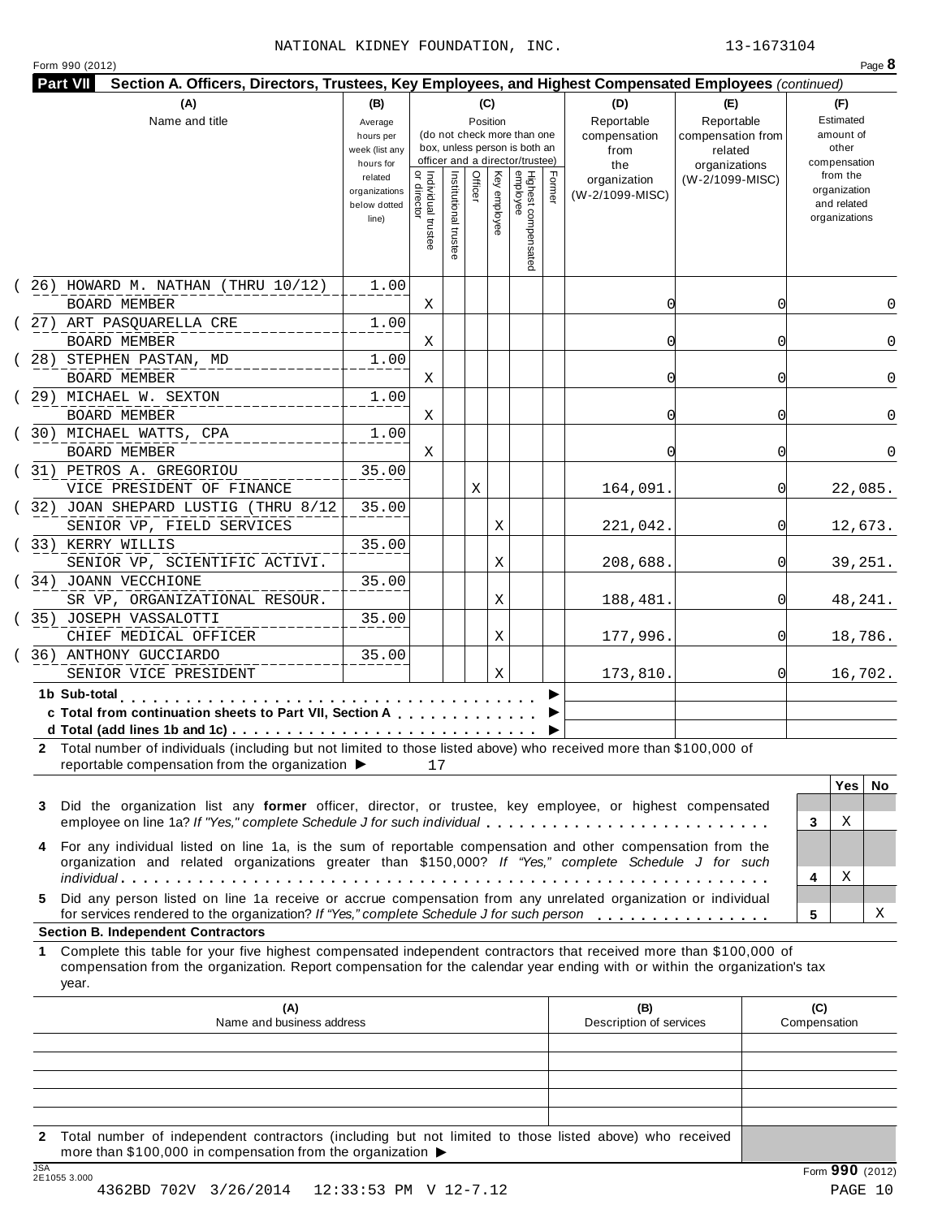NATIONAL KIDNEY FOUNDATION, INC. 13-1673104

Form 990 (2012)

## Part VII Section A. Officers, Directors, Trustees, Key Employees, and Highest Compensated Employees *(continued)*

| (A) Name and title | (B) Average hours per week (list any hours for related organizations below dotted line) | (C) Position: Individual trustee or director | Institutional trustee | Officer | Key employee | Highest compensated employee | Former | (D) Reportable compensation from the organization (W-2/1099-MISC) | (E) Reportable compensation from related organizations (W-2/1099-MISC) | (F) Estimated amount of other compensation from the organization and related organizations |
|---|---|---|---|---|---|---|---|---|---|---|
| (26) HOWARD M. NATHAN (THRU 10/12) BOARD MEMBER | 1.00 | X | | | | | | 0 | 0 | 0 |
| (27) ART PASQUARELLA CRE BOARD MEMBER | 1.00 | X | | | | | | 0 | 0 | 0 |
| (28) STEPHEN PASTAN, MD BOARD MEMBER | 1.00 | X | | | | | | 0 | 0 | 0 |
| (29) MICHAEL W. SEXTON BOARD MEMBER | 1.00 | X | | | | | | 0 | 0 | 0 |
| (30) MICHAEL WATTS, CPA BOARD MEMBER | 1.00 | X | | | | | | 0 | 0 | 0 |
| (31) PETROS A. GREGORIOU VICE PRESIDENT OF FINANCE | 35.00 | | | X | | | | 164,091. | 0 | 22,085. |
| (32) JOAN SHEPARD LUSTIG (THRU 8/12 SENIOR VP, FIELD SERVICES | 35.00 | | | | X | | | 221,042. | 0 | 12,673. |
| (33) KERRY WILLIS SENIOR VP, SCIENTIFIC ACTIVI. | 35.00 | | | | X | | | 208,688. | 0 | 39,251. |
| (34) JOANN VECCHIONE SR VP, ORGANIZATIONAL RESOUR. | 35.00 | | | | X | | | 188,481. | 0 | 48,241. |
| (35) JOSEPH VASSALOTTI CHIEF MEDICAL OFFICER | 35.00 | | | | X | | | 177,996. | 0 | 18,786. |
| (36) ANTHONY GUCCIARDO SENIOR VICE PRESIDENT | 35.00 | | | | X | | | 173,810. | 0 | 16,702. |
| 1b Sub-total ▶ | | | | | | | | | | |
| c Total from continuation sheets to Part VII, Section A ▶ | | | | | | | | | | |
| d Total (add lines 1b and 1c) ▶ | | | | | | | | | | |

2 Total number of individuals (including but not limited to those listed above) who received more than $100,000 of reportable compensation from the organization ▶ 17

| | | Yes | No |
|---|---|---|---|
| 3 Did the organization list any **former** officer, director, or trustee, key employee, or highest compensated employee on line 1a? *If "Yes," complete Schedule J for such individual* | 3 | X | |
| 4 For any individual listed on line 1a, is the sum of reportable compensation and other compensation from the organization and related organizations greater than $150,000? *If "Yes," complete Schedule J for such individual* | 4 | X | |
| 5 Did any person listed on line 1a receive or accrue compensation from any unrelated organization or individual for services rendered to the organization? *If "Yes," complete Schedule J for such person* | 5 | | X |

### Section B. Independent Contractors

1 Complete this table for your five highest compensated independent contractors that received more than $100,000 of compensation from the organization. Report compensation for the calendar year ending with or within the organization's tax year.

| (A) Name and business address | (B) Description of services | (C) Compensation |
|---|---|---|
| | | |
| | | |
| | | |
| | | |
| | | |

2 Total number of independent contractors (including but not limited to those listed above) who received more than $100,000 in compensation from the organization ▶

Form **990** (2012)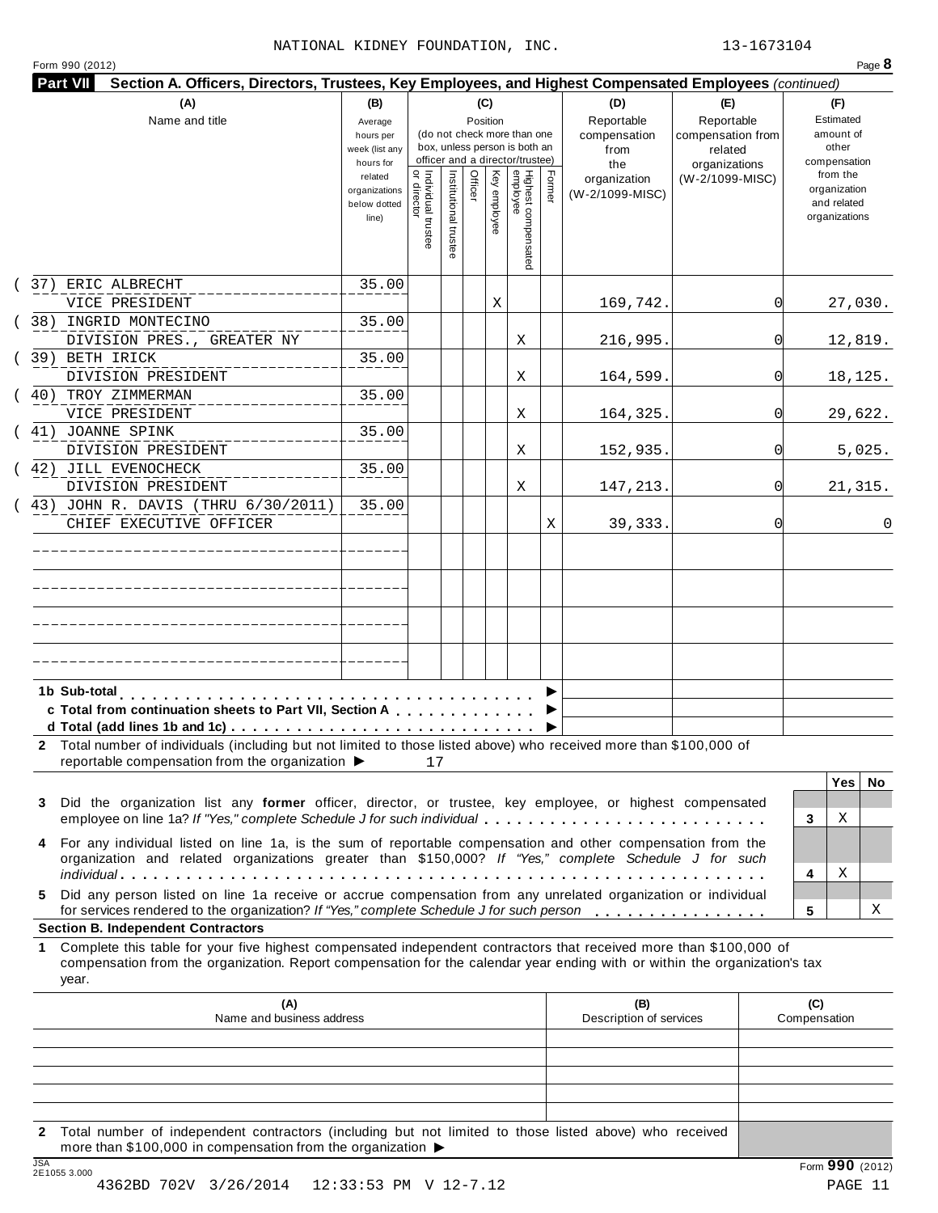NATIONAL KIDNEY FOUNDATION, INC. 13-1673104

Form 990 (2012) Page **8**

**Part VII Section A. Officers, Directors, Trustees, Key Employees, and Highest Compensated Employees** *(continued)*

| (A) Name and title | (B) Average hours per week (list any hours for related organizations below dotted line) | (C) Position: Individual trustee or director | Institutional trustee | Officer | Key employee | Highest compensated employee | Former | (D) Reportable compensation from the organization (W-2/1099-MISC) | (E) Reportable compensation from related organizations (W-2/1099-MISC) | (F) Estimated amount of other compensation from the organization and related organizations |
|---|---|---|---|---|---|---|---|---|---|---|
| (37) ERIC ALBRECHT<br>VICE PRESIDENT | 35.00 | | | | X | | | 169,742. | 0 | 27,030. |
| (38) INGRID MONTECINO<br>DIVISION PRES., GREATER NY | 35.00 | | | | | X | | 216,995. | 0 | 12,819. |
| (39) BETH IRICK<br>DIVISION PRESIDENT | 35.00 | | | | | X | | 164,599. | 0 | 18,125. |
| (40) TROY ZIMMERMAN<br>VICE PRESIDENT | 35.00 | | | | | X | | 164,325. | 0 | 29,622. |
| (41) JOANNE SPINK<br>DIVISION PRESIDENT | 35.00 | | | | | X | | 152,935. | 0 | 5,025. |
| (42) JILL EVENOCHECK<br>DIVISION PRESIDENT | 35.00 | | | | | X | | 147,213. | 0 | 21,315. |
| (43) JOHN R. DAVIS (THRU 6/30/2011)<br>CHIEF EXECUTIVE OFFICER | 35.00 | | | | | | X | 39,333. | 0 | 0 |
| | | | | | | | | | | |
| | | | | | | | | | | |
| | | | | | | | | | | |
| | | | | | | | | | | |

**1b Sub-total** ▶

**c Total from continuation sheets to Part VII, Section A** ▶

**d Total (add lines 1b and 1c)** ▶

**2** Total number of individuals (including but not limited to those listed above) who received more than $100,000 of reportable compensation from the organization ▶ 17

| | | Yes | No |
|---|---|---|---|
| **3** Did the organization list any **former** officer, director, or trustee, key employee, or highest compensated employee on line 1a? *If "Yes," complete Schedule J for such individual* | 3 | X | |
| **4** For any individual listed on line 1a, is the sum of reportable compensation and other compensation from the organization and related organizations greater than $150,000? *If "Yes," complete Schedule J for such individual* | 4 | X | |
| **5** Did any person listed on line 1a receive or accrue compensation from any unrelated organization or individual for services rendered to the organization? *If "Yes," complete Schedule J for such person* | 5 | | X |

**Section B. Independent Contractors**

**1** Complete this table for your five highest compensated independent contractors that received more than $100,000 of compensation from the organization. Report compensation for the calendar year ending with or within the organization's tax year.

| (A) Name and business address | (B) Description of services | (C) Compensation |
|---|---|---|
| | | |
| | | |
| | | |
| | | |
| | | |

**2** Total number of independent contractors (including but not limited to those listed above) who received more than $100,000 in compensation from the organization ▶

Form **990** (2012)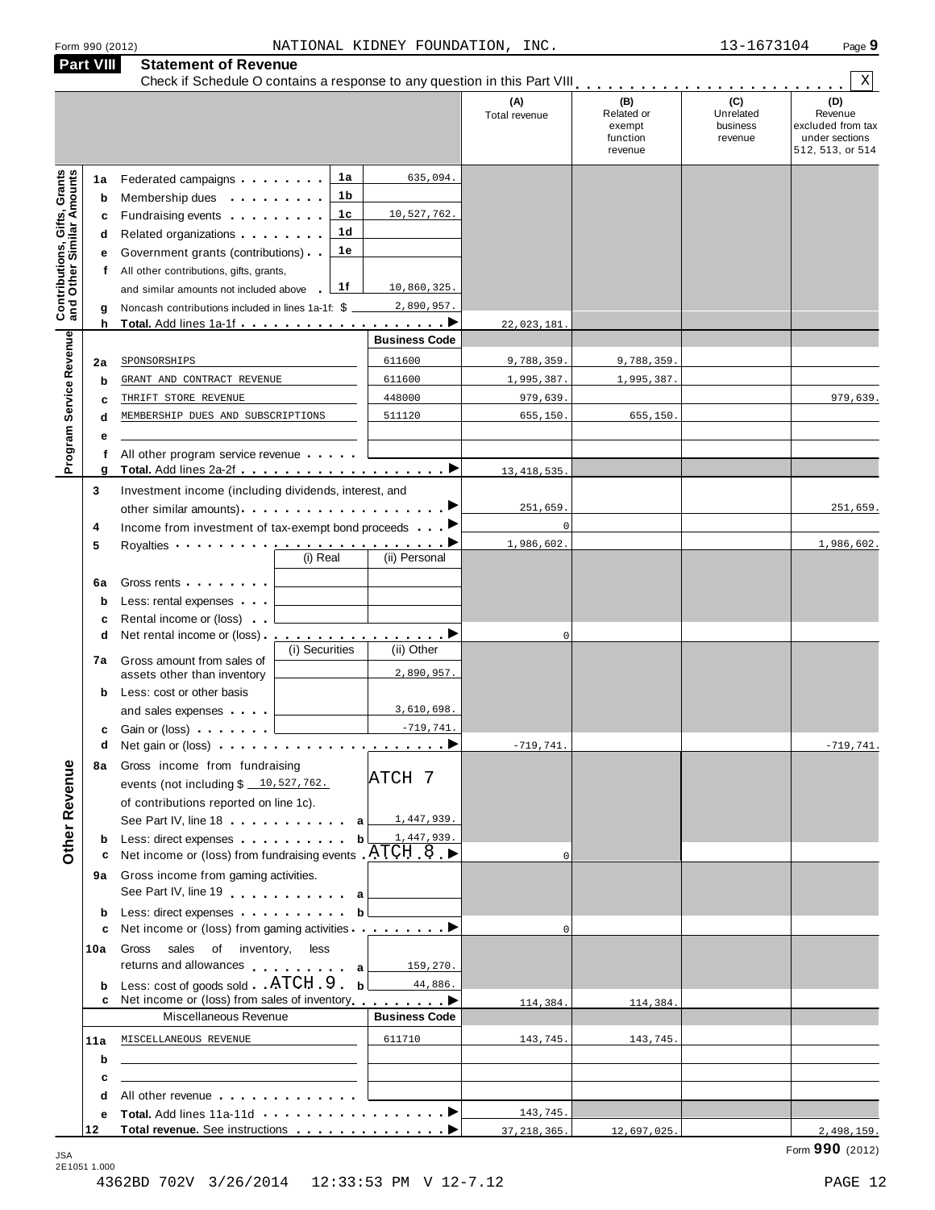Form 990 (2012) NATIONAL KIDNEY FOUNDATION, INC. 13-1673104 Page **9**

## Part VIII Statement of Revenue

Check if Schedule O contains a response to any question in this Part VIII . . . . . . . . . . . . . . . . . . . . . . . . X

| | | | | (A) Total revenue | (B) Related or exempt function revenue | (C) Unrelated business revenue | (D) Revenue excluded from tax under sections 512, 513, or 514 |
|---|---|---|---|---|---|---|---|
| **Contributions, Gifts, Grants and Other Similar Amounts** | 1a Federated campaigns | 1a | 635,094. | | | | |
| | b Membership dues | 1b | | | | | |
| | c Fundraising events | 1c | 10,527,762. | | | | |
| | d Related organizations | 1d | | | | | |
| | e Government grants (contributions) | 1e | | | | | |
| | f All other contributions, gifts, grants, and similar amounts not included above | 1f | 10,860,325. | | | | |
| | g Noncash contributions included in lines 1a-1f: $ 2,890,957. | | | | | | |
| | h **Total.** Add lines 1a-1f | | | 22,023,181. | | | |
| **Program Service Revenue** | | | **Business Code** | | | | |
| | 2a SPONSORSHIPS | | 611600 | 9,788,359. | 9,788,359. | | |
| | b GRANT AND CONTRACT REVENUE | | 611600 | 1,995,387. | 1,995,387. | | |
| | c THRIFT STORE REVENUE | | 448000 | 979,639. | | | 979,639. |
| | d MEMBERSHIP DUES AND SUBSCRIPTIONS | | 511120 | 655,150. | 655,150. | | |
| | e | | | | | | |
| | f All other program service revenue | | | | | | |
| | g **Total.** Add lines 2a-2f | | | 13,418,535. | | | |
| **Other Revenue** | 3 Investment income (including dividends, interest, and other similar amounts) | | | 251,659. | | | 251,659. |
| | 4 Income from investment of tax-exempt bond proceeds | | | 0 | | | |
| | 5 Royalties | | | 1,986,602. | | | 1,986,602. |
| | | (i) Real | (ii) Personal | | | | |
| | 6a Gross rents | | | | | | |
| | b Less: rental expenses | | | | | | |
| | c Rental income or (loss) | | | | | | |
| | d Net rental income or (loss) | | | 0 | | | |
| | | (i) Securities | (ii) Other | | | | |
| | 7a Gross amount from sales of assets other than inventory | | 2,890,957. | | | | |
| | b Less: cost or other basis and sales expenses | | 3,610,698. | | | | |
| | c Gain or (loss) | | -719,741. | | | | |
| | d Net gain or (loss) | | | -719,741. | | | -719,741. |
| | 8a Gross income from fundraising events (not including $ 10,527,762. of contributions reported on line 1c). See Part IV, line 18 ATCH 7 | a | 1,447,939. | | | | |
| | b Less: direct expenses | b | 1,447,939. | | | | |
| | c Net income or (loss) from fundraising events ATCH 8 | | | 0 | | | |
| | 9a Gross income from gaming activities. See Part IV, line 19 | a | | | | | |
| | b Less: direct expenses | b | | | | | |
| | c Net income or (loss) from gaming activities | | | 0 | | | |
| | 10a Gross sales of inventory, less returns and allowances | a | 159,270. | | | | |
| | b Less: cost of goods sold ATCH 9 | b | 44,886. | | | | |
| | c Net income or (loss) from sales of inventory | | | 114,384. | 114,384. | | |
| | Miscellaneous Revenue | | **Business Code** | | | | |
| | 11a MISCELLANEOUS REVENUE | | 611710 | 143,745. | 143,745. | | |
| | b | | | | | | |
| | c | | | | | | |
| | d All other revenue | | | | | | |
| | e **Total.** Add lines 11a-11d | | | 143,745. | | | |
| | 12 **Total revenue.** See instructions | | | 37,218,365. | 12,697,025. | | 2,498,159. |

Form **990** (2012)

JSA 2E1051 1.000

4362BD 702V 3/26/2014 12:33:53 PM V 12-7.12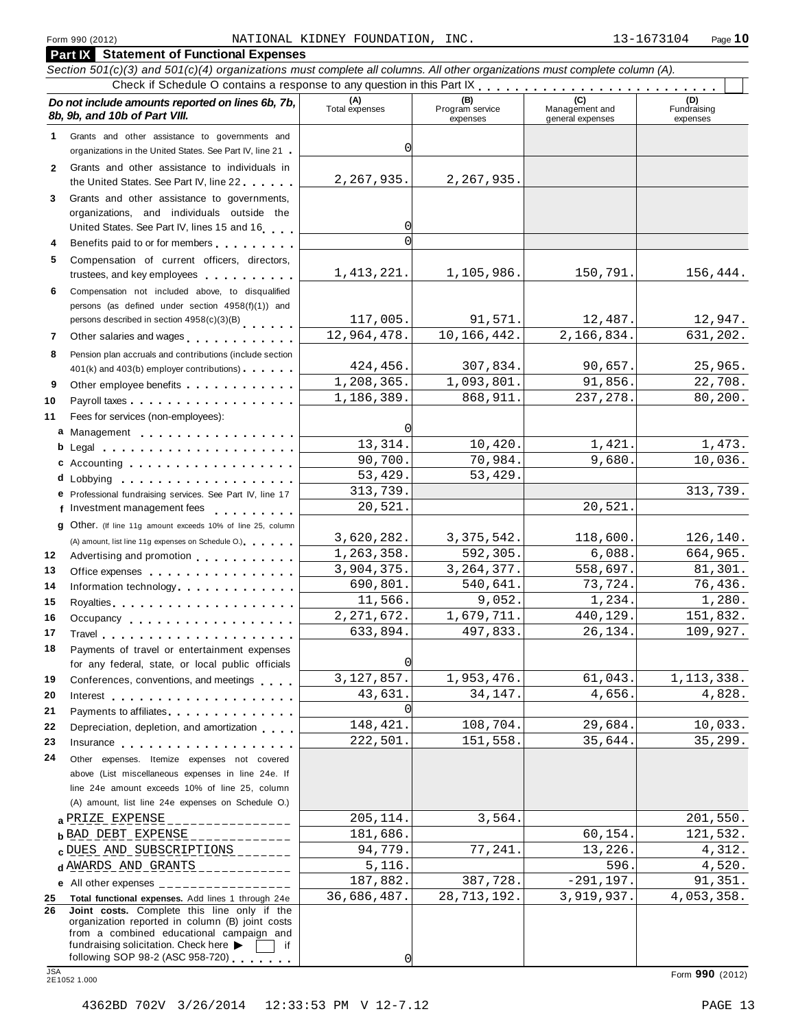Form 990 (2012) NATIONAL KIDNEY FOUNDATION, INC. 13-1673104 Page 10

## Part IX Statement of Functional Expenses

*Section 501(c)(3) and 501(c)(4) organizations must complete all columns. All other organizations must complete column (A).*

Check if Schedule O contains a response to any question in this Part IX . . . . . . . . . . . . . . . . . . . . . . . . . ☐

| *Do not include amounts reported on lines 6b, 7b, 8b, 9b, and 10b of Part VIII.* | (A) Total expenses | (B) Program service expenses | (C) Management and general expenses | (D) Fundraising expenses |
|---|---|---|---|---|
| **1** Grants and other assistance to governments and organizations in the United States. See Part IV, line 21 | 0 | | | |
| **2** Grants and other assistance to individuals in the United States. See Part IV, line 22 | 2,267,935. | 2,267,935. | | |
| **3** Grants and other assistance to governments, organizations, and individuals outside the United States. See Part IV, lines 15 and 16 | 0 | | | |
| **4** Benefits paid to or for members | 0 | | | |
| **5** Compensation of current officers, directors, trustees, and key employees | 1,413,221. | 1,105,986. | 150,791. | 156,444. |
| **6** Compensation not included above, to disqualified persons (as defined under section 4958(f)(1)) and persons described in section 4958(c)(3)(B) | 117,005. | 91,571. | 12,487. | 12,947. |
| **7** Other salaries and wages | 12,964,478. | 10,166,442. | 2,166,834. | 631,202. |
| **8** Pension plan accruals and contributions (include section 401(k) and 403(b) employer contributions) | 424,456. | 307,834. | 90,657. | 25,965. |
| **9** Other employee benefits | 1,208,365. | 1,093,801. | 91,856. | 22,708. |
| **10** Payroll taxes | 1,186,389. | 868,911. | 237,278. | 80,200. |
| **11** Fees for services (non-employees): | | | | |
| **a** Management | 0 | | | |
| **b** Legal | 13,314. | 10,420. | 1,421. | 1,473. |
| **c** Accounting | 90,700. | 70,984. | 9,680. | 10,036. |
| **d** Lobbying | 53,429. | 53,429. | | |
| **e** Professional fundraising services. See Part IV, line 17 | 313,739. | | | 313,739. |
| **f** Investment management fees | 20,521. | | 20,521. | |
| **g** Other. (If line 11g amount exceeds 10% of line 25, column (A) amount, list line 11g expenses on Schedule O.) | 3,620,282. | 3,375,542. | 118,600. | 126,140. |
| **12** Advertising and promotion | 1,263,358. | 592,305. | 6,088. | 664,965. |
| **13** Office expenses | 3,904,375. | 3,264,377. | 558,697. | 81,301. |
| **14** Information technology | 690,801. | 540,641. | 73,724. | 76,436. |
| **15** Royalties | 11,566. | 9,052. | 1,234. | 1,280. |
| **16** Occupancy | 2,271,672. | 1,679,711. | 440,129. | 151,832. |
| **17** Travel | 633,894. | 497,833. | 26,134. | 109,927. |
| **18** Payments of travel or entertainment expenses for any federal, state, or local public officials | 0 | | | |
| **19** Conferences, conventions, and meetings | 3,127,857. | 1,953,476. | 61,043. | 1,113,338. |
| **20** Interest | 43,631. | 34,147. | 4,656. | 4,828. |
| **21** Payments to affiliates | 0 | | | |
| **22** Depreciation, depletion, and amortization | 148,421. | 108,704. | 29,684. | 10,033. |
| **23** Insurance | 222,501. | 151,558. | 35,644. | 35,299. |
| **24** Other expenses. Itemize expenses not covered above (List miscellaneous expenses in line 24e. If line 24e amount exceeds 10% of line 25, column (A) amount, list line 24e expenses on Schedule O.) | | | | |
| **a** PRIZE EXPENSE | 205,114. | 3,564. | | 201,550. |
| **b** BAD DEBT EXPENSE | 181,686. | | 60,154. | 121,532. |
| **c** DUES AND SUBSCRIPTIONS | 94,779. | 77,241. | 13,226. | 4,312. |
| **d** AWARDS AND GRANTS | 5,116. | | 596. | 4,520. |
| **e** All other expenses | 187,882. | 387,728. | -291,197. | 91,351. |
| **25** **Total functional expenses.** Add lines 1 through 24e | 36,686,487. | 28,713,192. | 3,919,937. | 4,053,358. |
| **26** **Joint costs.** Complete this line only if the organization reported in column (B) joint costs from a combined educational campaign and fundraising solicitation. Check here ▶ ☐ if following SOP 98-2 (ASC 958-720) | 0 | | | |

Form **990** (2012)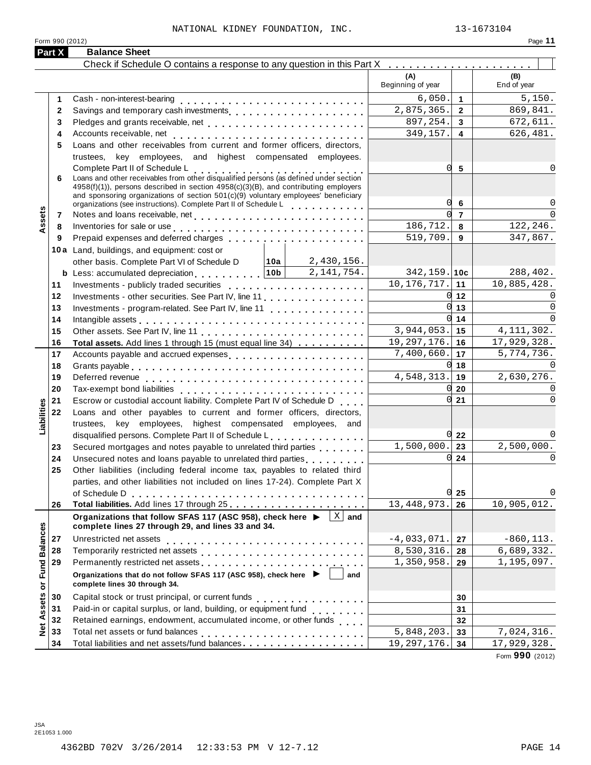NATIONAL KIDNEY FOUNDATION, INC. 13-1673104

Form 990 (2012)

## Part X Balance Sheet

Check if Schedule O contains a response to any question in this Part X . . . . . . . . . . . . . . . . . . . . . ☐

| Section | Line | Description | | | (A) Beginning of year | | (B) End of year |
|---|---|---|---|---|---|---|---|
| Assets | 1 | Cash - non-interest-bearing | | | 6,050. | 1 | 5,150. |
| | 2 | Savings and temporary cash investments | | | 2,875,365. | 2 | 869,841. |
| | 3 | Pledges and grants receivable, net | | | 897,254. | 3 | 672,611. |
| | 4 | Accounts receivable, net | | | 349,157. | 4 | 626,481. |
| | 5 | Loans and other receivables from current and former officers, directors, trustees, key employees, and highest compensated employees. Complete Part II of Schedule L | | | 0 | 5 | 0 |
| | 6 | Loans and other receivables from other disqualified persons (as defined under section 4958(f)(1)), persons described in section 4958(c)(3)(B), and contributing employers and sponsoring organizations of section 501(c)(9) voluntary employees' beneficiary organizations (see instructions). Complete Part II of Schedule L | | | 0 | 6 | 0 |
| | 7 | Notes and loans receivable, net | | | 0 | 7 | 0 |
| | 8 | Inventories for sale or use | | | 186,712. | 8 | 122,246. |
| | 9 | Prepaid expenses and deferred charges | | | 519,709. | 9 | 347,867. |
| | 10a | Land, buildings, and equipment: cost or other basis. Complete Part VI of Schedule D | 10a | 2,430,156. | | | |
| | b | Less: accumulated depreciation | 10b | 2,141,754. | 342,159. | 10c | 288,402. |
| | 11 | Investments - publicly traded securities | | | 10,176,717. | 11 | 10,885,428. |
| | 12 | Investments - other securities. See Part IV, line 11 | | | 0 | 12 | 0 |
| | 13 | Investments - program-related. See Part IV, line 11 | | | 0 | 13 | 0 |
| | 14 | Intangible assets | | | 0 | 14 | 0 |
| | 15 | Other assets. See Part IV, line 11 | | | 3,944,053. | 15 | 4,111,302. |
| | 16 | **Total assets.** Add lines 1 through 15 (must equal line 34) | | | 19,297,176. | 16 | 17,929,328. |
| Liabilities | 17 | Accounts payable and accrued expenses | | | 7,400,660. | 17 | 5,774,736. |
| | 18 | Grants payable | | | 0 | 18 | 0 |
| | 19 | Deferred revenue | | | 4,548,313. | 19 | 2,630,276. |
| | 20 | Tax-exempt bond liabilities | | | 0 | 20 | 0 |
| | 21 | Escrow or custodial account liability. Complete Part IV of Schedule D | | | 0 | 21 | 0 |
| | 22 | Loans and other payables to current and former officers, directors, trustees, key employees, highest compensated employees, and disqualified persons. Complete Part II of Schedule L | | | 0 | 22 | 0 |
| | 23 | Secured mortgages and notes payable to unrelated third parties | | | 1,500,000. | 23 | 2,500,000. |
| | 24 | Unsecured notes and loans payable to unrelated third parties | | | 0 | 24 | 0 |
| | 25 | Other liabilities (including federal income tax, payables to related third parties, and other liabilities not included on lines 17-24). Complete Part X of Schedule D | | | 0 | 25 | 0 |
| | 26 | **Total liabilities.** Add lines 17 through 25 | | | 13,448,973. | 26 | 10,905,012. |
| Net Assets or Fund Balances | | **Organizations that follow SFAS 117 (ASC 958), check here ▶ [X] and complete lines 27 through 29, and lines 33 and 34.** | | | | | |
| | 27 | Unrestricted net assets | | | -4,033,071. | 27 | -860,113. |
| | 28 | Temporarily restricted net assets | | | 8,530,316. | 28 | 6,689,332. |
| | 29 | Permanently restricted net assets | | | 1,350,958. | 29 | 1,195,097. |
| | | **Organizations that do not follow SFAS 117 (ASC 958), check here ▶ [ ] and complete lines 30 through 34.** | | | | | |
| | 30 | Capital stock or trust principal, or current funds | | | | 30 | |
| | 31 | Paid-in or capital surplus, or land, building, or equipment fund | | | | 31 | |
| | 32 | Retained earnings, endowment, accumulated income, or other funds | | | | 32 | |
| | 33 | Total net assets or fund balances | | | 5,848,203. | 33 | 7,024,316. |
| | 34 | Total liabilities and net assets/fund balances | | | 19,297,176. | 34 | 17,929,328. |

Form **990** (2012)

JSA
2E1053 1.000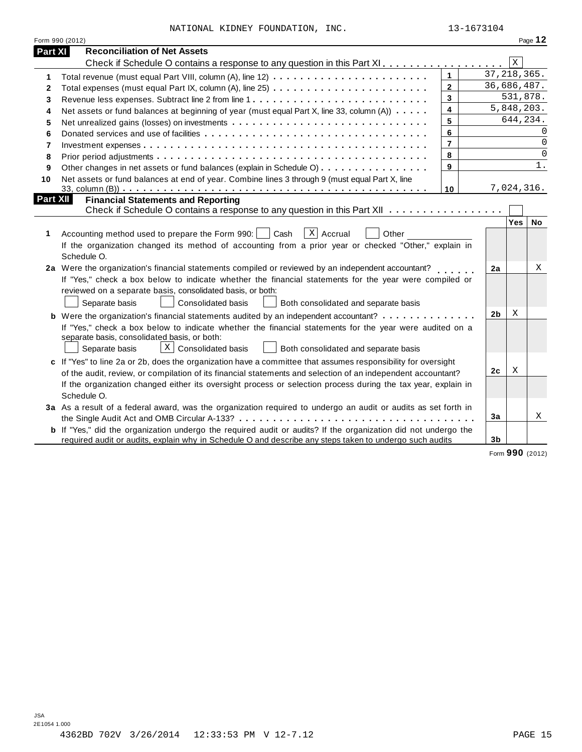NATIONAL KIDNEY FOUNDATION, INC. 13-1673104

Form 990 (2012) Page **12**

## Part XI Reconciliation of Net Assets

Check if Schedule O contains a response to any question in this Part XI . . . . . . . . . . . . . . . . . . [X]

| | | | |
|---|---|---|---|
| 1 | Total revenue (must equal Part VIII, column (A), line 12) | 1 | 37,218,365. |
| 2 | Total expenses (must equal Part IX, column (A), line 25) | 2 | 36,686,487. |
| 3 | Revenue less expenses. Subtract line 2 from line 1 | 3 | 531,878. |
| 4 | Net assets or fund balances at beginning of year (must equal Part X, line 33, column (A)) | 4 | 5,848,203. |
| 5 | Net unrealized gains (losses) on investments | 5 | 644,234. |
| 6 | Donated services and use of facilities | 6 | 0 |
| 7 | Investment expenses | 7 | 0 |
| 8 | Prior period adjustments | 8 | 0 |
| 9 | Other changes in net assets or fund balances (explain in Schedule O) | 9 | 1. |
| 10 | Net assets or fund balances at end of year. Combine lines 3 through 9 (must equal Part X, line 33, column (B)) | 10 | 7,024,316. |

## Part XII Financial Statements and Reporting

Check if Schedule O contains a response to any question in this Part XII . . . . . . . . . . . . . . . . [ ]

| | | | Yes | No |
|---|---|---|---|---|
| 1 | Accounting method used to prepare the Form 990: [ ] Cash [X] Accrual [ ] Other ______<br>If the organization changed its method of accounting from a prior year or checked "Other," explain in Schedule O. | | | |
| 2a | Were the organization's financial statements compiled or reviewed by an independent accountant?<br>If "Yes," check a box below to indicate whether the financial statements for the year were compiled or reviewed on a separate basis, consolidated basis, or both:<br>[ ] Separate basis [ ] Consolidated basis [ ] Both consolidated and separate basis | 2a | | X |
| b | Were the organization's financial statements audited by an independent accountant?<br>If "Yes," check a box below to indicate whether the financial statements for the year were audited on a separate basis, consolidated basis, or both:<br>[ ] Separate basis [X] Consolidated basis [ ] Both consolidated and separate basis | 2b | X | |
| c | If "Yes" to line 2a or 2b, does the organization have a committee that assumes responsibility for oversight of the audit, review, or compilation of its financial statements and selection of an independent accountant?<br>If the organization changed either its oversight process or selection process during the tax year, explain in Schedule O. | 2c | X | |
| 3a | As a result of a federal award, was the organization required to undergo an audit or audits as set forth in the Single Audit Act and OMB Circular A-133? | 3a | | X |
| b | If "Yes," did the organization undergo the required audit or audits? If the organization did not undergo the required audit or audits, explain why in Schedule O and describe any steps taken to undergo such audits | 3b | | |

Form **990** (2012)

JSA
2E1054 1.000

4362BD 702V 3/26/2014 12:33:53 PM V 12-7.12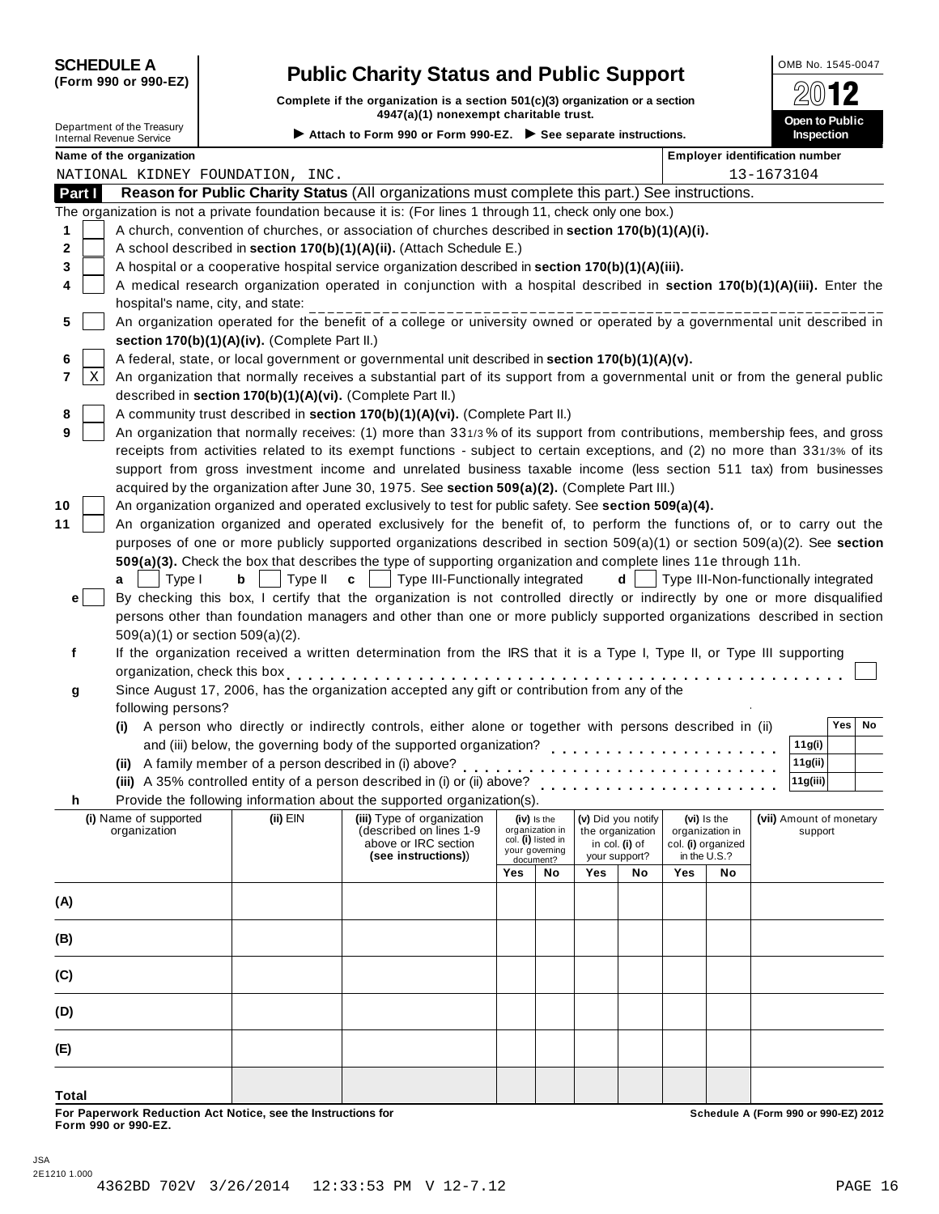**SCHEDULE A**
**(Form 990 or 990-EZ)**

Department of the Treasury
Internal Revenue Service

# Public Charity Status and Public Support

**Complete if the organization is a section 501(c)(3) organization or a section 4947(a)(1) nonexempt charitable trust.**

▶ Attach to Form 990 or Form 990-EZ. ▶ See separate instructions.

OMB No. 1545-0047

**2012**

**Open to Public Inspection**

**Name of the organization:** NATIONAL KIDNEY FOUNDATION, INC.

**Employer identification number:** 13-1673104

## Part I Reason for Public Charity Status (All organizations must complete this part.) See instructions.

The organization is not a private foundation because it is: (For lines 1 through 11, check only one box.)

1. [ ] A church, convention of churches, or association of churches described in **section 170(b)(1)(A)(i).**
2. [ ] A school described in **section 170(b)(1)(A)(ii).** (Attach Schedule E.)
3. [ ] A hospital or a cooperative hospital service organization described in **section 170(b)(1)(A)(iii).**
4. [ ] A medical research organization operated in conjunction with a hospital described in **section 170(b)(1)(A)(iii).** Enter the hospital's name, city, and state: ______________________
5. [ ] An organization operated for the benefit of a college or university owned or operated by a governmental unit described in **section 170(b)(1)(A)(iv).** (Complete Part II.)
6. [ ] A federal, state, or local government or governmental unit described in **section 170(b)(1)(A)(v).**
7. [X] An organization that normally receives a substantial part of its support from a governmental unit or from the general public described in **section 170(b)(1)(A)(vi).** (Complete Part II.)
8. [ ] A community trust described in **section 170(b)(1)(A)(vi).** (Complete Part II.)
9. [ ] An organization that normally receives: (1) more than 33 1/3 % of its support from contributions, membership fees, and gross receipts from activities related to its exempt functions - subject to certain exceptions, and (2) no more than 33 1/3% of its support from gross investment income and unrelated business taxable income (less section 511 tax) from businesses acquired by the organization after June 30, 1975. See **section 509(a)(2).** (Complete Part III.)
10. [ ] An organization organized and operated exclusively to test for public safety. See **section 509(a)(4).**
11. [ ] An organization organized and operated exclusively for the benefit of, to perform the functions of, or to carry out the purposes of one or more publicly supported organizations described in section 509(a)(1) or section 509(a)(2). See **section 509(a)(3).** Check the box that describes the type of supporting organization and complete lines 11e through 11h.

   **a** [ ] Type I  **b** [ ] Type II  **c** [ ] Type III-Functionally integrated  **d** [ ] Type III-Non-functionally integrated

   **e** [ ] By checking this box, I certify that the organization is not controlled directly or indirectly by one or more disqualified persons other than foundation managers and other than one or more publicly supported organizations described in section 509(a)(1) or section 509(a)(2).

   **f** If the organization received a written determination from the IRS that it is a Type I, Type II, or Type III supporting organization, check this box [ ]

   **g** Since August 17, 2006, has the organization accepted any gift or contribution from any of the following persons?

| | | Yes | No |
|---|---|---|---|
| **(i)** A person who directly or indirectly controls, either alone or together with persons described in (ii) and (iii) below, the governing body of the supported organization? | 11g(i) | | |
| **(ii)** A family member of a person described in (i) above? | 11g(ii) | | |
| **(iii)** A 35% controlled entity of a person described in (i) or (ii) above? | 11g(iii) | | |

   **h** Provide the following information about the supported organization(s).

| | (i) Name of supported organization | (ii) EIN | (iii) Type of organization (described on lines 1-9 above or IRC section (see instructions)) | (iv) Is the organization in col. (i) listed in your governing document? Yes | (iv) No | (v) Did you notify the organization in col. (i) of your support? Yes | (v) No | (vi) Is the organization in col. (i) organized in the U.S.? Yes | (vi) No | (vii) Amount of monetary support |
|---|---|---|---|---|---|---|---|---|---|---|
| (A) | | | | | | | | | | |
| (B) | | | | | | | | | | |
| (C) | | | | | | | | | | |
| (D) | | | | | | | | | | |
| (E) | | | | | | | | | | |
| Total | | | | | | | | | | |

**For Paperwork Reduction Act Notice, see the Instructions for Form 990 or 990-EZ.**

**Schedule A (Form 990 or 990-EZ) 2012**

JSA
2E1210 1.000
4362BD 702V 3/26/2014 12:33:53 PM V 12-7.12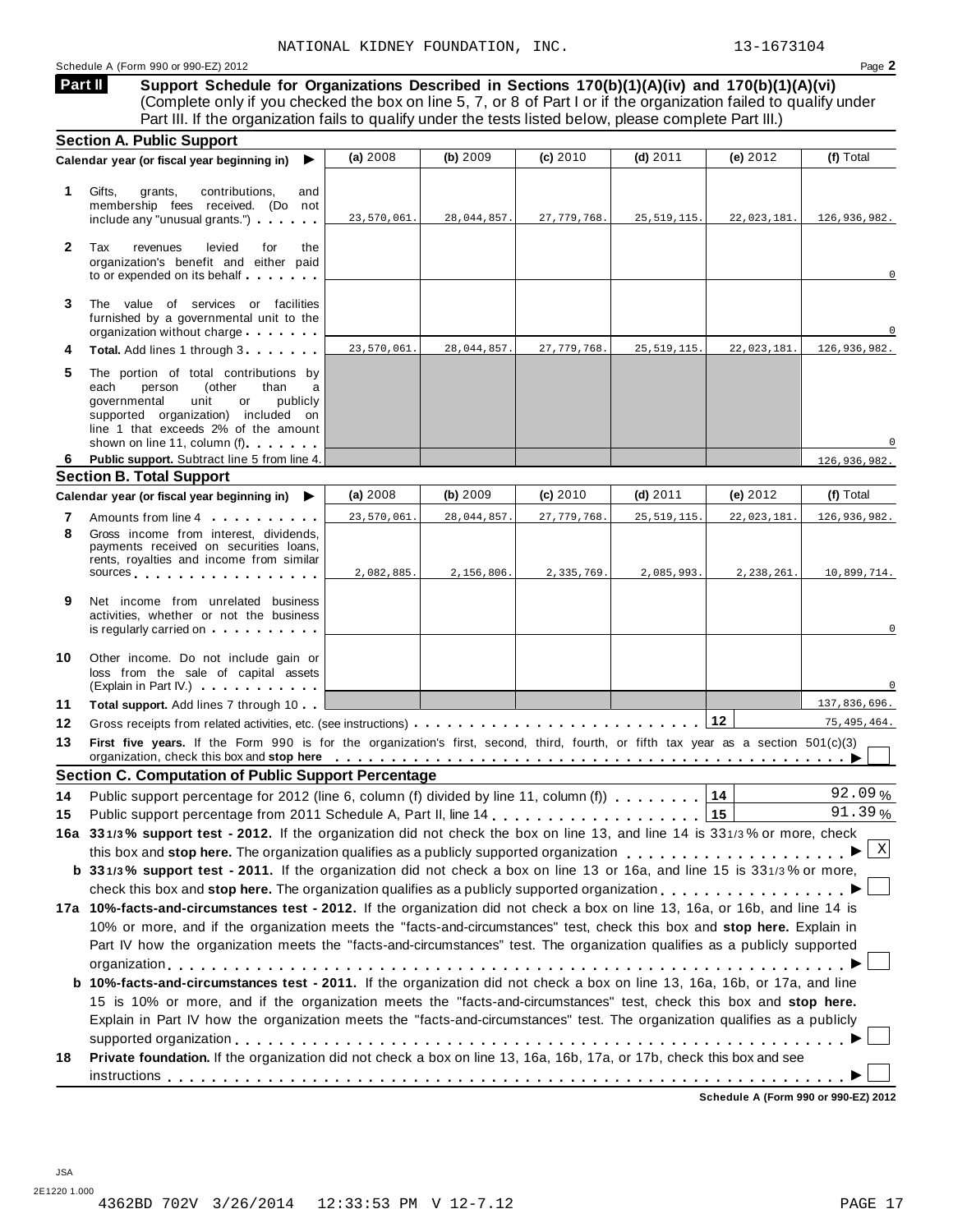NATIONAL KIDNEY FOUNDATION, INC. 13-1673104

Schedule A (Form 990 or 990-EZ) 2012

**Part II** **Support Schedule for Organizations Described in Sections 170(b)(1)(A)(iv) and 170(b)(1)(A)(vi)** (Complete only if you checked the box on line 5, 7, or 8 of Part I or if the organization failed to qualify under Part III. If the organization fails to qualify under the tests listed below, please complete Part III.)

## Section A. Public Support

| Calendar year (or fiscal year beginning in) ▶ | (a) 2008 | (b) 2009 | (c) 2010 | (d) 2011 | (e) 2012 | (f) Total |
|---|---|---|---|---|---|---|
| **1** Gifts, grants, contributions, and membership fees received. (Do not include any "unusual grants.") | 23,570,061. | 28,044,857. | 27,779,768. | 25,519,115. | 22,023,181. | 126,936,982. |
| **2** Tax revenues levied for the organization's benefit and either paid to or expended on its behalf | | | | | | 0 |
| **3** The value of services or facilities furnished by a governmental unit to the organization without charge | | | | | | 0 |
| **4** **Total.** Add lines 1 through 3 | 23,570,061. | 28,044,857. | 27,779,768. | 25,519,115. | 22,023,181. | 126,936,982. |
| **5** The portion of total contributions by each person (other than a governmental unit or publicly supported organization) included on line 1 that exceeds 2% of the amount shown on line 11, column (f) | | | | | | 0 |
| **6** **Public support.** Subtract line 5 from line 4. | | | | | | 126,936,982. |

## Section B. Total Support

| Calendar year (or fiscal year beginning in) ▶ | (a) 2008 | (b) 2009 | (c) 2010 | (d) 2011 | (e) 2012 | (f) Total |
|---|---|---|---|---|---|---|
| **7** Amounts from line 4 | 23,570,061. | 28,044,857. | 27,779,768. | 25,519,115. | 22,023,181. | 126,936,982. |
| **8** Gross income from interest, dividends, payments received on securities loans, rents, royalties and income from similar sources | 2,082,885. | 2,156,806. | 2,335,769. | 2,085,993. | 2,238,261. | 10,899,714. |
| **9** Net income from unrelated business activities, whether or not the business is regularly carried on | | | | | | 0 |
| **10** Other income. Do not include gain or loss from the sale of capital assets (Explain in Part IV.) | | | | | | 0 |
| **11** **Total support.** Add lines 7 through 10 | | | | | | 137,836,696. |

**12** Gross receipts from related activities, etc. (see instructions) **12** 75,495,464.

**13** **First five years.** If the Form 990 is for the organization's first, second, third, fourth, or fifth tax year as a section 501(c)(3) organization, check this box and **stop here** ▶ ☐

## Section C. Computation of Public Support Percentage

**14** Public support percentage for 2012 (line 6, column (f) divided by line 11, column (f)) **14** 92.09 %

**15** Public support percentage from 2011 Schedule A, Part II, line 14 **15** 91.39 %

**16a** **33 1/3 % support test - 2012.** If the organization did not check the box on line 13, and line 14 is 33 1/3 % or more, check this box and **stop here.** The organization qualifies as a publicly supported organization ▶ ☒

**b** **33 1/3 % support test - 2011.** If the organization did not check a box on line 13 or 16a, and line 15 is 33 1/3 % or more, check this box and **stop here.** The organization qualifies as a publicly supported organization ▶ ☐

**17a** **10%-facts-and-circumstances test - 2012.** If the organization did not check a box on line 13, 16a, or 16b, and line 14 is 10% or more, and if the organization meets the "facts-and-circumstances" test, check this box and **stop here.** Explain in Part IV how the organization meets the "facts-and-circumstances" test. The organization qualifies as a publicly supported organization ▶ ☐

**b** **10%-facts-and-circumstances test - 2011.** If the organization did not check a box on line 13, 16a, 16b, or 17a, and line 15 is 10% or more, and if the organization meets the "facts-and-circumstances" test, check this box and **stop here.** Explain in Part IV how the organization meets the "facts-and-circumstances" test. The organization qualifies as a publicly supported organization ▶ ☐

**18** **Private foundation.** If the organization did not check a box on line 13, 16a, 16b, 17a, or 17b, check this box and see instructions ▶ ☐

**Schedule A (Form 990 or 990-EZ) 2012**

JSA
2E1220 1.000
4362BD 702V 3/26/2014 12:33:53 PM V 12-7.12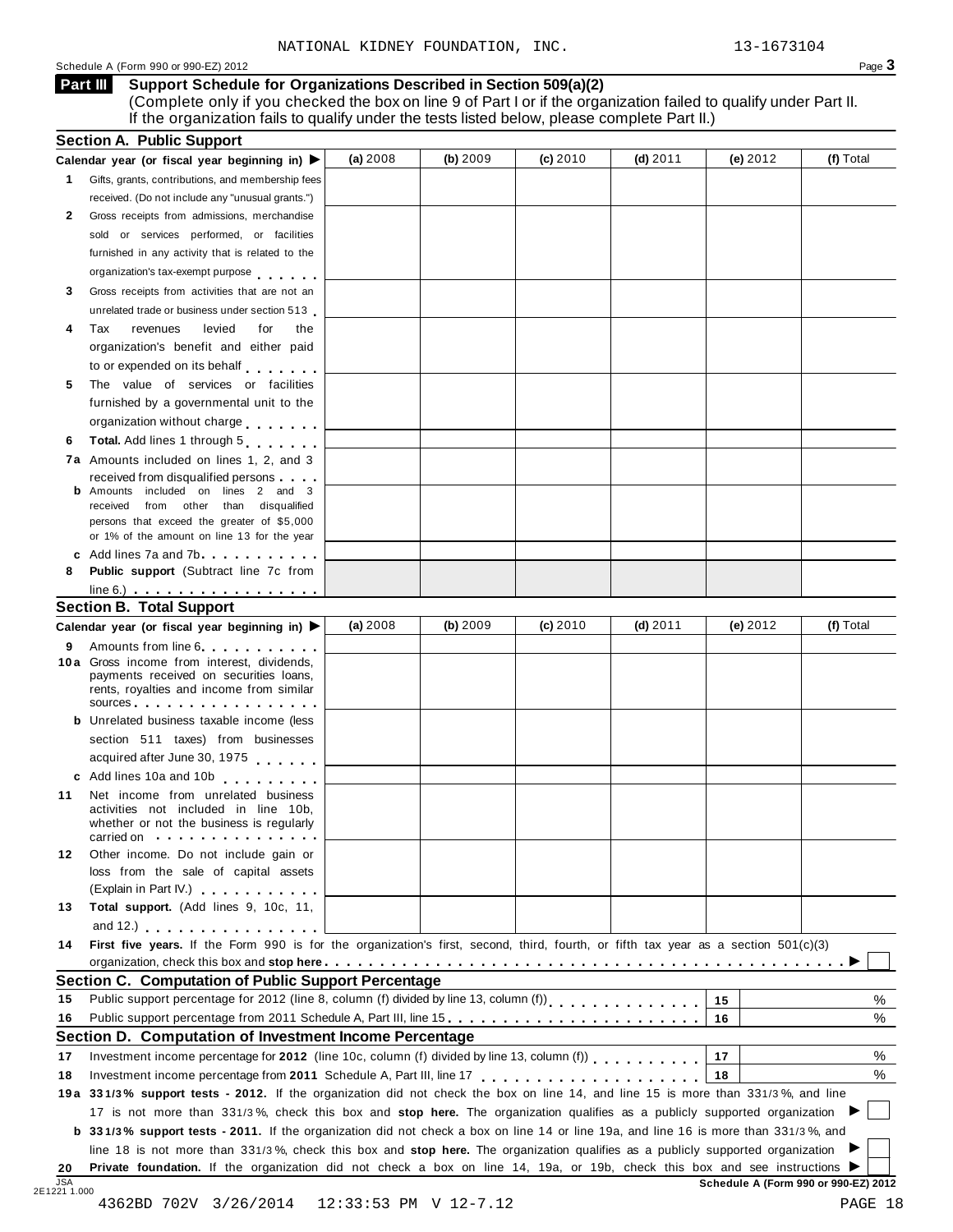NATIONAL KIDNEY FOUNDATION, INC. 13-1673104

Schedule A (Form 990 or 990-EZ) 2012 Page **3**

## Part III Support Schedule for Organizations Described in Section 509(a)(2)

(Complete only if you checked the box on line 9 of Part I or if the organization failed to qualify under Part II. If the organization fails to qualify under the tests listed below, please complete Part II.)

### Section A. Public Support

| Calendar year (or fiscal year beginning in) ▶ | (a) 2008 | (b) 2009 | (c) 2010 | (d) 2011 | (e) 2012 | (f) Total |
|---|---|---|---|---|---|---|
| **1** Gifts, grants, contributions, and membership fees received. (Do not include any "unusual grants.") | | | | | | |
| **2** Gross receipts from admissions, merchandise sold or services performed, or facilities furnished in any activity that is related to the organization's tax-exempt purpose | | | | | | |
| **3** Gross receipts from activities that are not an unrelated trade or business under section 513 | | | | | | |
| **4** Tax revenues levied for the organization's benefit and either paid to or expended on its behalf | | | | | | |
| **5** The value of services or facilities furnished by a governmental unit to the organization without charge | | | | | | |
| **6** **Total.** Add lines 1 through 5 | | | | | | |
| **7a** Amounts included on lines 1, 2, and 3 received from disqualified persons | | | | | | |
| **b** Amounts included on lines 2 and 3 received from other than disqualified persons that exceed the greater of $5,000 or 1% of the amount on line 13 for the year | | | | | | |
| **c** Add lines 7a and 7b | | | | | | |
| **8** **Public support** (Subtract line 7c from line 6.) | | | | | | |

### Section B. Total Support

| Calendar year (or fiscal year beginning in) ▶ | (a) 2008 | (b) 2009 | (c) 2010 | (d) 2011 | (e) 2012 | (f) Total |
|---|---|---|---|---|---|---|
| **9** Amounts from line 6 | | | | | | |
| **10a** Gross income from interest, dividends, payments received on securities loans, rents, royalties and income from similar sources | | | | | | |
| **b** Unrelated business taxable income (less section 511 taxes) from businesses acquired after June 30, 1975 | | | | | | |
| **c** Add lines 10a and 10b | | | | | | |
| **11** Net income from unrelated business activities not included in line 10b, whether or not the business is regularly carried on | | | | | | |
| **12** Other income. Do not include gain or loss from the sale of capital assets (Explain in Part IV.) | | | | | | |
| **13** **Total support.** (Add lines 9, 10c, 11, and 12.) | | | | | | |

**14** **First five years.** If the Form 990 is for the organization's first, second, third, fourth, or fifth tax year as a section 501(c)(3) organization, check this box and **stop here** ▶ ☐

### Section C. Computation of Public Support Percentage

| | | | | |
|---|---|---|---|---|
| **15** | Public support percentage for 2012 (line 8, column (f) divided by line 13, column (f)) | **15** | | % |
| **16** | Public support percentage from 2011 Schedule A, Part III, line 15 | **16** | | % |

### Section D. Computation of Investment Income Percentage

| | | | | |
|---|---|---|---|---|
| **17** | Investment income percentage for **2012** (line 10c, column (f) divided by line 13, column (f)) | **17** | | % |
| **18** | Investment income percentage from **2011** Schedule A, Part III, line 17 | **18** | | % |

**19a** **33 1/3% support tests - 2012.** If the organization did not check the box on line 14, and line 15 is more than 33 1/3%, and line 17 is not more than 33 1/3%, check this box and **stop here.** The organization qualifies as a publicly supported organization ▶ ☐

**b** **33 1/3% support tests - 2011.** If the organization did not check a box on line 14 or line 19a, and line 16 is more than 33 1/3%, and line 18 is not more than 33 1/3%, check this box and **stop here.** The organization qualifies as a publicly supported organization ▶ ☐

**20** **Private foundation.** If the organization did not check a box on line 14, 19a, or 19b, check this box and see instructions ▶ ☐

JSA 2E1221 1.000 **Schedule A (Form 990 or 990-EZ) 2012**

4362BD 702V 3/26/2014 12:33:53 PM V 12-7.12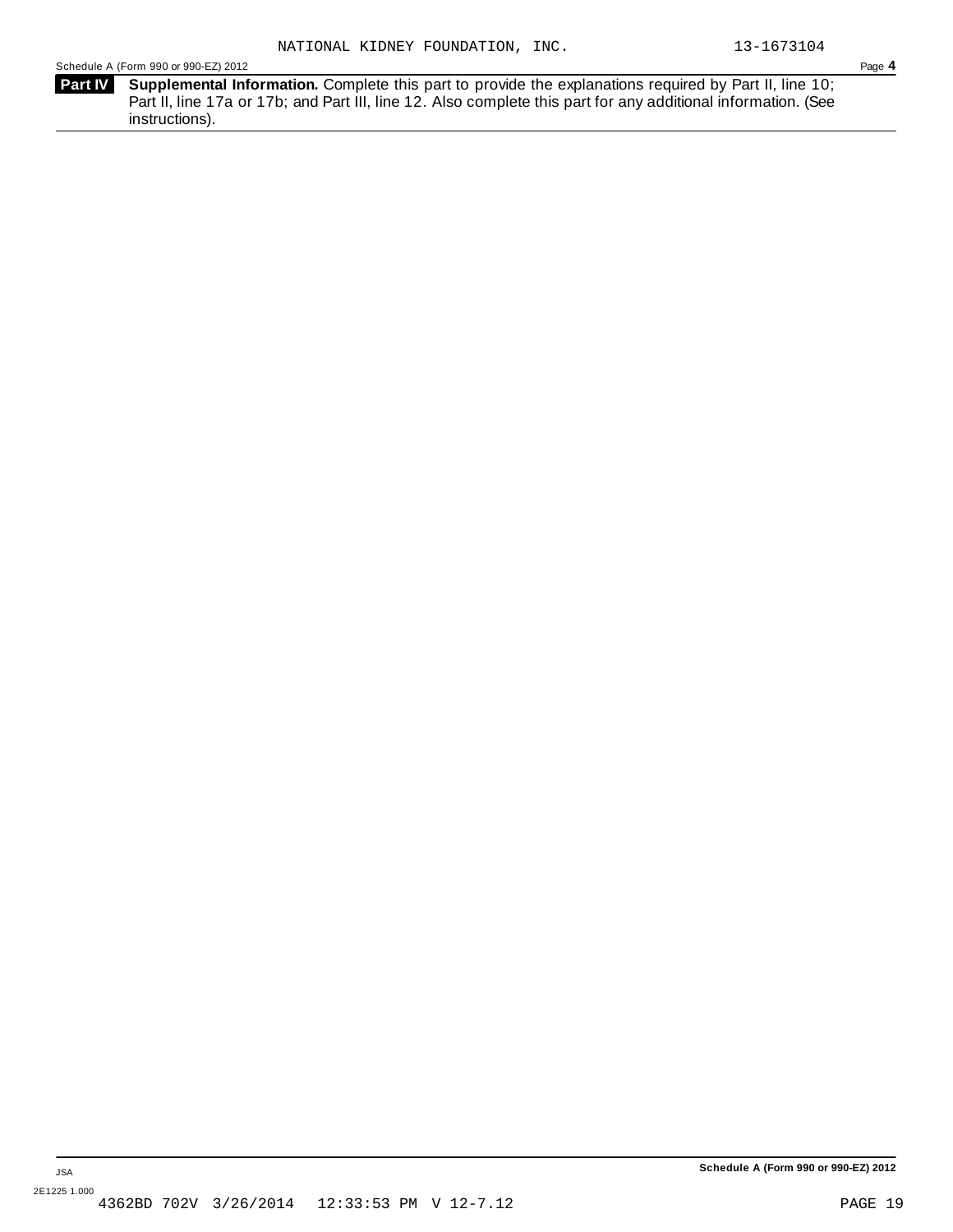NATIONAL KIDNEY FOUNDATION, INC. 13-1673104

Schedule A (Form 990 or 990-EZ) 2012 Page **4**

**Part IV** **Supplemental Information.** Complete this part to provide the explanations required by Part II, line 10; Part II, line 17a or 17b; and Part III, line 12. Also complete this part for any additional information. (See instructions).

JSA

2E1225 1.000

4362BD 702V 3/26/2014 12:33:53 PM V 12-7.12

**Schedule A (Form 990 or 990-EZ) 2012**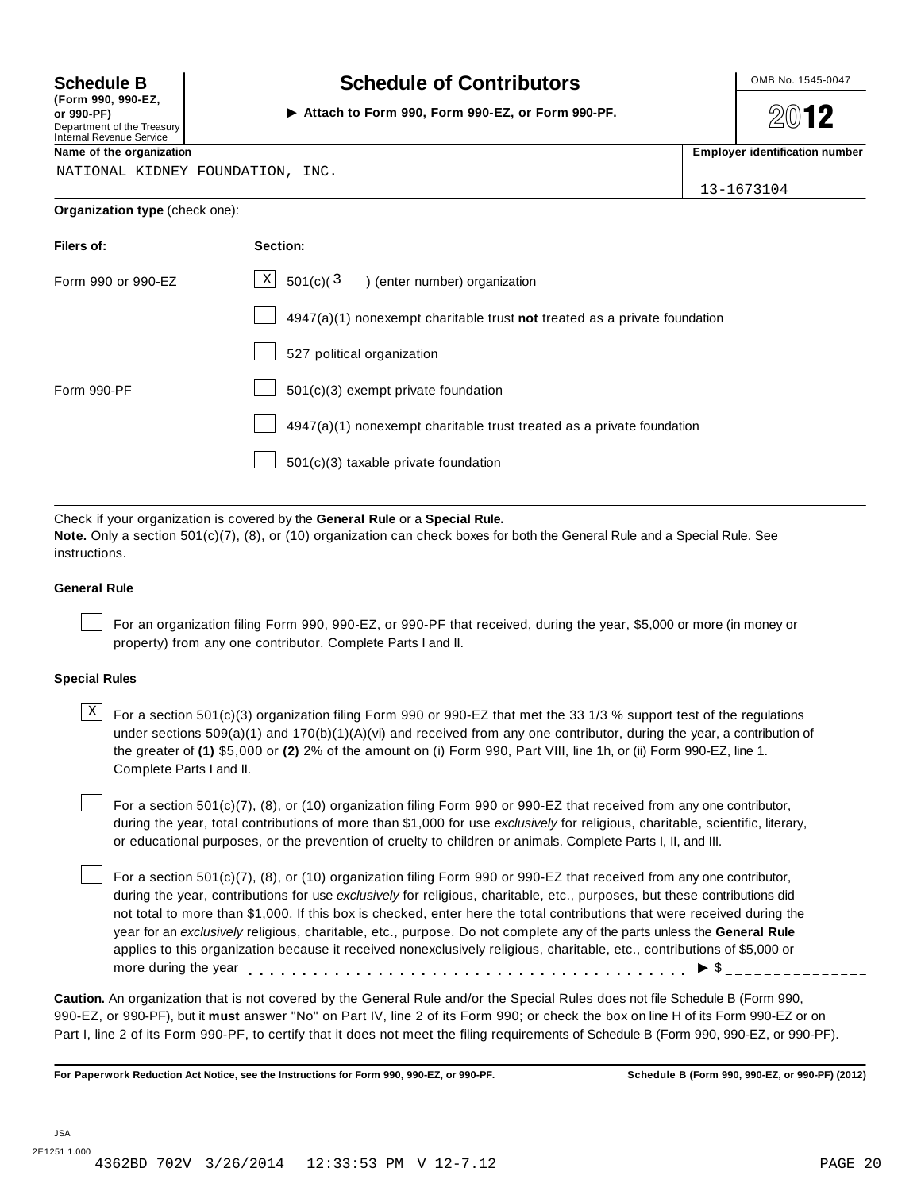**Schedule B** (Form 990, 990-EZ, or 990-PF)
Department of the Treasury
Internal Revenue Service

# Schedule of Contributors

► Attach to Form 990, Form 990-EZ, or Form 990-PF.

OMB No. 1545-0047

**2012**

**Name of the organization**

NATIONAL KIDNEY FOUNDATION, INC.

**Employer identification number**

13-1673104

**Organization type** (check one):

| Filers of: | Section: |
|---|---|
| Form 990 or 990-EZ | [X] 501(c)( 3 ) (enter number) organization |
| | [ ] 4947(a)(1) nonexempt charitable trust **not** treated as a private foundation |
| | [ ] 527 political organization |
| Form 990-PF | [ ] 501(c)(3) exempt private foundation |
| | [ ] 4947(a)(1) nonexempt charitable trust treated as a private foundation |
| | [ ] 501(c)(3) taxable private foundation |

Check if your organization is covered by the **General Rule** or a **Special Rule.**

**Note.** Only a section 501(c)(7), (8), or (10) organization can check boxes for both the General Rule and a Special Rule. See instructions.

### General Rule

[ ] For an organization filing Form 990, 990-EZ, or 990-PF that received, during the year, $5,000 or more (in money or property) from any one contributor. Complete Parts I and II.

### Special Rules

[X] For a section 501(c)(3) organization filing Form 990 or 990-EZ that met the 33 1/3 % support test of the regulations under sections 509(a)(1) and 170(b)(1)(A)(vi) and received from any one contributor, during the year, a contribution of the greater of **(1)** $5,000 or **(2)** 2% of the amount on (i) Form 990, Part VIII, line 1h, or (ii) Form 990-EZ, line 1. Complete Parts I and II.

[ ] For a section 501(c)(7), (8), or (10) organization filing Form 990 or 990-EZ that received from any one contributor, during the year, total contributions of more than $1,000 for use *exclusively* for religious, charitable, scientific, literary, or educational purposes, or the prevention of cruelty to children or animals. Complete Parts I, II, and III.

[ ] For a section 501(c)(7), (8), or (10) organization filing Form 990 or 990-EZ that received from any one contributor, during the year, contributions for use *exclusively* for religious, charitable, etc., purposes, but these contributions did not total to more than $1,000. If this box is checked, enter here the total contributions that were received during the year for an *exclusively* religious, charitable, etc., purpose. Do not complete any of the parts unless the **General Rule** applies to this organization because it received nonexclusively religious, charitable, etc., contributions of $5,000 or more during the year . . . . . . . . . . . . . . . . . . . . . . . . . . . . . . . . . . . . . . ► $ _______________

**Caution.** An organization that is not covered by the General Rule and/or the Special Rules does not file Schedule B (Form 990, 990-EZ, or 990-PF), but it **must** answer "No" on Part IV, line 2 of its Form 990; or check the box on line H of its Form 990-EZ or on Part I, line 2 of its Form 990-PF, to certify that it does not meet the filing requirements of Schedule B (Form 990, 990-EZ, or 990-PF).

**For Paperwork Reduction Act Notice, see the Instructions for Form 990, 990-EZ, or 990-PF.** **Schedule B (Form 990, 990-EZ, or 990-PF) (2012)**

JSA
2E1251 1.000
4362BD 702V 3/26/2014 12:33:53 PM V 12-7.12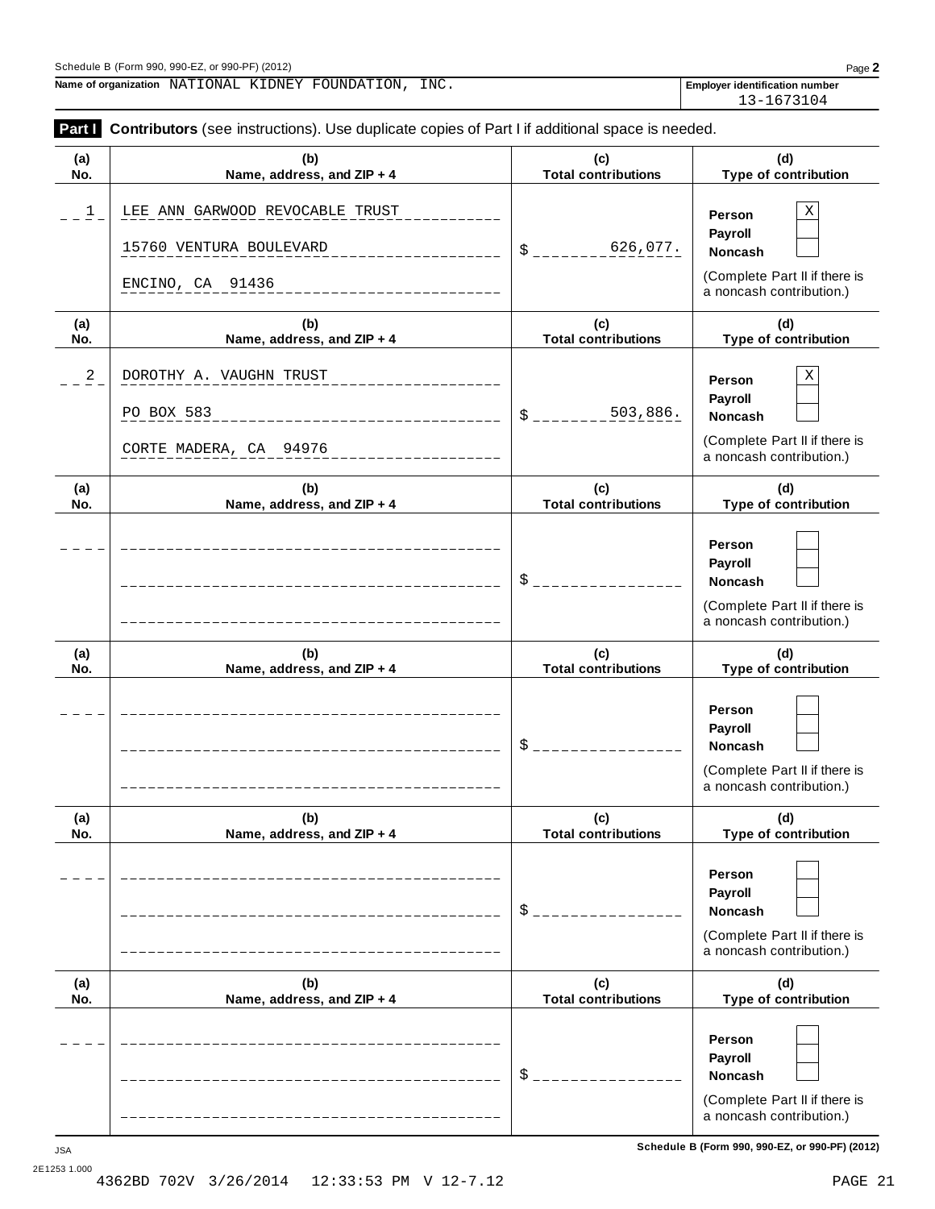Schedule B (Form 990, 990-EZ, or 990-PF) (2012)

**Name of organization** NATIONAL KIDNEY FOUNDATION, INC.

**Employer identification number** 13-1673104

**Part I** **Contributors** (see instructions). Use duplicate copies of Part I if additional space is needed.

| (a) No. | (b) Name, address, and ZIP + 4 | (c) Total contributions | (d) Type of contribution |
|---|---|---|---|
| 1 | LEE ANN GARWOOD REVOCABLE TRUST<br>15760 VENTURA BOULEVARD<br>ENCINO, CA 91436 | $ 626,077. | Person [X]<br>Payroll [ ]<br>Noncash [ ]<br>(Complete Part II if there is a noncash contribution.) |
| 2 | DOROTHY A. VAUGHN TRUST<br>PO BOX 583<br>CORTE MADERA, CA 94976 | $ 503,886. | Person [X]<br>Payroll [ ]<br>Noncash [ ]<br>(Complete Part II if there is a noncash contribution.) |
| | | $ | Person [ ]<br>Payroll [ ]<br>Noncash [ ]<br>(Complete Part II if there is a noncash contribution.) |
| | | $ | Person [ ]<br>Payroll [ ]<br>Noncash [ ]<br>(Complete Part II if there is a noncash contribution.) |
| | | $ | Person [ ]<br>Payroll [ ]<br>Noncash [ ]<br>(Complete Part II if there is a noncash contribution.) |
| | | $ | Person [ ]<br>Payroll [ ]<br>Noncash [ ]<br>(Complete Part II if there is a noncash contribution.) |

JSA
2E1253 1.000

**Schedule B (Form 990, 990-EZ, or 990-PF) (2012)**

4362BD 702V 3/26/2014 12:33:53 PM V 12-7.12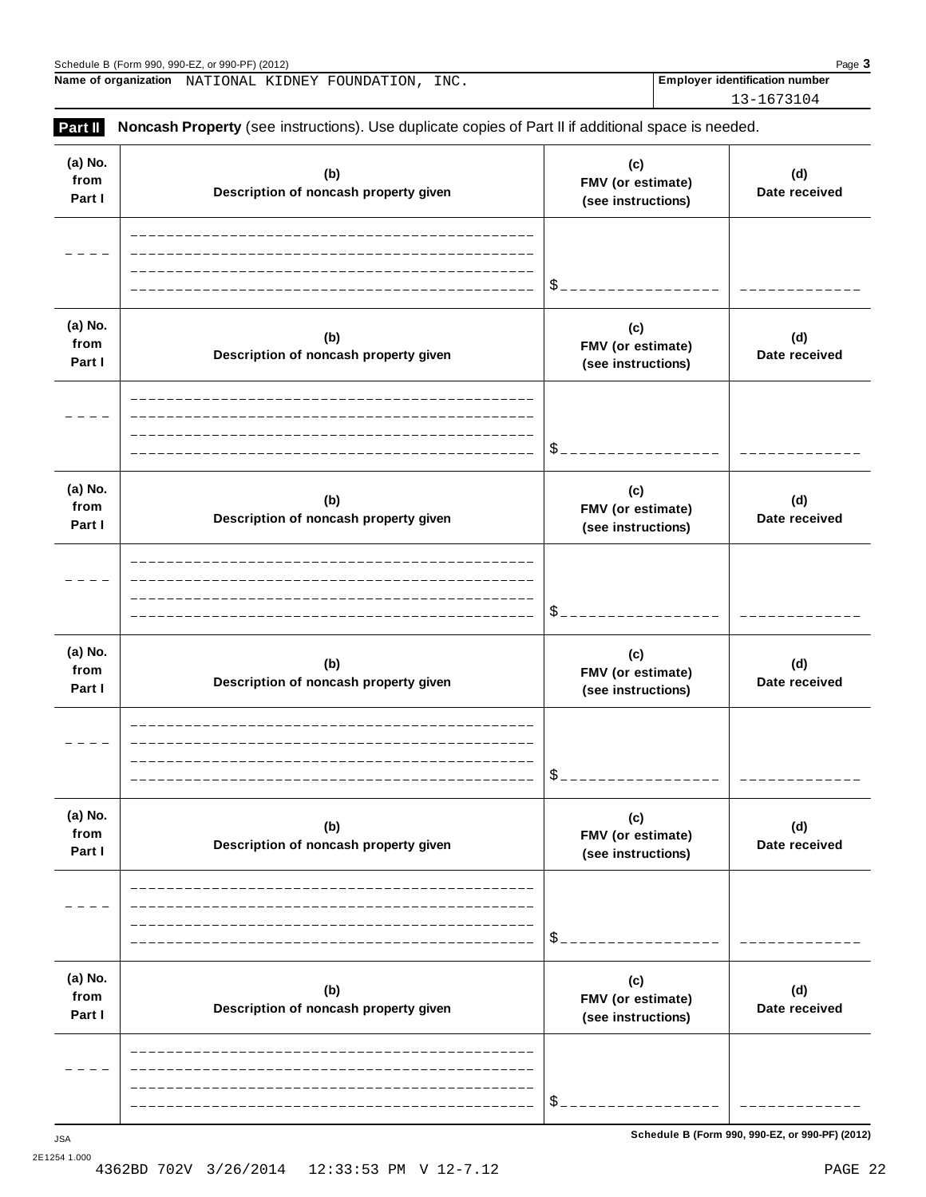Name of organization NATIONAL KIDNEY FOUNDATION, INC.

Employer identification number 13-1673104

## Part II Noncash Property (see instructions). Use duplicate copies of Part II if additional space is needed.

| (a) No. from Part I | (b) Description of noncash property given | (c) FMV (or estimate) (see instructions) | (d) Date received |
|---|---|---|---|
| | | $ | |

| (a) No. from Part I | (b) Description of noncash property given | (c) FMV (or estimate) (see instructions) | (d) Date received |
|---|---|---|---|
| | | $ | |

| (a) No. from Part I | (b) Description of noncash property given | (c) FMV (or estimate) (see instructions) | (d) Date received |
|---|---|---|---|
| | | $ | |

| (a) No. from Part I | (b) Description of noncash property given | (c) FMV (or estimate) (see instructions) | (d) Date received |
|---|---|---|---|
| | | $ | |

| (a) No. from Part I | (b) Description of noncash property given | (c) FMV (or estimate) (see instructions) | (d) Date received |
|---|---|---|---|
| | | $ | |

| (a) No. from Part I | (b) Description of noncash property given | (c) FMV (or estimate) (see instructions) | (d) Date received |
|---|---|---|---|
| | | $ | |

Schedule B (Form 990, 990-EZ, or 990-PF) (2012)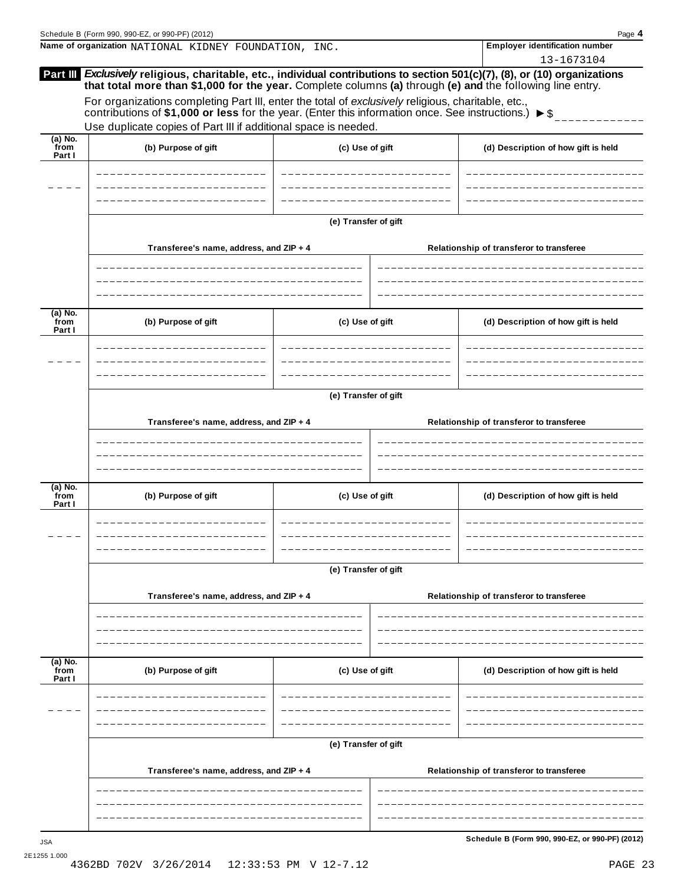Name of organization NATIONAL KIDNEY FOUNDATION, INC.

Employer identification number 13-1673104

**Part III** ***Exclusively*** **religious, charitable, etc., individual contributions to section 501(c)(7), (8), or (10) organizations that total more than $1,000 for the year.** Complete columns **(a)** through **(e) and** the following line entry.

For organizations completing Part III, enter the total of *exclusively* religious, charitable, etc., contributions of **$1,000 or less** for the year. (Enter this information once. See instructions.) ► $

Use duplicate copies of Part III if additional space is needed.

| (a) No. from Part I | (b) Purpose of gift | (c) Use of gift | (d) Description of how gift is held |
|---|---|---|---|
| | | | |

(e) Transfer of gift

| Transferee's name, address, and ZIP + 4 | Relationship of transferor to transferee |
|---|---|
| | |

| (a) No. from Part I | (b) Purpose of gift | (c) Use of gift | (d) Description of how gift is held |
|---|---|---|---|
| | | | |

(e) Transfer of gift

| Transferee's name, address, and ZIP + 4 | Relationship of transferor to transferee |
|---|---|
| | |

| (a) No. from Part I | (b) Purpose of gift | (c) Use of gift | (d) Description of how gift is held |
|---|---|---|---|
| | | | |

(e) Transfer of gift

| Transferee's name, address, and ZIP + 4 | Relationship of transferor to transferee |
|---|---|
| | |

| (a) No. from Part I | (b) Purpose of gift | (c) Use of gift | (d) Description of how gift is held |
|---|---|---|---|
| | | | |

(e) Transfer of gift

| Transferee's name, address, and ZIP + 4 | Relationship of transferor to transferee |
|---|---|
| | |

JSA
2E1255 1.000
4362BD 702V 3/26/2014 12:33:53 PM V 12-7.12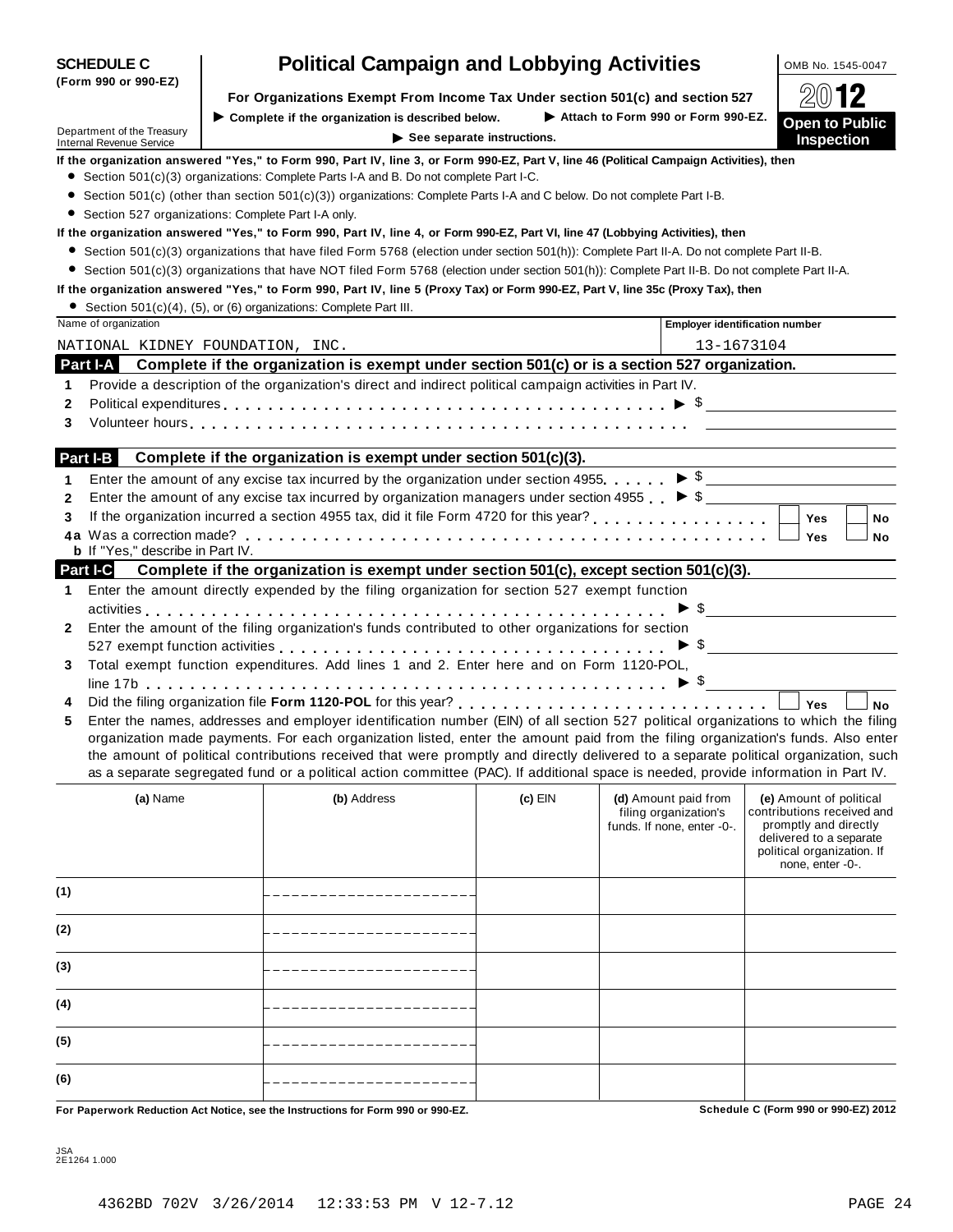**SCHEDULE C (Form 990 or 990-EZ)**

Department of the Treasury
Internal Revenue Service

# Political Campaign and Lobbying Activities

**For Organizations Exempt From Income Tax Under section 501(c) and section 527**

▶ Complete if the organization is described below. ▶ Attach to Form 990 or Form 990-EZ.

▶ See separate instructions.

OMB No. 1545-0047

2012

**Open to Public Inspection**

**If the organization answered "Yes," to Form 990, Part IV, line 3, or Form 990-EZ, Part V, line 46 (Political Campaign Activities), then**

- Section 501(c)(3) organizations: Complete Parts I-A and B. Do not complete Part I-C.
- Section 501(c) (other than section 501(c)(3)) organizations: Complete Parts I-A and C below. Do not complete Part I-B.
- Section 527 organizations: Complete Part I-A only.

**If the organization answered "Yes," to Form 990, Part IV, line 4, or Form 990-EZ, Part VI, line 47 (Lobbying Activities), then**

- Section 501(c)(3) organizations that have filed Form 5768 (election under section 501(h)): Complete Part II-A. Do not complete Part II-B.
- Section 501(c)(3) organizations that have NOT filed Form 5768 (election under section 501(h)): Complete Part II-B. Do not complete Part II-A.

**If the organization answered "Yes," to Form 990, Part IV, line 5 (Proxy Tax) or Form 990-EZ, Part V, line 35c (Proxy Tax), then**

- Section 501(c)(4), (5), or (6) organizations: Complete Part III.

| Name of organization | Employer identification number |
|---|---|
| NATIONAL KIDNEY FOUNDATION, INC. | 13-1673104 |

## Part I-A Complete if the organization is exempt under section 501(c) or is a section 527 organization.

1. Provide a description of the organization's direct and indirect political campaign activities in Part IV.
2. Political expenditures ▶ $
3. Volunteer hours

## Part I-B Complete if the organization is exempt under section 501(c)(3).

1. Enter the amount of any excise tax incurred by the organization under section 4955 ▶ $
2. Enter the amount of any excise tax incurred by organization managers under section 4955 ▶ $
3. If the organization incurred a section 4955 tax, did it file Form 4720 for this year? ☐ Yes ☐ No

4a Was a correction made? ☐ Yes ☐ No

**b** If "Yes," describe in Part IV.

## Part I-C Complete if the organization is exempt under section 501(c), except section 501(c)(3).

1. Enter the amount directly expended by the filing organization for section 527 exempt function activities ▶ $
2. Enter the amount of the filing organization's funds contributed to other organizations for section 527 exempt function activities ▶ $
3. Total exempt function expenditures. Add lines 1 and 2. Enter here and on Form 1120-POL, line 17b ▶ $
4. Did the filing organization file **Form 1120-POL** for this year? ☐ Yes ☐ No
5. Enter the names, addresses and employer identification number (EIN) of all section 527 political organizations to which the filing organization made payments. For each organization listed, enter the amount paid from the filing organization's funds. Also enter the amount of political contributions received that were promptly and directly delivered to a separate political organization, such as a separate segregated fund or a political action committee (PAC). If additional space is needed, provide information in Part IV.

| | (a) Name | (b) Address | (c) EIN | (d) Amount paid from filing organization's funds. If none, enter -0-. | (e) Amount of political contributions received and promptly and directly delivered to a separate political organization. If none, enter -0-. |
|---|---|---|---|---|---|
| (1) | | | | | |
| (2) | | | | | |
| (3) | | | | | |
| (4) | | | | | |
| (5) | | | | | |
| (6) | | | | | |

**For Paperwork Reduction Act Notice, see the Instructions for Form 990 or 990-EZ.** **Schedule C (Form 990 or 990-EZ) 2012**

JSA
2E1264 1.000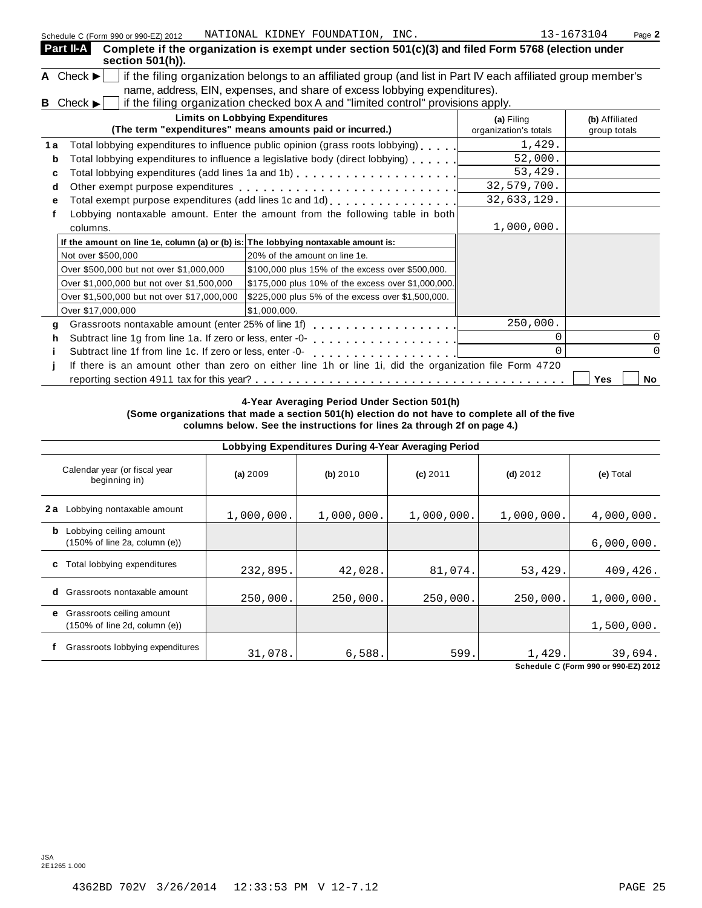Schedule C (Form 990 or 990-EZ) 2012 NATIONAL KIDNEY FOUNDATION, INC. 13-1673104 Page 2

**Part II-A** **Complete if the organization is exempt under section 501(c)(3) and filed Form 5768 (election under section 501(h)).**

**A** Check ▶ ☐ if the filing organization belongs to an affiliated group (and list in Part IV each affiliated group member's name, address, EIN, expenses, and share of excess lobbying expenditures).

**B** Check ▶ ☐ if the filing organization checked box A and "limited control" provisions apply.

| | Limits on Lobbying Expenditures (The term "expenditures" means amounts paid or incurred.) | (a) Filing organization's totals | (b) Affiliated group totals |
|---|---|---|---|
| 1a | Total lobbying expenditures to influence public opinion (grass roots lobbying) | 1,429. | |
| b | Total lobbying expenditures to influence a legislative body (direct lobbying) | 52,000. | |
| c | Total lobbying expenditures (add lines 1a and 1b) | 53,429. | |
| d | Other exempt purpose expenditures | 32,579,700. | |
| e | Total exempt purpose expenditures (add lines 1c and 1d) | 32,633,129. | |
| f | Lobbying nontaxable amount. Enter the amount from the following table in both columns. | 1,000,000. | |

| If the amount on line 1e, column (a) or (b) is: | The lobbying nontaxable amount is: |
|---|---|
| Not over $500,000 | 20% of the amount on line 1e. |
| Over $500,000 but not over $1,000,000 | $100,000 plus 15% of the excess over $500,000. |
| Over $1,000,000 but not over $1,500,000 | $175,000 plus 10% of the excess over $1,000,000. |
| Over $1,500,000 but not over $17,000,000 | $225,000 plus 5% of the excess over $1,500,000. |
| Over $17,000,000 | $1,000,000. |

| | | (a) | (b) |
|---|---|---|---|
| g | Grassroots nontaxable amount (enter 25% of line 1f) | 250,000. | |
| h | Subtract line 1g from line 1a. If zero or less, enter -0- | 0 | 0 |
| i | Subtract line 1f from line 1c. If zero or less, enter -0- | 0 | 0 |
| j | If there is an amount other than zero on either line 1h or line 1i, did the organization file Form 4720 reporting section 4911 tax for this year? | ☐ Yes | ☐ No |

**4-Year Averaging Period Under Section 501(h)**
**(Some organizations that made a section 501(h) election do not have to complete all of the five columns below. See the instructions for lines 2a through 2f on page 4.)**

**Lobbying Expenditures During 4-Year Averaging Period**

| Calendar year (or fiscal year beginning in) | (a) 2009 | (b) 2010 | (c) 2011 | (d) 2012 | (e) Total |
|---|---|---|---|---|---|
| **2a** Lobbying nontaxable amount | 1,000,000. | 1,000,000. | 1,000,000. | 1,000,000. | 4,000,000. |
| **b** Lobbying ceiling amount (150% of line 2a, column (e)) | | | | | 6,000,000. |
| **c** Total lobbying expenditures | 232,895. | 42,028. | 81,074. | 53,429. | 409,426. |
| **d** Grassroots nontaxable amount | 250,000. | 250,000. | 250,000. | 250,000. | 1,000,000. |
| **e** Grassroots ceiling amount (150% of line 2d, column (e)) | | | | | 1,500,000. |
| **f** Grassroots lobbying expenditures | 31,078. | 6,588. | 599. | 1,429. | 39,694. |

**Schedule C (Form 990 or 990-EZ) 2012**

JSA
2E1265 1.000

4362BD 702V 3/26/2014 12:33:53 PM V 12-7.12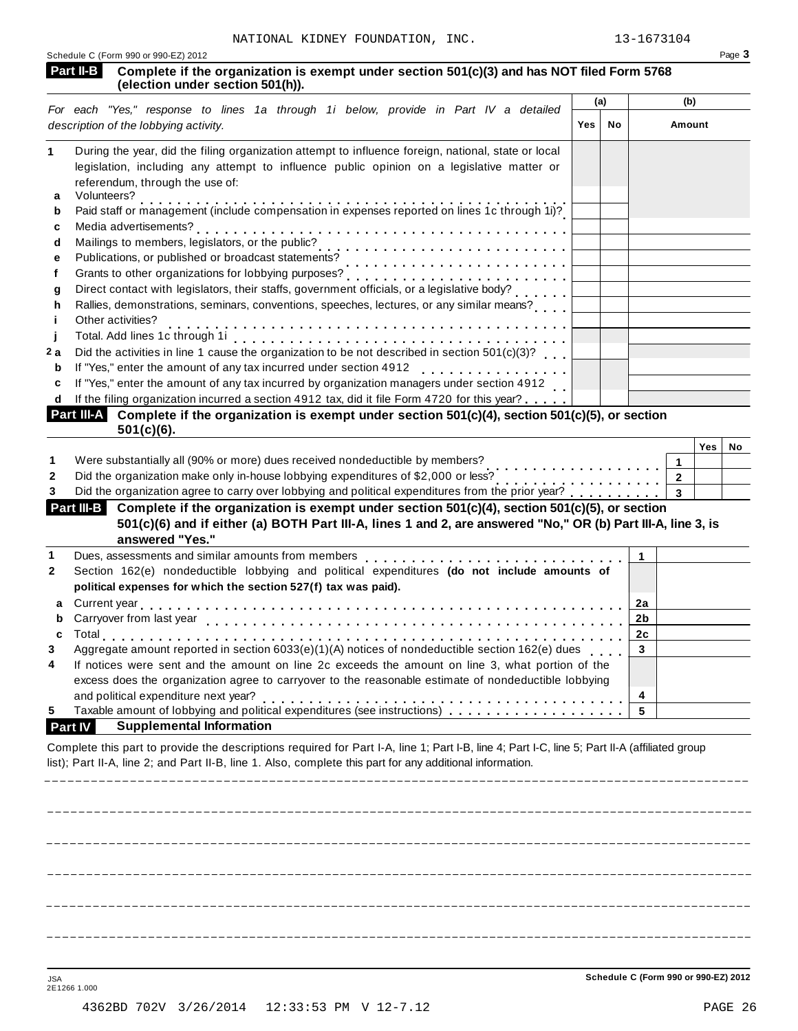NATIONAL KIDNEY FOUNDATION, INC. 13-1673104

Schedule C (Form 990 or 990-EZ) 2012 Page **3**

**Part II-B** **Complete if the organization is exempt under section 501(c)(3) and has NOT filed Form 5768 (election under section 501(h)).**

| *For each "Yes," response to lines 1a through 1i below, provide in Part IV a detailed description of the lobbying activity.* | (a) Yes | (a) No | (b) Amount |
|---|---|---|---|
| **1** During the year, did the filing organization attempt to influence foreign, national, state or local legislation, including any attempt to influence public opinion on a legislative matter or referendum, through the use of: | | | |
| **a** Volunteers? | | | |
| **b** Paid staff or management (include compensation in expenses reported on lines 1c through 1i)? | | | |
| **c** Media advertisements? | | | |
| **d** Mailings to members, legislators, or the public? | | | |
| **e** Publications, or published or broadcast statements? | | | |
| **f** Grants to other organizations for lobbying purposes? | | | |
| **g** Direct contact with legislators, their staffs, government officials, or a legislative body? | | | |
| **h** Rallies, demonstrations, seminars, conventions, speeches, lectures, or any similar means? | | | |
| **i** Other activities? | | | |
| **j** Total. Add lines 1c through 1i | | | |
| **2a** Did the activities in line 1 cause the organization to be not described in section 501(c)(3)? | | | |
| **b** If "Yes," enter the amount of any tax incurred under section 4912 | | | |
| **c** If "Yes," enter the amount of any tax incurred by organization managers under section 4912 | | | |
| **d** If the filing organization incurred a section 4912 tax, did it file Form 4720 for this year? | | | |

**Part III-A** **Complete if the organization is exempt under section 501(c)(4), section 501(c)(5), or section 501(c)(6).**

| | | | Yes | No |
|---|---|---|---|---|
| **1** | Were substantially all (90% or more) dues received nondeductible by members? | 1 | | |
| **2** | Did the organization make only in-house lobbying expenditures of $2,000 or less? | 2 | | |
| **3** | Did the organization agree to carry over lobbying and political expenditures from the prior year? | 3 | | |

**Part III-B** **Complete if the organization is exempt under section 501(c)(4), section 501(c)(5), or section 501(c)(6) and if either (a) BOTH Part III-A, lines 1 and 2, are answered "No," OR (b) Part III-A, line 3, is answered "Yes."**

| | | | |
|---|---|---|---|
| **1** | Dues, assessments and similar amounts from members | 1 | |
| **2** | Section 162(e) nondeductible lobbying and political expenditures **(do not include amounts of political expenses for which the section 527(f) tax was paid).** | | |
| **a** | Current year | 2a | |
| **b** | Carryover from last year | 2b | |
| **c** | Total | 2c | |
| **3** | Aggregate amount reported in section 6033(e)(1)(A) notices of nondeductible section 162(e) dues | 3 | |
| **4** | If notices were sent and the amount on line 2c exceeds the amount on line 3, what portion of the excess does the organization agree to carryover to the reasonable estimate of nondeductible lobbying and political expenditure next year? | 4 | |
| **5** | Taxable amount of lobbying and political expenditures (see instructions) | 5 | |

**Part IV** **Supplemental Information**

Complete this part to provide the descriptions required for Part I-A, line 1; Part I-B, line 4; Part I-C, line 5; Part II-A (affiliated group list); Part II-A, line 2; and Part II-B, line 1. Also, complete this part for any additional information.

JSA
2E1266 1.000

**Schedule C (Form 990 or 990-EZ) 2012**

4362BD 702V 3/26/2014 12:33:53 PM V 12-7.12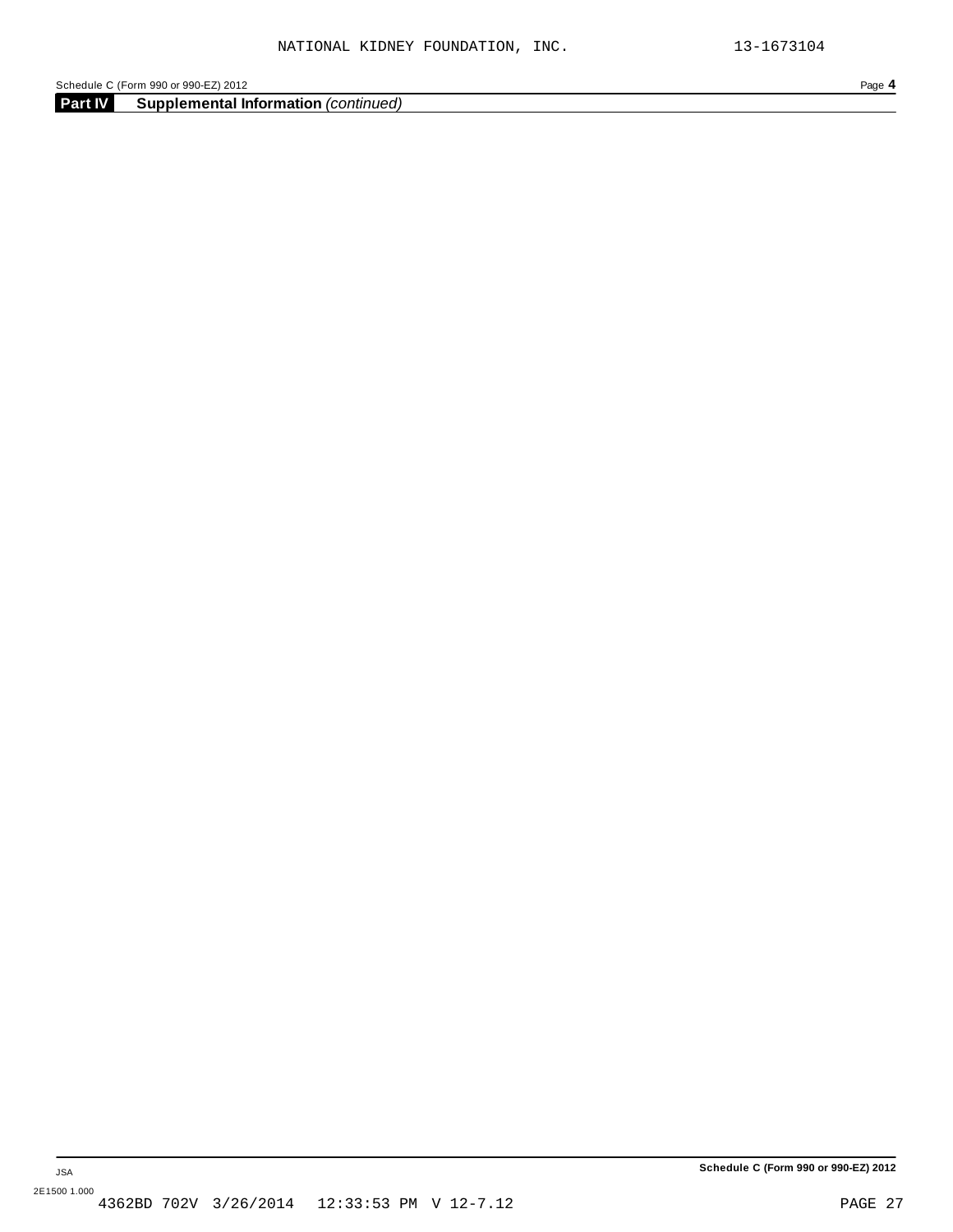**Part IV** **Supplemental Information** *(continued)*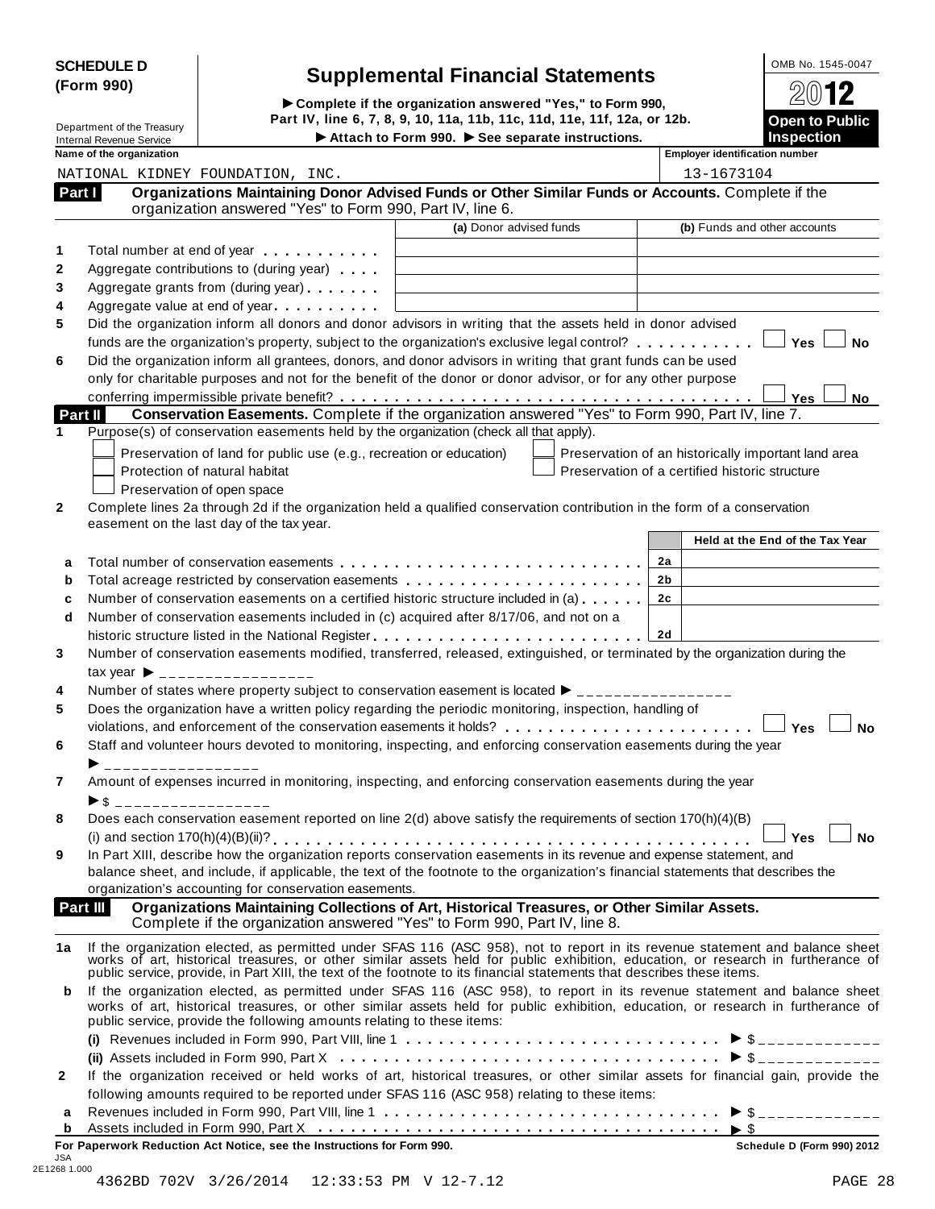**SCHEDULE D (Form 990)**

Department of the Treasury
Internal Revenue Service

# Supplemental Financial Statements

► Complete if the organization answered "Yes," to Form 990, Part IV, line 6, 7, 8, 9, 10, 11a, 11b, 11c, 11d, 11e, 11f, 12a, or 12b.
► Attach to Form 990. ► See separate instructions.

OMB No. 1545-0047
2012
**Open to Public Inspection**

| Name of the organization | Employer identification number |
|---|---|
| NATIONAL KIDNEY FOUNDATION, INC. | 13-1673104 |

## Part I Organizations Maintaining Donor Advised Funds or Other Similar Funds or Accounts. Complete if the organization answered "Yes" to Form 990, Part IV, line 6.

| | | (a) Donor advised funds | (b) Funds and other accounts |
|---|---|---|---|
| 1 | Total number at end of year | | |
| 2 | Aggregate contributions to (during year) | | |
| 3 | Aggregate grants from (during year) | | |
| 4 | Aggregate value at end of year | | |

5 Did the organization inform all donors and donor advisors in writing that the assets held in donor advised funds are the organization's property, subject to the organization's exclusive legal control? ☐ Yes ☐ No

6 Did the organization inform all grantees, donors, and donor advisors in writing that grant funds can be used only for charitable purposes and not for the benefit of the donor or donor advisor, or for any other purpose conferring impermissible private benefit? ☐ Yes ☐ No

## Part II Conservation Easements. Complete if the organization answered "Yes" to Form 990, Part IV, line 7.

1 Purpose(s) of conservation easements held by the organization (check all that apply).

☐ Preservation of land for public use (e.g., recreation or education)
☐ Protection of natural habitat
☐ Preservation of open space
☐ Preservation of an historically important land area
☐ Preservation of a certified historic structure

2 Complete lines 2a through 2d if the organization held a qualified conservation contribution in the form of a conservation easement on the last day of the tax year.

| | | | Held at the End of the Tax Year |
|---|---|---|---|
| a | Total number of conservation easements | 2a | |
| b | Total acreage restricted by conservation easements | 2b | |
| c | Number of conservation easements on a certified historic structure included in (a) | 2c | |
| d | Number of conservation easements included in (c) acquired after 8/17/06, and not on a historic structure listed in the National Register | 2d | |

3 Number of conservation easements modified, transferred, released, extinguished, or terminated by the organization during the tax year ► _______________

4 Number of states where property subject to conservation easement is located ► _______________

5 Does the organization have a written policy regarding the periodic monitoring, inspection, handling of violations, and enforcement of the conservation easements it holds? ☐ Yes ☐ No

6 Staff and volunteer hours devoted to monitoring, inspecting, and enforcing conservation easements during the year ► _______________

7 Amount of expenses incurred in monitoring, inspecting, and enforcing conservation easements during the year ► $ _______________

8 Does each conservation easement reported on line 2(d) above satisfy the requirements of section 170(h)(4)(B)(i) and section 170(h)(4)(B)(ii)? ☐ Yes ☐ No

9 In Part XIII, describe how the organization reports conservation easements in its revenue and expense statement, and balance sheet, and include, if applicable, the text of the footnote to the organization's financial statements that describes the organization's accounting for conservation easements.

## Part III Organizations Maintaining Collections of Art, Historical Treasures, or Other Similar Assets. Complete if the organization answered "Yes" to Form 990, Part IV, line 8.

1a If the organization elected, as permitted under SFAS 116 (ASC 958), not to report in its revenue statement and balance sheet works of art, historical treasures, or other similar assets held for public exhibition, education, or research in furtherance of public service, provide, in Part XIII, the text of the footnote to its financial statements that describes these items.

b If the organization elected, as permitted under SFAS 116 (ASC 958), to report in its revenue statement and balance sheet works of art, historical treasures, or other similar assets held for public exhibition, education, or research in furtherance of public service, provide the following amounts relating to these items:

(i) Revenues included in Form 990, Part VIII, line 1 ► $ _______________

(ii) Assets included in Form 990, Part X ► $ _______________

2 If the organization received or held works of art, historical treasures, or other similar assets for financial gain, provide the following amounts required to be reported under SFAS 116 (ASC 958) relating to these items:

a Revenues included in Form 990, Part VIII, line 1 ► $ _______________

b Assets included in Form 990, Part X ► $

**For Paperwork Reduction Act Notice, see the Instructions for Form 990.** **Schedule D (Form 990) 2012**

JSA
2E1268 1.000
4362BD 702V 3/26/2014 12:33:53 PM V 12-7.12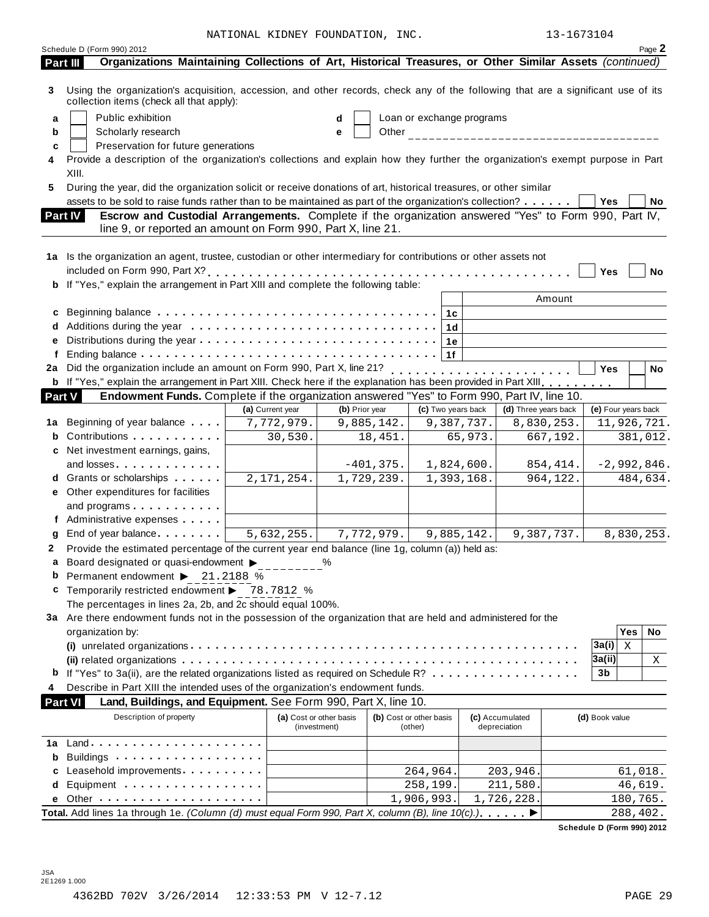NATIONAL KIDNEY FOUNDATION, INC. 13-1673104

Schedule D (Form 990) 2012 Page **2**

**Part III** **Organizations Maintaining Collections of Art, Historical Treasures, or Other Similar Assets** *(continued)*

**3** Using the organization's acquisition, accession, and other records, check any of the following that are a significant use of its collection items (check all that apply):

- **a** ☐ Public exhibition
- **b** ☐ Scholarly research
- **c** ☐ Preservation for future generations
- **d** ☐ Loan or exchange programs
- **e** ☐ Other

**4** Provide a description of the organization's collections and explain how they further the organization's exempt purpose in Part XIII.

**5** During the year, did the organization solicit or receive donations of art, historical treasures, or other similar assets to be sold to raise funds rather than to be maintained as part of the organization's collection? ☐ Yes ☐ No

**Part IV** **Escrow and Custodial Arrangements.** Complete if the organization answered "Yes" to Form 990, Part IV, line 9, or reported an amount on Form 990, Part X, line 21.

**1a** Is the organization an agent, trustee, custodian or other intermediary for contributions or other assets not included on Form 990, Part X? ☐ Yes ☐ No

**b** If "Yes," explain the arrangement in Part XIII and complete the following table:

| | | | Amount |
|---|---|---|---|
| **c** | Beginning balance | 1c | |
| **d** | Additions during the year | 1d | |
| **e** | Distributions during the year | 1e | |
| **f** | Ending balance | 1f | |

**2a** Did the organization include an amount on Form 990, Part X, line 21? ☐ Yes ☐ No

**b** If "Yes," explain the arrangement in Part XIII. Check here if the explanation has been provided in Part XIII ☐

**Part V** **Endowment Funds.** Complete if the organization answered "Yes" to Form 990, Part IV, line 10.

| | | (a) Current year | (b) Prior year | (c) Two years back | (d) Three years back | (e) Four years back |
|---|---|---|---|---|---|---|
| **1a** | Beginning of year balance | 7,772,979. | 9,885,142. | 9,387,737. | 8,830,253. | 11,926,721. |
| **b** | Contributions | 30,530. | 18,451. | 65,973. | 667,192. | 381,012. |
| **c** | Net investment earnings, gains, and losses | | -401,375. | 1,824,600. | 854,414. | -2,992,846. |
| **d** | Grants or scholarships | 2,171,254. | 1,729,239. | 1,393,168. | 964,122. | 484,634. |
| **e** | Other expenditures for facilities and programs | | | | | |
| **f** | Administrative expenses | | | | | |
| **g** | End of year balance | 5,632,255. | 7,772,979. | 9,885,142. | 9,387,737. | 8,830,253. |

**2** Provide the estimated percentage of the current year end balance (line 1g, column (a)) held as:

- **a** Board designated or quasi-endowment ▶ ________ %
- **b** Permanent endowment ▶ 21.2188 %
- **c** Temporarily restricted endowment ▶ 78.7812 %

The percentages in lines 2a, 2b, and 2c should equal 100%.

**3a** Are there endowment funds not in the possession of the organization that are held and administered for the organization by:

| | | | Yes | No |
|---|---|---|---|---|
| **(i)** | unrelated organizations | 3a(i) | X | |
| **(ii)** | related organizations | 3a(ii) | | X |
| **b** | If "Yes" to 3a(ii), are the related organizations listed as required on Schedule R? | 3b | | |

**4** Describe in Part XIII the intended uses of the organization's endowment funds.

**Part VI** **Land, Buildings, and Equipment.** See Form 990, Part X, line 10.

| | Description of property | (a) Cost or other basis (investment) | (b) Cost or other basis (other) | (c) Accumulated depreciation | (d) Book value |
|---|---|---|---|---|---|
| **1a** | Land | | | | |
| **b** | Buildings | | | | |
| **c** | Leasehold improvements | | 264,964. | 203,946. | 61,018. |
| **d** | Equipment | | 258,199. | 211,580. | 46,619. |
| **e** | Other | | 1,906,993. | 1,726,228. | 180,765. |
| **Total.** | Add lines 1a through 1e. *(Column (d) must equal Form 990, Part X, column (B), line 10(c).)* ▶ | | | | 288,402. |

**Schedule D (Form 990) 2012**

JSA
2E1269 1.000

4362BD 702V 3/26/2014 12:33:53 PM V 12-7.12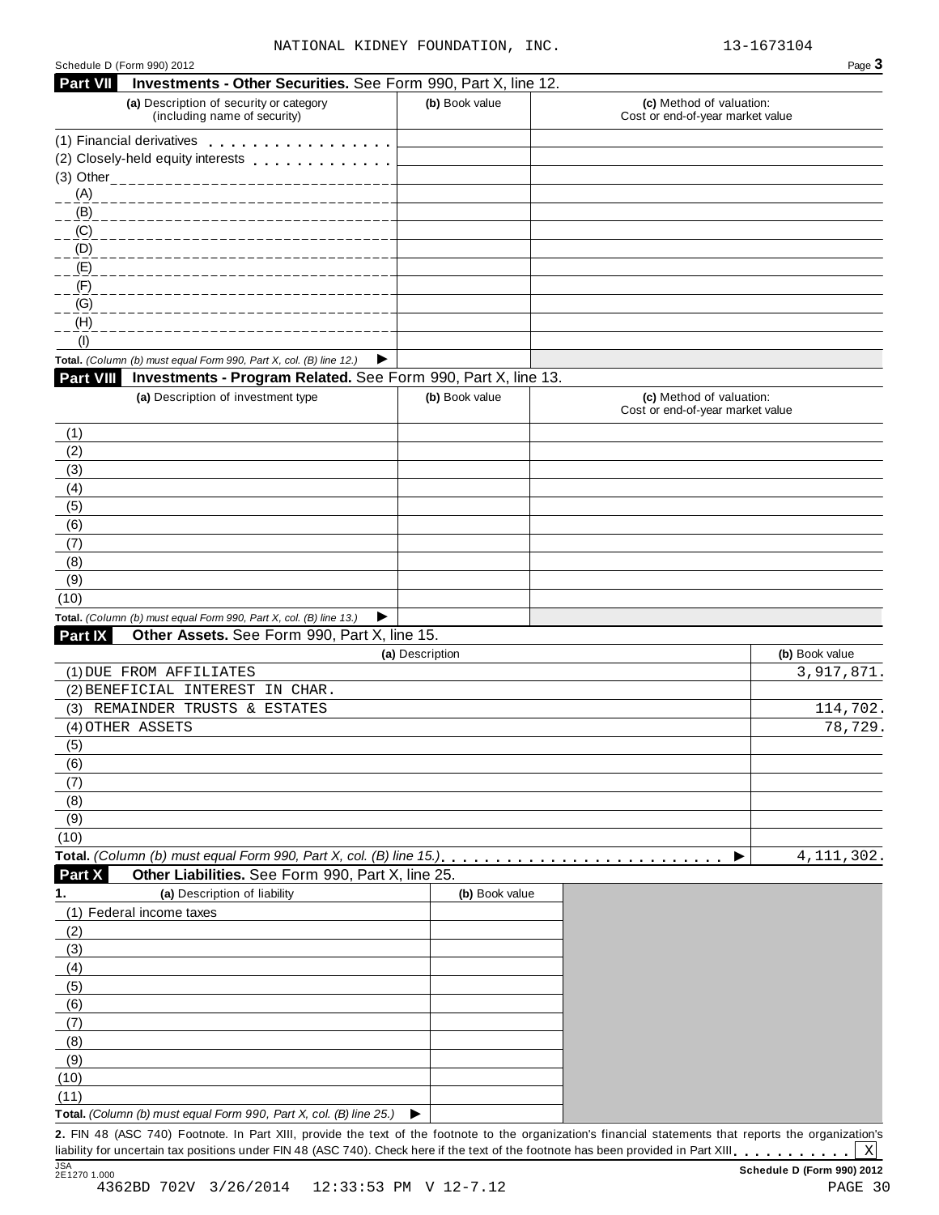NATIONAL KIDNEY FOUNDATION, INC. 13-1673104

Schedule D (Form 990) 2012 Page **3**

## Part VII Investments - Other Securities. See Form 990, Part X, line 12.

| (a) Description of security or category (including name of security) | (b) Book value | (c) Method of valuation: Cost or end-of-year market value |
|---|---|---|
| (1) Financial derivatives | | |
| (2) Closely-held equity interests | | |
| (3) Other | | |
| (A) | | |
| (B) | | |
| (C) | | |
| (D) | | |
| (E) | | |
| (F) | | |
| (G) | | |
| (H) | | |
| (I) | | |
| **Total.** *(Column (b) must equal Form 990, Part X, col. (B) line 12.)* ▶ | | |

## Part VIII Investments - Program Related. See Form 990, Part X, line 13.

| (a) Description of investment type | (b) Book value | (c) Method of valuation: Cost or end-of-year market value |
|---|---|---|
| (1) | | |
| (2) | | |
| (3) | | |
| (4) | | |
| (5) | | |
| (6) | | |
| (7) | | |
| (8) | | |
| (9) | | |
| (10) | | |
| **Total.** *(Column (b) must equal Form 990, Part X, col. (B) line 13.)* ▶ | | |

## Part IX Other Assets. See Form 990, Part X, line 15.

| (a) Description | (b) Book value |
|---|---|
| (1) DUE FROM AFFILIATES | 3,917,871. |
| (2) BENEFICIAL INTEREST IN CHAR. | |
| (3) REMAINDER TRUSTS & ESTATES | 114,702. |
| (4) OTHER ASSETS | 78,729. |
| (5) | |
| (6) | |
| (7) | |
| (8) | |
| (9) | |
| (10) | |
| **Total.** *(Column (b) must equal Form 990, Part X, col. (B) line 15.)* ▶ | 4,111,302. |

## Part X Other Liabilities. See Form 990, Part X, line 25.

| 1. (a) Description of liability | (b) Book value |
|---|---|
| (1) Federal income taxes | |
| (2) | |
| (3) | |
| (4) | |
| (5) | |
| (6) | |
| (7) | |
| (8) | |
| (9) | |
| (10) | |
| (11) | |
| **Total.** *(Column (b) must equal Form 990, Part X, col. (B) line 25.)* ▶ | |

**2.** FIN 48 (ASC 740) Footnote. In Part XIII, provide the text of the footnote to the organization's financial statements that reports the organization's liability for uncertain tax positions under FIN 48 (ASC 740). Check here if the text of the footnote has been provided in Part XIII . . . . . . . . . . [X]

JSA 2E1270 1.000 **Schedule D (Form 990) 2012**

4362BD 702V 3/26/2014 12:33:53 PM V 12-7.12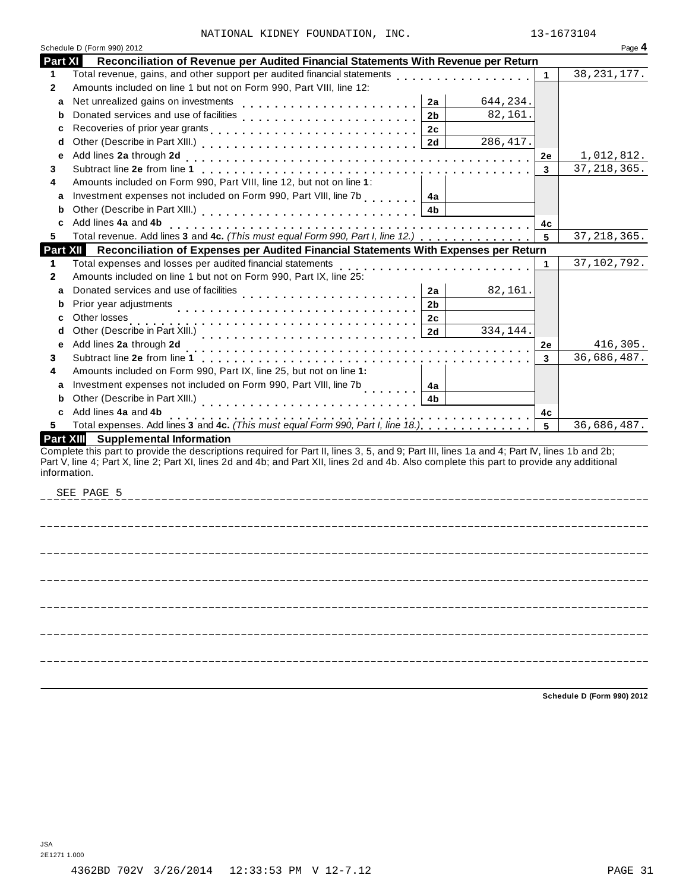NATIONAL KIDNEY FOUNDATION, INC. 13-1673104

Schedule D (Form 990) 2012 Page **4**

## Part XI Reconciliation of Revenue per Audited Financial Statements With Revenue per Return

| | | | | | |
|---|---|---|---|---|---|
| **1** | Total revenue, gains, and other support per audited financial statements | | | 1 | 38,231,177. |
| **2** | Amounts included on line 1 but not on Form 990, Part VIII, line 12: | | | | |
| a | Net unrealized gains on investments | 2a | 644,234. | | |
| b | Donated services and use of facilities | 2b | 82,161. | | |
| c | Recoveries of prior year grants | 2c | | | |
| d | Other (Describe in Part XIII.) | 2d | 286,417. | | |
| e | Add lines **2a** through **2d** | | | 2e | 1,012,812. |
| **3** | Subtract line **2e** from line **1** | | | 3 | 37,218,365. |
| **4** | Amounts included on Form 990, Part VIII, line 12, but not on line **1**: | | | | |
| a | Investment expenses not included on Form 990, Part VIII, line 7b | 4a | | | |
| b | Other (Describe in Part XIII.) | 4b | | | |
| c | Add lines **4a** and **4b** | | | 4c | |
| **5** | Total revenue. Add lines **3** and **4c.** *(This must equal Form 990, Part I, line 12.)* | | | 5 | 37,218,365. |

## Part XII Reconciliation of Expenses per Audited Financial Statements With Expenses per Return

| | | | | | |
|---|---|---|---|---|---|
| **1** | Total expenses and losses per audited financial statements | | | 1 | 37,102,792. |
| **2** | Amounts included on line 1 but not on Form 990, Part IX, line 25: | | | | |
| a | Donated services and use of facilities | 2a | 82,161. | | |
| b | Prior year adjustments | 2b | | | |
| c | Other losses | 2c | | | |
| d | Other (Describe in Part XIII.) | 2d | 334,144. | | |
| e | Add lines **2a** through **2d** | | | 2e | 416,305. |
| **3** | Subtract line **2e** from line **1** | | | 3 | 36,686,487. |
| **4** | Amounts included on Form 990, Part IX, line 25, but not on line **1:** | | | | |
| a | Investment expenses not included on Form 990, Part VIII, line 7b | 4a | | | |
| b | Other (Describe in Part XIII.) | 4b | | | |
| c | Add lines **4a** and **4b** | | | 4c | |
| **5** | Total expenses. Add lines **3** and **4c.** *(This must equal Form 990, Part I, line 18.)* | | | 5 | 36,686,487. |

## Part XIII Supplemental Information

Complete this part to provide the descriptions required for Part II, lines 3, 5, and 9; Part III, lines 1a and 4; Part IV, lines 1b and 2b; Part V, line 4; Part X, line 2; Part XI, lines 2d and 4b; and Part XII, lines 2d and 4b. Also complete this part to provide any additional information.

SEE PAGE 5

**Schedule D (Form 990) 2012**

JSA
2E1271 1.000

4362BD 702V 3/26/2014 12:33:53 PM V 12-7.12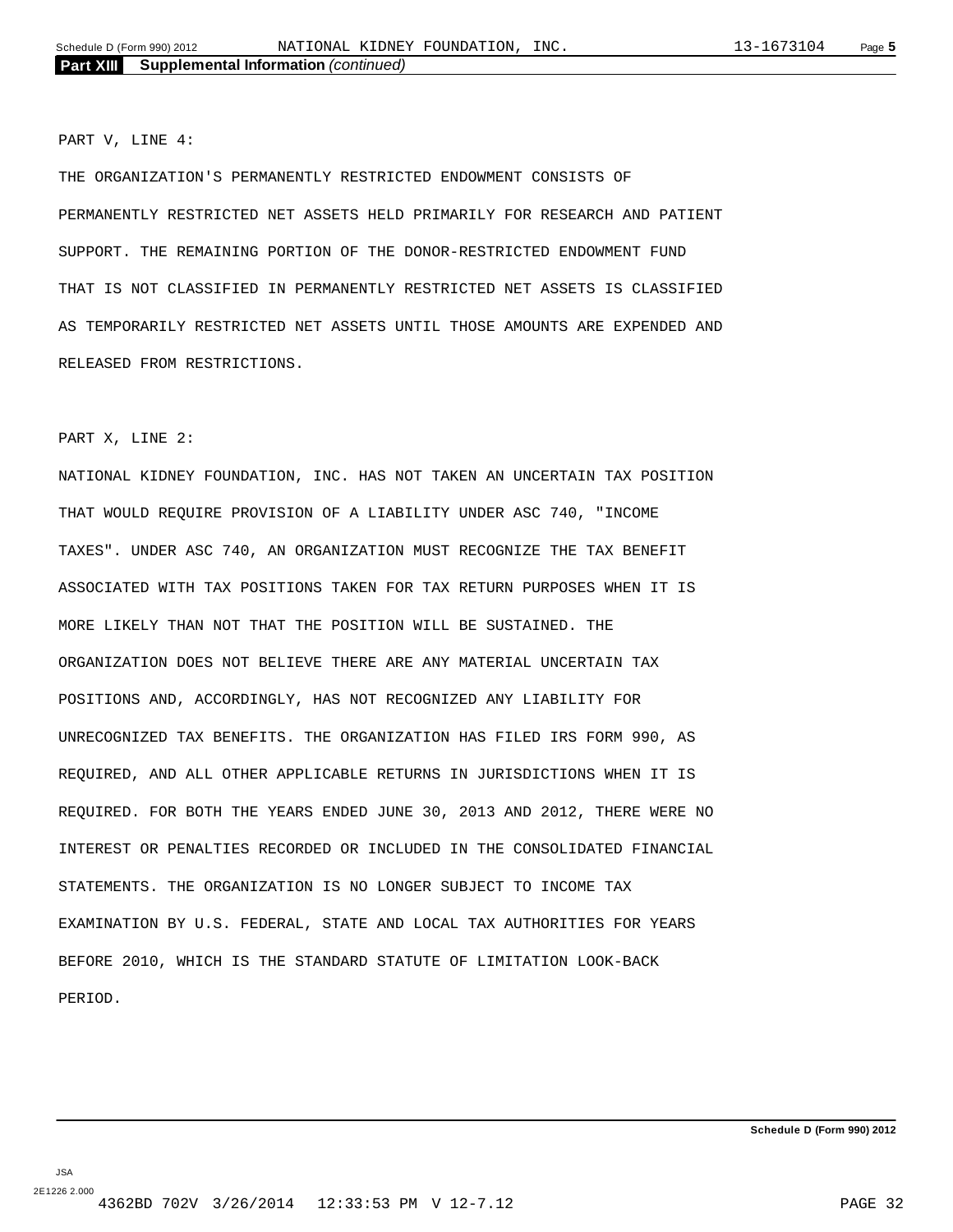**Part XIII Supplemental Information** *(continued)*

PART V, LINE 4:

THE ORGANIZATION'S PERMANENTLY RESTRICTED ENDOWMENT CONSISTS OF PERMANENTLY RESTRICTED NET ASSETS HELD PRIMARILY FOR RESEARCH AND PATIENT SUPPORT. THE REMAINING PORTION OF THE DONOR-RESTRICTED ENDOWMENT FUND THAT IS NOT CLASSIFIED IN PERMANENTLY RESTRICTED NET ASSETS IS CLASSIFIED AS TEMPORARILY RESTRICTED NET ASSETS UNTIL THOSE AMOUNTS ARE EXPENDED AND RELEASED FROM RESTRICTIONS.

PART X, LINE 2:

NATIONAL KIDNEY FOUNDATION, INC. HAS NOT TAKEN AN UNCERTAIN TAX POSITION THAT WOULD REQUIRE PROVISION OF A LIABILITY UNDER ASC 740, "INCOME TAXES". UNDER ASC 740, AN ORGANIZATION MUST RECOGNIZE THE TAX BENEFIT ASSOCIATED WITH TAX POSITIONS TAKEN FOR TAX RETURN PURPOSES WHEN IT IS MORE LIKELY THAN NOT THAT THE POSITION WILL BE SUSTAINED. THE ORGANIZATION DOES NOT BELIEVE THERE ARE ANY MATERIAL UNCERTAIN TAX POSITIONS AND, ACCORDINGLY, HAS NOT RECOGNIZED ANY LIABILITY FOR UNRECOGNIZED TAX BENEFITS. THE ORGANIZATION HAS FILED IRS FORM 990, AS REQUIRED, AND ALL OTHER APPLICABLE RETURNS IN JURISDICTIONS WHEN IT IS REQUIRED. FOR BOTH THE YEARS ENDED JUNE 30, 2013 AND 2012, THERE WERE NO INTEREST OR PENALTIES RECORDED OR INCLUDED IN THE CONSOLIDATED FINANCIAL STATEMENTS. THE ORGANIZATION IS NO LONGER SUBJECT TO INCOME TAX EXAMINATION BY U.S. FEDERAL, STATE AND LOCAL TAX AUTHORITIES FOR YEARS BEFORE 2010, WHICH IS THE STANDARD STATUTE OF LIMITATION LOOK-BACK PERIOD.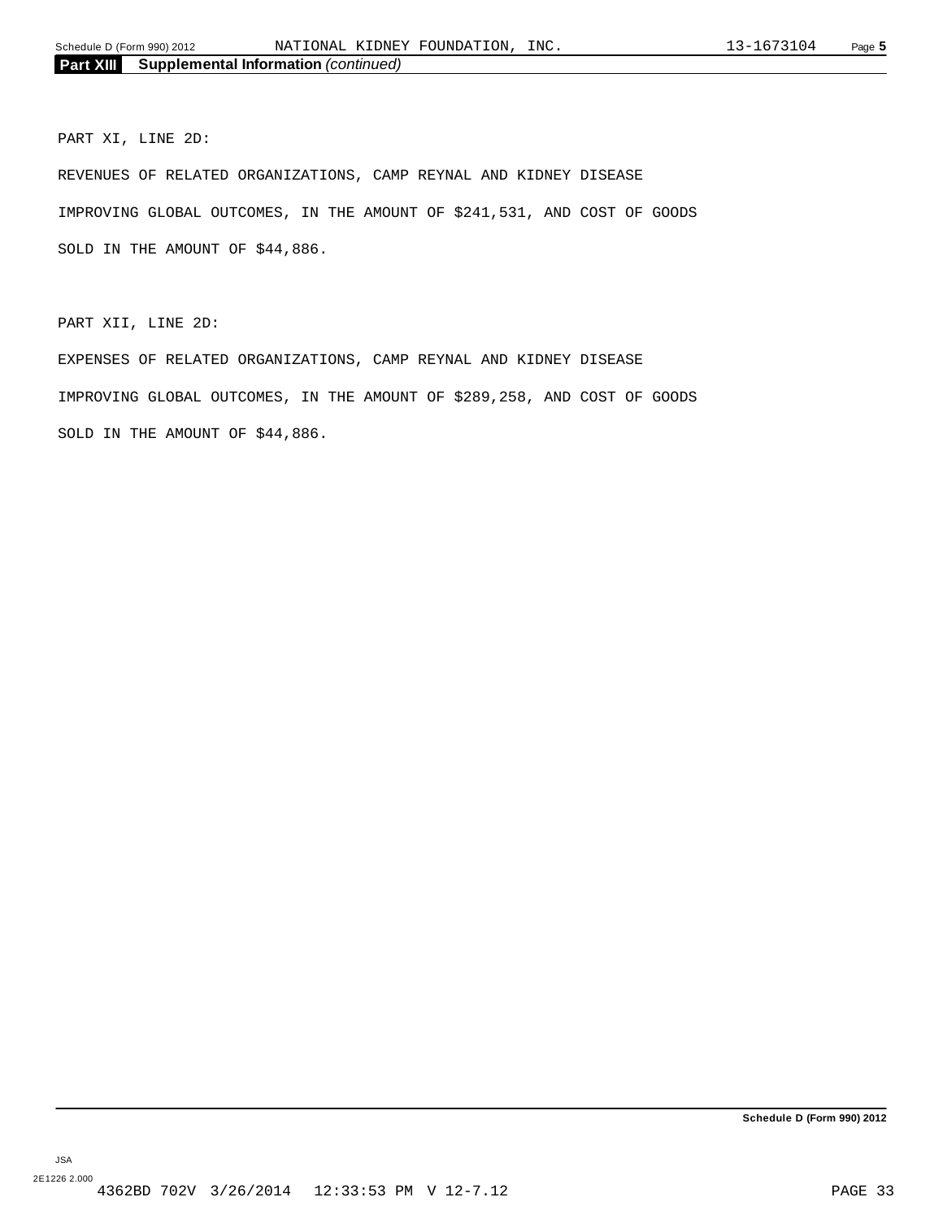## Part XIII Supplemental Information *(continued)*

PART XI, LINE 2D:

REVENUES OF RELATED ORGANIZATIONS, CAMP REYNAL AND KIDNEY DISEASE IMPROVING GLOBAL OUTCOMES, IN THE AMOUNT OF $241,531, AND COST OF GOODS SOLD IN THE AMOUNT OF $44,886.

PART XII, LINE 2D:

EXPENSES OF RELATED ORGANIZATIONS, CAMP REYNAL AND KIDNEY DISEASE IMPROVING GLOBAL OUTCOMES, IN THE AMOUNT OF $289,258, AND COST OF GOODS SOLD IN THE AMOUNT OF $44,886.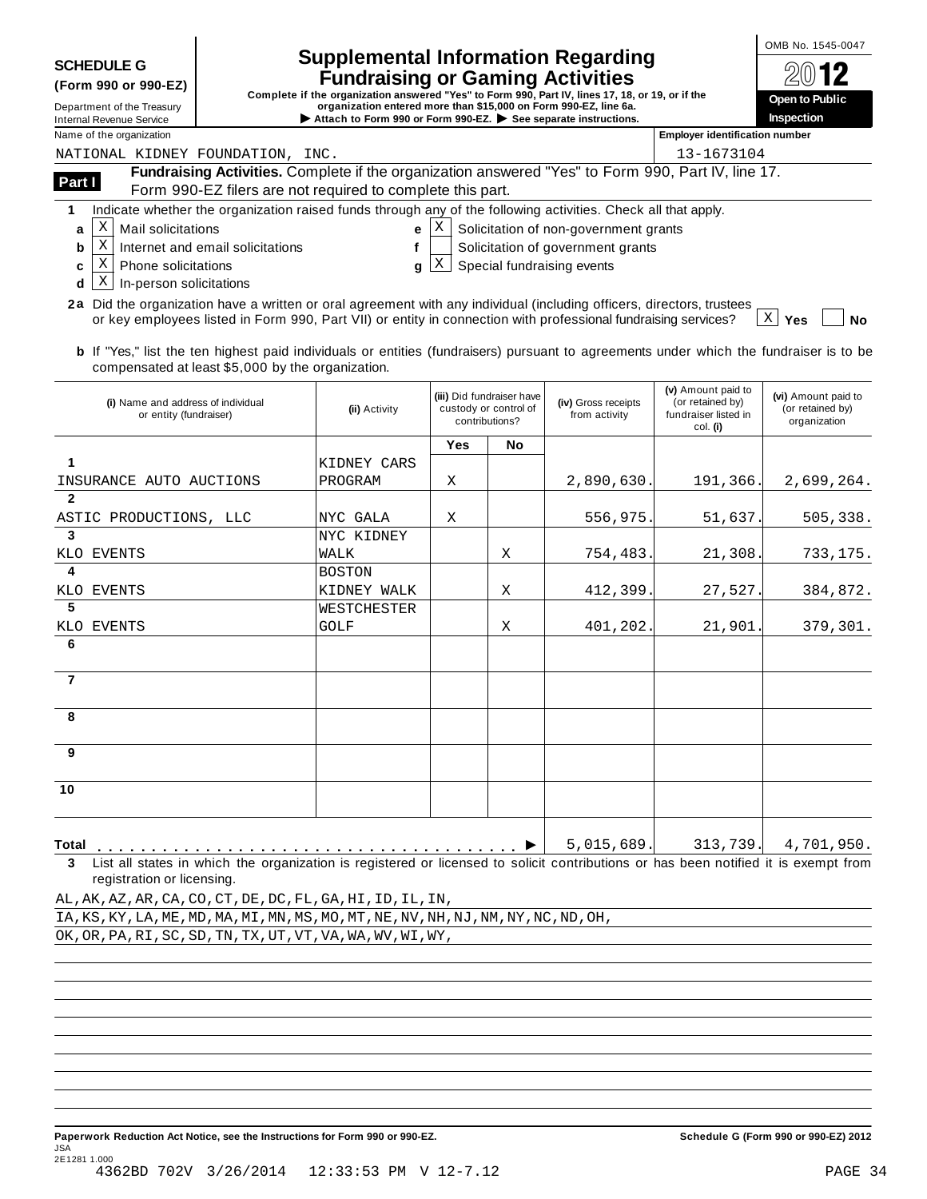**SCHEDULE G (Form 990 or 990-EZ)**

Department of the Treasury
Internal Revenue Service

# Supplemental Information Regarding Fundraising or Gaming Activities

**Complete if the organization answered "Yes" to Form 990, Part IV, lines 17, 18, or 19, or if the organization entered more than $15,000 on Form 990-EZ, line 6a.**

**▶ Attach to Form 990 or Form 990-EZ. ▶ See separate instructions.**

OMB No. 1545-0047

**2012**

**Open to Public Inspection**

Name of the organization: NATIONAL KIDNEY FOUNDATION, INC.

Employer identification number: 13-1673104

**Part I — Fundraising Activities.** Complete if the organization answered "Yes" to Form 990, Part IV, line 17. Form 990-EZ filers are not required to complete this part.

**1** Indicate whether the organization raised funds through any of the following activities. Check all that apply.

- **a** [X] Mail solicitations
- **b** [X] Internet and email solicitations
- **c** [X] Phone solicitations
- **d** [X] In-person solicitations
- **e** [X] Solicitation of non-government grants
- **f** [ ] Solicitation of government grants
- **g** [X] Special fundraising events

**2a** Did the organization have a written or oral agreement with any individual (including officers, directors, trustees or key employees listed in Form 990, Part VII) or entity in connection with professional fundraising services? [X] **Yes** [ ] **No**

**b** If "Yes," list the ten highest paid individuals or entities (fundraisers) pursuant to agreements under which the fundraiser is to be compensated at least $5,000 by the organization.

| | (i) Name and address of individual or entity (fundraiser) | (ii) Activity | (iii) Did fundraiser have custody or control of contributions? Yes | No | (iv) Gross receipts from activity | (v) Amount paid to (or retained by) fundraiser listed in col. (i) | (vi) Amount paid to (or retained by) organization |
|---|---|---|---|---|---|---|---|
| 1 | INSURANCE AUTO AUCTIONS | KIDNEY CARS PROGRAM | X | | 2,890,630. | 191,366. | 2,699,264. |
| 2 | ASTIC PRODUCTIONS, LLC | NYC GALA | X | | 556,975. | 51,637. | 505,338. |
| 3 | KLO EVENTS | NYC KIDNEY WALK | | X | 754,483. | 21,308. | 733,175. |
| 4 | KLO EVENTS | BOSTON KIDNEY WALK | | X | 412,399. | 27,527. | 384,872. |
| 5 | KLO EVENTS | WESTCHESTER GOLF | | X | 401,202. | 21,901. | 379,301. |
| 6 | | | | | | | |
| 7 | | | | | | | |
| 8 | | | | | | | |
| 9 | | | | | | | |
| 10 | | | | | | | |
| **Total** | | | | ▶ | 5,015,689. | 313,739. | 4,701,950. |

**3** List all states in which the organization is registered or licensed to solicit contributions or has been notified it is exempt from registration or licensing.

AL,AK,AZ,AR,CA,CO,CT,DE,DC,FL,GA,HI,ID,IL,IN,
IA,KS,KY,LA,ME,MD,MA,MI,MN,MS,MO,MT,NE,NV,NH,NJ,NM,NY,NC,ND,OH,
OK,OR,PA,RI,SC,SD,TN,TX,UT,VT,VA,WA,WV,WI,WY,

**Paperwork Reduction Act Notice, see the Instructions for Form 990 or 990-EZ.** **Schedule G (Form 990 or 990-EZ) 2012**

JSA
2E1281 1.000
4362BD 702V 3/26/2014 12:33:53 PM V 12-7.12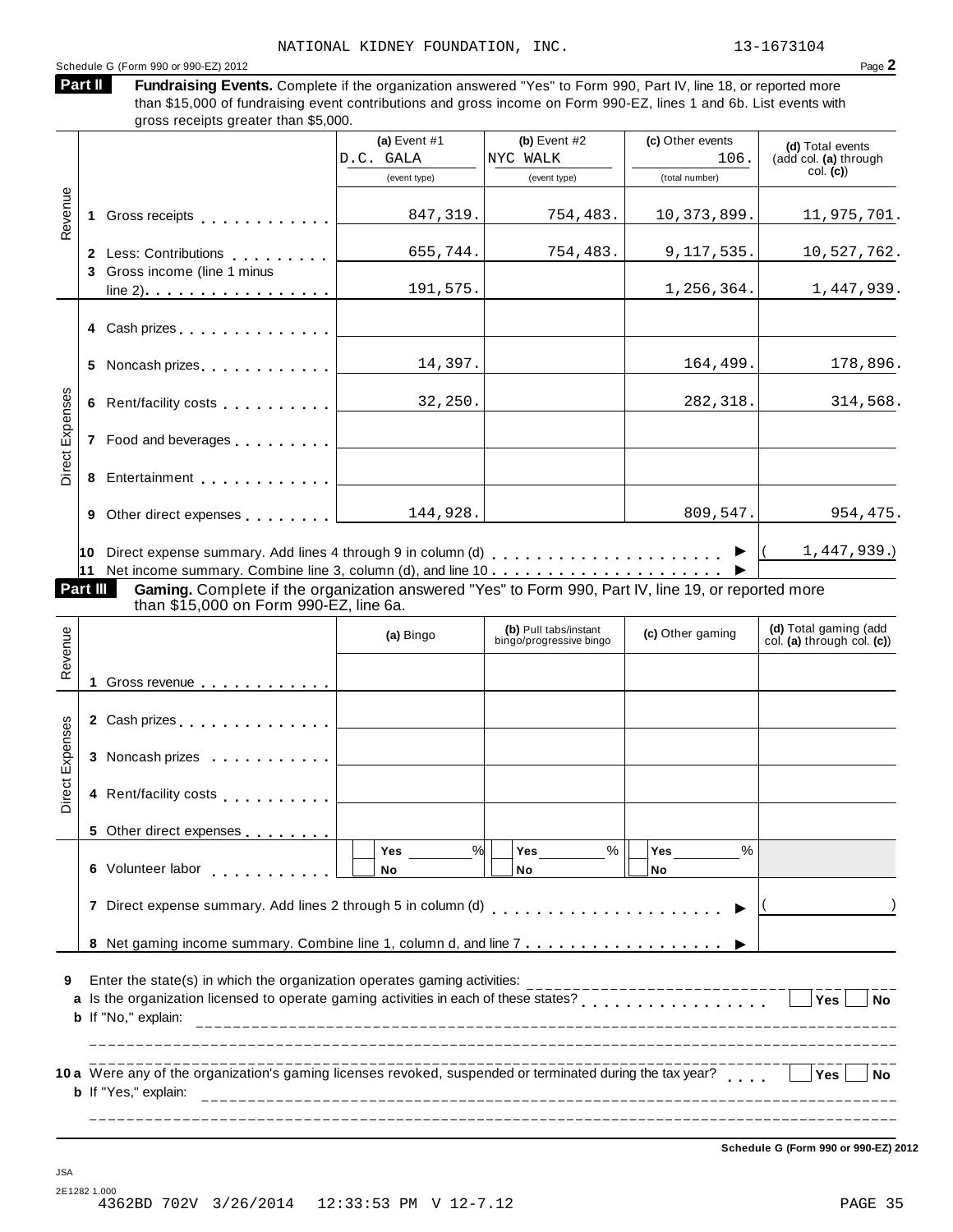NATIONAL KIDNEY FOUNDATION, INC. 13-1673104

Schedule G (Form 990 or 990-EZ) 2012

**Part II** **Fundraising Events.** Complete if the organization answered "Yes" to Form 990, Part IV, line 18, or reported more than $15,000 of fundraising event contributions and gross income on Form 990-EZ, lines 1 and 6b. List events with gross receipts greater than $5,000.

| | | (a) Event #1 D.C. GALA (event type) | (b) Event #2 NYC WALK (event type) | (c) Other events 106. (total number) | (d) Total events (add col. (a) through col. (c)) |
|---|---|---|---|---|---|
| Revenue | 1 Gross receipts | 847,319. | 754,483. | 10,373,899. | 11,975,701. |
| | 2 Less: Contributions | 655,744. | 754,483. | 9,117,535. | 10,527,762. |
| | 3 Gross income (line 1 minus line 2) | 191,575. | | 1,256,364. | 1,447,939. |
| Direct Expenses | 4 Cash prizes | | | | |
| | 5 Noncash prizes | 14,397. | | 164,499. | 178,896. |
| | 6 Rent/facility costs | 32,250. | | 282,318. | 314,568. |
| | 7 Food and beverages | | | | |
| | 8 Entertainment | | | | |
| | 9 Other direct expenses | 144,928. | | 809,547. | 954,475. |

10 Direct expense summary. Add lines 4 through 9 in column (d) ▶ (1,447,939.)

11 Net income summary. Combine line 3, column (d), and line 10 ▶

**Part III** **Gaming.** Complete if the organization answered "Yes" to Form 990, Part IV, line 19, or reported more than $15,000 on Form 990-EZ, line 6a.

| | | (a) Bingo | (b) Pull tabs/instant bingo/progressive bingo | (c) Other gaming | (d) Total gaming (add col. (a) through col. (c)) |
|---|---|---|---|---|---|
| Revenue | 1 Gross revenue | | | | |
| Direct Expenses | 2 Cash prizes | | | | |
| | 3 Noncash prizes | | | | |
| | 4 Rent/facility costs | | | | |
| | 5 Other direct expenses | | | | |
| | 6 Volunteer labor | ☐ Yes ___% ☐ No | ☐ Yes ___% ☐ No | ☐ Yes ___% ☐ No | |

7 Direct expense summary. Add lines 2 through 5 in column (d) ▶ ( )

8 Net gaming income summary. Combine line 1, column d, and line 7 ▶

9 Enter the state(s) in which the organization operates gaming activities: ______

a Is the organization licensed to operate gaming activities in each of these states? ☐ Yes ☐ No

b If "No," explain: ______

10a Were any of the organization's gaming licenses revoked, suspended or terminated during the tax year? ☐ Yes ☐ No

b If "Yes," explain: ______

Schedule G (Form 990 or 990-EZ) 2012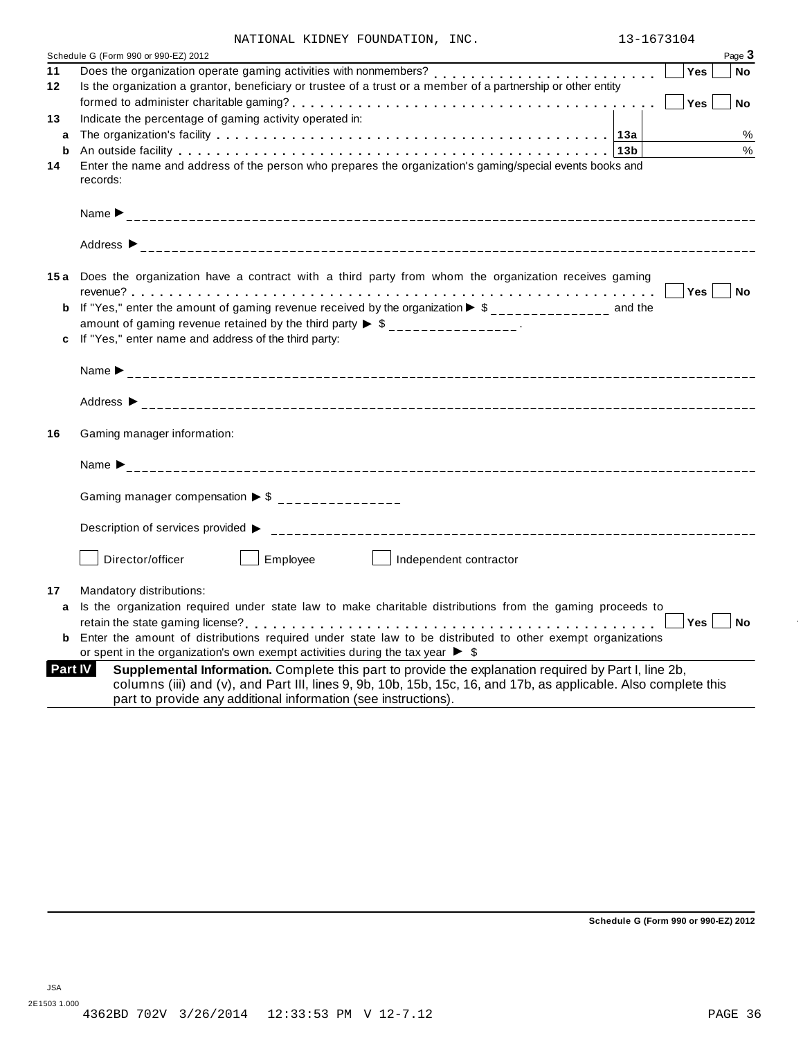NATIONAL KIDNEY FOUNDATION, INC. 13-1673104

Schedule G (Form 990 or 990-EZ) 2012 Page **3**

**11** Does the organization operate gaming activities with nonmembers? . . . . . . . . . . . . . . . . . . . . . . . . ☐ **Yes** ☐ **No**

**12** Is the organization a grantor, beneficiary or trustee of a trust or a member of a partnership or other entity formed to administer charitable gaming? . . . . . . . . . . . . . . . . . . . . . . . . . . . . . . . . . . . . . . ☐ **Yes** ☐ **No**

**13** Indicate the percentage of gaming activity operated in:

**a** The organization's facility . . . . . . . . . . . . . . . . . . . . . . . . . . . . . . . . . . . . . . **13a** %

**b** An outside facility . . . . . . . . . . . . . . . . . . . . . . . . . . . . . . . . . . . . . . . . . . . . **13b** %

**14** Enter the name and address of the person who prepares the organization's gaming/special events books and records:

Name ▶ ____________________

Address ▶ ____________________

**15 a** Does the organization have a contract with a third party from whom the organization receives gaming revenue? . . . . . . . . . . . . . . . . . . . . . . . . . . . . . . . . . . . . . . . . . . . . . . . . . . . . . . . . . ☐ **Yes** ☐ **No**

**b** If "Yes," enter the amount of gaming revenue received by the organization ▶ $ ______________ and the amount of gaming revenue retained by the third party ▶ $ ______________ .

**c** If "Yes," enter name and address of the third party:

Name ▶ ____________________

Address ▶ ____________________

**16** Gaming manager information:

Name ▶ ____________________

Gaming manager compensation ▶ $ ______________

Description of services provided ▶ ____________________

☐ Director/officer ☐ Employee ☐ Independent contractor

**17** Mandatory distributions:

**a** Is the organization required under state law to make charitable distributions from the gaming proceeds to retain the state gaming license? . . . . . . . . . . . . . . . . . . . . . . . . . . . . . . . . . . . . . . . . . . . ☐ **Yes** ☐ **No**

**b** Enter the amount of distributions required under state law to be distributed to other exempt organizations or spent in the organization's own exempt activities during the tax year ▶ $

**Part IV** **Supplemental Information.** Complete this part to provide the explanation required by Part I, line 2b, columns (iii) and (v), and Part III, lines 9, 9b, 10b, 15b, 15c, 16, and 17b, as applicable. Also complete this part to provide any additional information (see instructions).

**Schedule G (Form 990 or 990-EZ) 2012**

JSA
2E1503 1.000

4362BD 702V 3/26/2014 12:33:53 PM V 12-7.12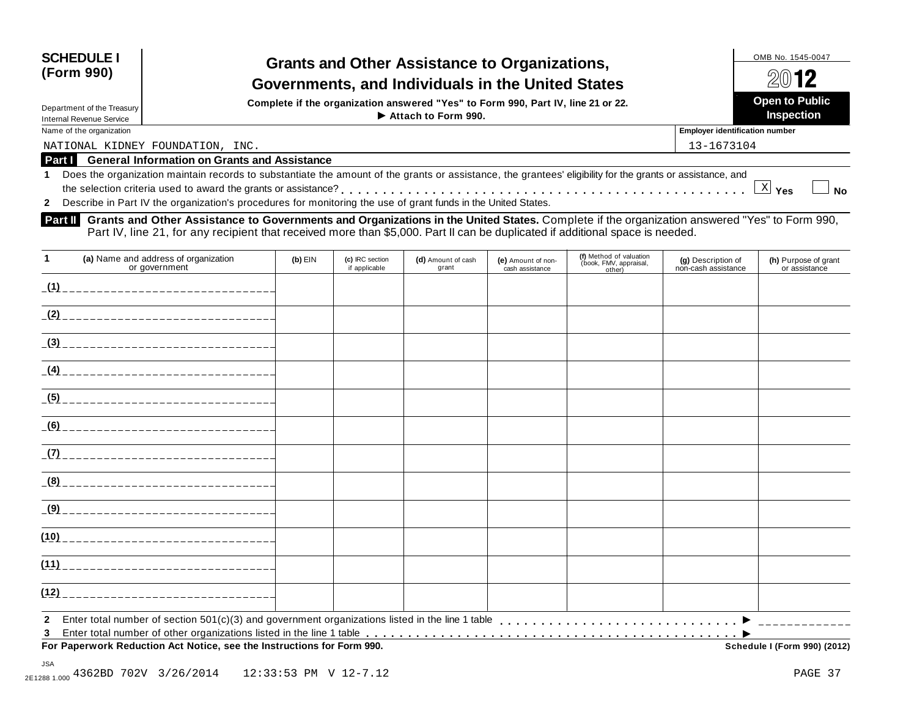**SCHEDULE I (Form 990)**

Department of the Treasury
Internal Revenue Service

# Grants and Other Assistance to Organizations, Governments, and Individuals in the United States

**Complete if the organization answered "Yes" to Form 990, Part IV, line 21 or 22.**
**► Attach to Form 990.**

OMB No. 1545-0047

**2012**

**Open to Public Inspection**

Name of the organization: NATIONAL KIDNEY FOUNDATION, INC.

Employer identification number: 13-1673104

## Part I General Information on Grants and Assistance

1 Does the organization maintain records to substantiate the amount of the grants or assistance, the grantees' eligibility for the grants or assistance, and the selection criteria used to award the grants or assistance? [X] Yes [ ] No

2 Describe in Part IV the organization's procedures for monitoring the use of grant funds in the United States.

## Part II Grants and Other Assistance to Governments and Organizations in the United States.

Complete if the organization answered "Yes" to Form 990, Part IV, line 21, for any recipient that received more than $5,000. Part II can be duplicated if additional space is needed.

| 1 (a) Name and address of organization or government | (b) EIN | (c) IRC section if applicable | (d) Amount of cash grant | (e) Amount of non-cash assistance | (f) Method of valuation (book, FMV, appraisal, other) | (g) Description of non-cash assistance | (h) Purpose of grant or assistance |
|---|---|---|---|---|---|---|---|
| (1) | | | | | | | |
| (2) | | | | | | | |
| (3) | | | | | | | |
| (4) | | | | | | | |
| (5) | | | | | | | |
| (6) | | | | | | | |
| (7) | | | | | | | |
| (8) | | | | | | | |
| (9) | | | | | | | |
| (10) | | | | | | | |
| (11) | | | | | | | |
| (12) | | | | | | | |

2 Enter total number of section 501(c)(3) and government organizations listed in the line 1 table ►

3 Enter total number of other organizations listed in the line 1 table ►

**For Paperwork Reduction Act Notice, see the Instructions for Form 990.** **Schedule I (Form 990) (2012)**

JSA
2E1288 1.000 4362BD 702V 3/26/2014 12:33:53 PM V 12-7.12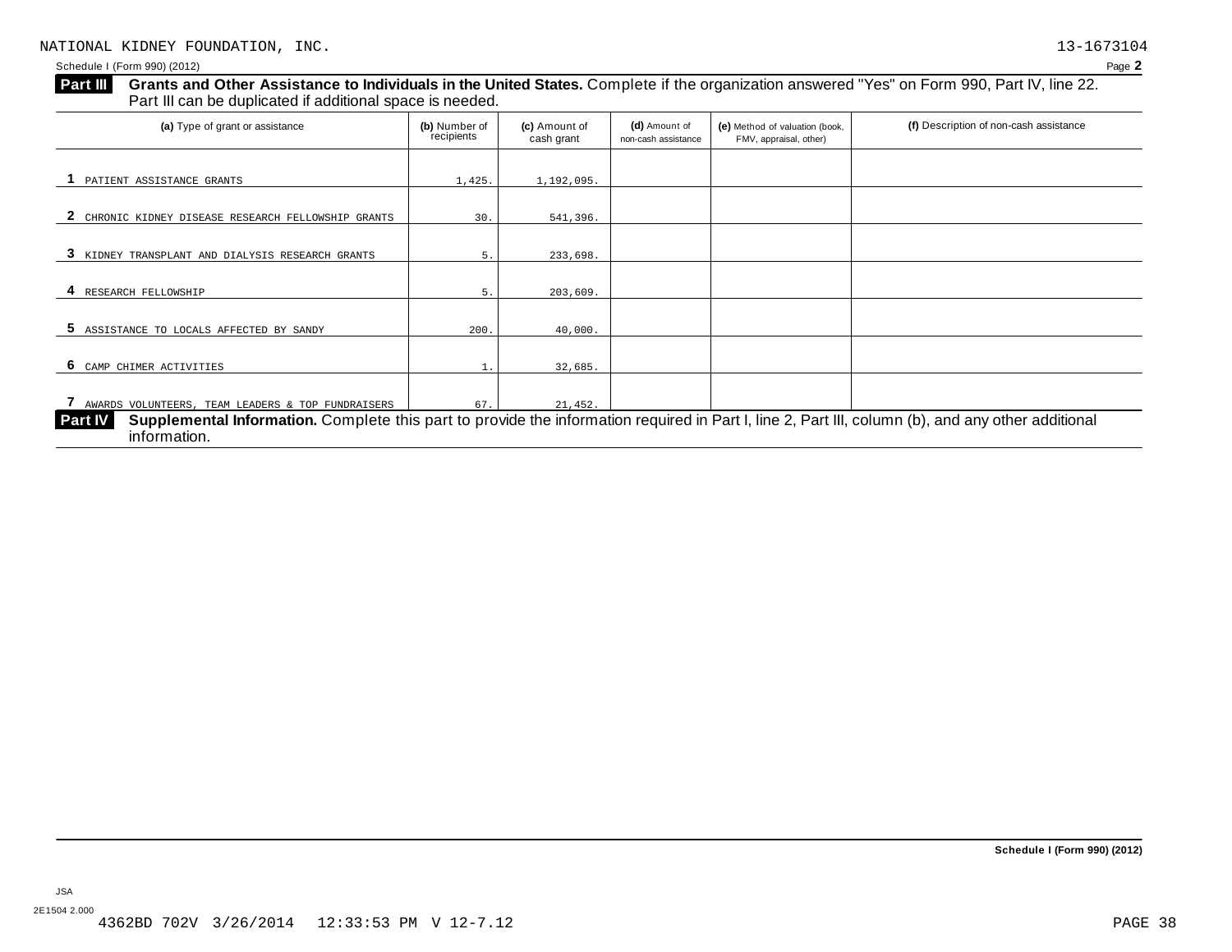NATIONAL KIDNEY FOUNDATION, INC. 13-1673104

Schedule I (Form 990) (2012)

**Part III** **Grants and Other Assistance to Individuals in the United States.** Complete if the organization answered "Yes" on Form 990, Part IV, line 22. Part III can be duplicated if additional space is needed.

| (a) Type of grant or assistance | (b) Number of recipients | (c) Amount of cash grant | (d) Amount of non-cash assistance | (e) Method of valuation (book, FMV, appraisal, other) | (f) Description of non-cash assistance |
|---|---|---|---|---|---|
| 1 PATIENT ASSISTANCE GRANTS | 1,425. | 1,192,095. | | | |
| 2 CHRONIC KIDNEY DISEASE RESEARCH FELLOWSHIP GRANTS | 30. | 541,396. | | | |
| 3 KIDNEY TRANSPLANT AND DIALYSIS RESEARCH GRANTS | 5. | 233,698. | | | |
| 4 RESEARCH FELLOWSHIP | 5. | 203,609. | | | |
| 5 ASSISTANCE TO LOCALS AFFECTED BY SANDY | 200. | 40,000. | | | |
| 6 CAMP CHIMER ACTIVITIES | 1. | 32,685. | | | |
| 7 AWARDS VOLUNTEERS, TEAM LEADERS & TOP FUNDRAISERS | 67. | 21,452. | | | |

**Part IV** **Supplemental Information.** Complete this part to provide the information required in Part I, line 2, Part III, column (b), and any other additional information.

Schedule I (Form 990) (2012)

JSA
2E1504 2.000
4362BD 702V 3/26/2014 12:33:53 PM V 12-7.12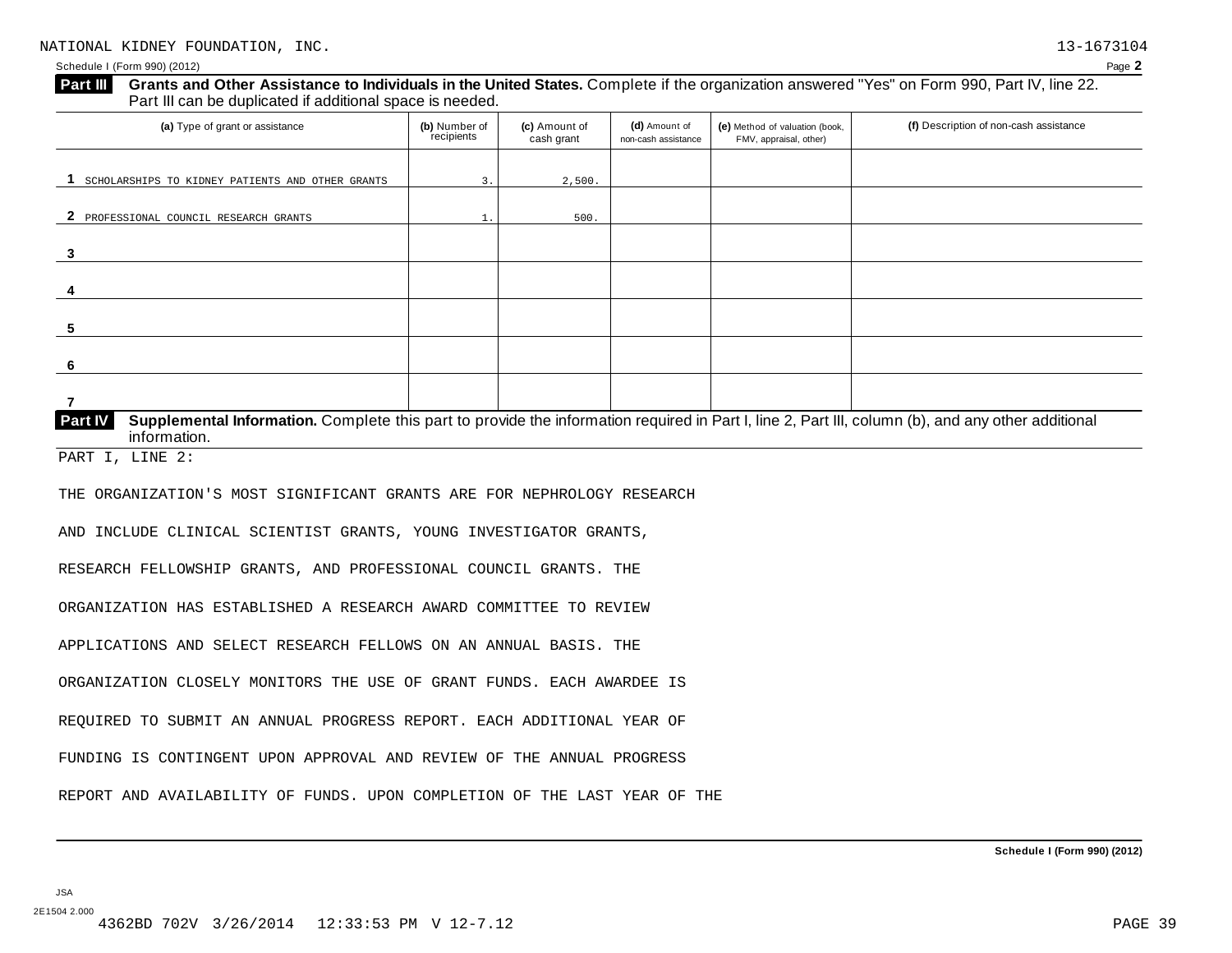NATIONAL KIDNEY FOUNDATION, INC. 13-1673104

Schedule I (Form 990) (2012) Page **2**

**Part III** **Grants and Other Assistance to Individuals in the United States.** Complete if the organization answered "Yes" on Form 990, Part IV, line 22. Part III can be duplicated if additional space is needed.

| (a) Type of grant or assistance | (b) Number of recipients | (c) Amount of cash grant | (d) Amount of non-cash assistance | (e) Method of valuation (book, FMV, appraisal, other) | (f) Description of non-cash assistance |
|---|---|---|---|---|---|
| 1 SCHOLARSHIPS TO KIDNEY PATIENTS AND OTHER GRANTS | 3. | 2,500. | | | |
| 2 PROFESSIONAL COUNCIL RESEARCH GRANTS | 1. | 500. | | | |
| 3 | | | | | |
| 4 | | | | | |
| 5 | | | | | |
| 6 | | | | | |
| 7 | | | | | |

**Part IV** **Supplemental Information.** Complete this part to provide the information required in Part I, line 2, Part III, column (b), and any other additional information.

PART I, LINE 2:

THE ORGANIZATION'S MOST SIGNIFICANT GRANTS ARE FOR NEPHROLOGY RESEARCH AND INCLUDE CLINICAL SCIENTIST GRANTS, YOUNG INVESTIGATOR GRANTS, RESEARCH FELLOWSHIP GRANTS, AND PROFESSIONAL COUNCIL GRANTS. THE ORGANIZATION HAS ESTABLISHED A RESEARCH AWARD COMMITTEE TO REVIEW APPLICATIONS AND SELECT RESEARCH FELLOWS ON AN ANNUAL BASIS. THE ORGANIZATION CLOSELY MONITORS THE USE OF GRANT FUNDS. EACH AWARDEE IS REQUIRED TO SUBMIT AN ANNUAL PROGRESS REPORT. EACH ADDITIONAL YEAR OF FUNDING IS CONTINGENT UPON APPROVAL AND REVIEW OF THE ANNUAL PROGRESS REPORT AND AVAILABILITY OF FUNDS. UPON COMPLETION OF THE LAST YEAR OF THE

**Schedule I (Form 990) (2012)**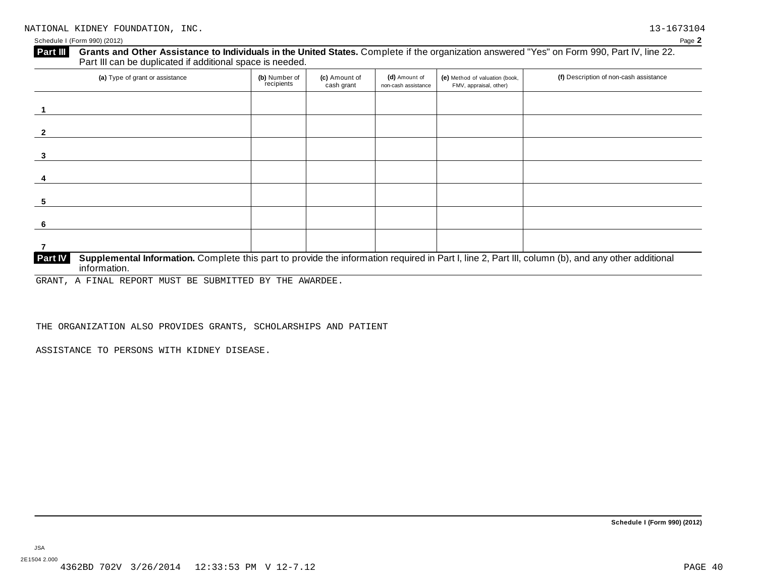NATIONAL KIDNEY FOUNDATION, INC. 13-1673104

Schedule I (Form 990) (2012) Page **2**

**Part III** **Grants and Other Assistance to Individuals in the United States.** Complete if the organization answered "Yes" on Form 990, Part IV, line 22. Part III can be duplicated if additional space is needed.

| (a) Type of grant or assistance | (b) Number of recipients | (c) Amount of cash grant | (d) Amount of non-cash assistance | (e) Method of valuation (book, FMV, appraisal, other) | (f) Description of non-cash assistance |
|---|---|---|---|---|---|
| 1 | | | | | |
| 2 | | | | | |
| 3 | | | | | |
| 4 | | | | | |
| 5 | | | | | |
| 6 | | | | | |
| 7 | | | | | |

**Part IV** **Supplemental Information.** Complete this part to provide the information required in Part I, line 2, Part III, column (b), and any other additional information.

GRANT, A FINAL REPORT MUST BE SUBMITTED BY THE AWARDEE.

THE ORGANIZATION ALSO PROVIDES GRANTS, SCHOLARSHIPS AND PATIENT

ASSISTANCE TO PERSONS WITH KIDNEY DISEASE.

**Schedule I (Form 990) (2012)**

JSA
2E1504 2.000
4362BD 702V 3/26/2014 12:33:53 PM V 12-7.12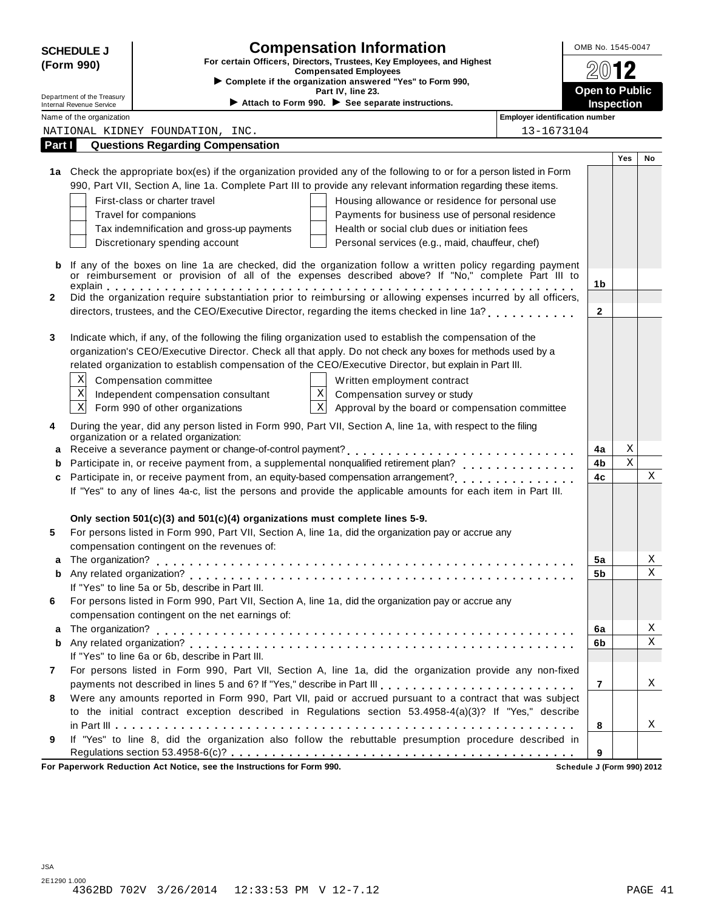**SCHEDULE J (Form 990)**

Department of the Treasury
Internal Revenue Service

# Compensation Information

**For certain Officers, Directors, Trustees, Key Employees, and Highest Compensated Employees**

► Complete if the organization answered "Yes" to Form 990, Part IV, line 23.

► Attach to Form 990. ► See separate instructions.

OMB No. 1545-0047

2012

**Open to Public Inspection**

Name of the organization: NATIONAL KIDNEY FOUNDATION, INC.

Employer identification number: 13-1673104

## Part I — Questions Regarding Compensation

| | | | Yes | No |
|---|---|---|---|---|
| **1a** | Check the appropriate box(es) if the organization provided any of the following to or for a person listed in Form 990, Part VII, Section A, line 1a. Complete Part III to provide any relevant information regarding these items.<br>☐ First-class or charter travel ☐ Housing allowance or residence for personal use<br>☐ Travel for companions ☐ Payments for business use of personal residence<br>☐ Tax indemnification and gross-up payments ☐ Health or social club dues or initiation fees<br>☐ Discretionary spending account ☐ Personal services (e.g., maid, chauffeur, chef) | | | |
| **b** | If any of the boxes on line 1a are checked, did the organization follow a written policy regarding payment or reimbursement or provision of all of the expenses described above? If "No," complete Part III to explain | 1b | | |
| **2** | Did the organization require substantiation prior to reimbursing or allowing expenses incurred by all officers, directors, trustees, and the CEO/Executive Director, regarding the items checked in line 1a? | 2 | | |
| **3** | Indicate which, if any, of the following the filing organization used to establish the compensation of the organization's CEO/Executive Director. Check all that apply. Do not check any boxes for methods used by a related organization to establish compensation of the CEO/Executive Director, but explain in Part III.<br>☒ Compensation committee ☐ Written employment contract<br>☒ Independent compensation consultant ☒ Compensation survey or study<br>☒ Form 990 of other organizations ☒ Approval by the board or compensation committee | | | |
| **4** | During the year, did any person listed in Form 990, Part VII, Section A, line 1a, with respect to the filing organization or a related organization: | | | |
| **a** | Receive a severance payment or change-of-control payment? | 4a | X | |
| **b** | Participate in, or receive payment from, a supplemental nonqualified retirement plan? | 4b | X | |
| **c** | Participate in, or receive payment from, an equity-based compensation arrangement? | 4c | | X |
| | If "Yes" to any of lines 4a-c, list the persons and provide the applicable amounts for each item in Part III. | | | |
| | **Only section 501(c)(3) and 501(c)(4) organizations must complete lines 5-9.** | | | |
| **5** | For persons listed in Form 990, Part VII, Section A, line 1a, did the organization pay or accrue any compensation contingent on the revenues of: | | | |
| **a** | The organization? | 5a | | X |
| **b** | Any related organization? | 5b | | X |
| | If "Yes" to line 5a or 5b, describe in Part III. | | | |
| **6** | For persons listed in Form 990, Part VII, Section A, line 1a, did the organization pay or accrue any compensation contingent on the net earnings of: | | | |
| **a** | The organization? | 6a | | X |
| **b** | Any related organization? | 6b | | X |
| | If "Yes" to line 6a or 6b, describe in Part III. | | | |
| **7** | For persons listed in Form 990, Part VII, Section A, line 1a, did the organization provide any non-fixed payments not described in lines 5 and 6? If "Yes," describe in Part III | 7 | | X |
| **8** | Were any amounts reported in Form 990, Part VII, paid or accrued pursuant to a contract that was subject to the initial contract exception described in Regulations section 53.4958-4(a)(3)? If "Yes," describe in Part III | 8 | | X |
| **9** | If "Yes" to line 8, did the organization also follow the rebuttable presumption procedure described in Regulations section 53.4958-6(c)? | 9 | | |

**For Paperwork Reduction Act Notice, see the Instructions for Form 990.**

Schedule J (Form 990) 2012

JSA
2E1290 1.000
4362BD 702V 3/26/2014 12:33:53 PM V 12-7.12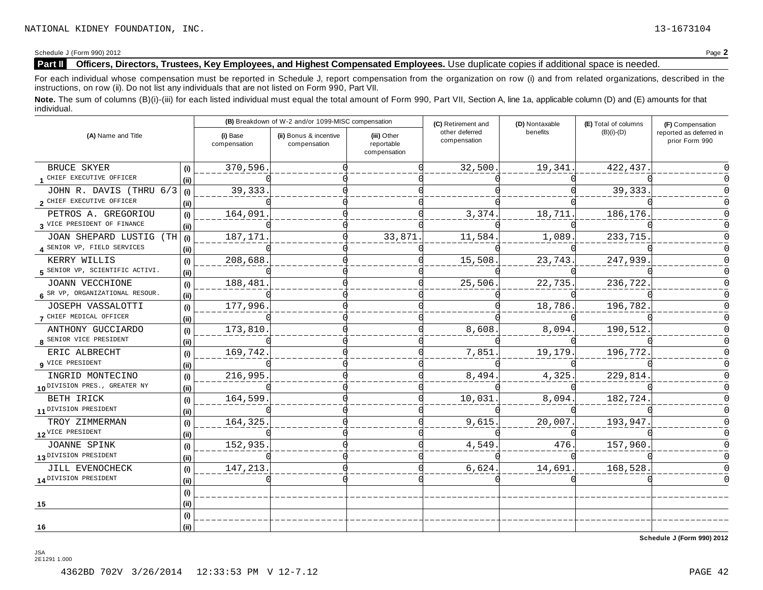NATIONAL KIDNEY FOUNDATION, INC. 13-1673104

Schedule J (Form 990) 2012 Page **2**

**Part II** **Officers, Directors, Trustees, Key Employees, and Highest Compensated Employees.** Use duplicate copies if additional space is needed.

For each individual whose compensation must be reported in Schedule J, report compensation from the organization on row (i) and from related organizations, described in the instructions, on row (ii). Do not list any individuals that are not listed on Form 990, Part VII.

**Note.** The sum of columns (B)(i)-(iii) for each listed individual must equal the total amount of Form 990, Part VII, Section A, line 1a, applicable column (D) and (E) amounts for that individual.

| (A) Name and Title | | (B) Breakdown of W-2 and/or 1099-MISC compensation | | | (C) Retirement and other deferred compensation | (D) Nontaxable benefits | (E) Total of columns (B)(i)-(D) | (F) Compensation reported as deferred in prior Form 990 |
|---|---|---|---|---|---|---|---|---|
| | | (i) Base compensation | (ii) Bonus & incentive compensation | (iii) Other reportable compensation | | | | |
| 1 BRUCE SKYER | (i) | 370,596. | 0 | 0 | 32,500. | 19,341. | 422,437. | 0 |
| CHIEF EXECUTIVE OFFICER | (ii) | 0 | 0 | 0 | 0 | 0 | 0 | 0 |
| 2 JOHN R. DAVIS (THRU 6/3 | (i) | 39,333. | 0 | 0 | 0 | 0 | 39,333. | 0 |
| CHIEF EXECUTIVE OFFICER | (ii) | 0 | 0 | 0 | 0 | 0 | 0 | 0 |
| 3 PETROS A. GREGORIOU | (i) | 164,091. | 0 | 0 | 3,374. | 18,711. | 186,176. | 0 |
| VICE PRESIDENT OF FINANCE | (ii) | 0 | 0 | 0 | 0 | 0 | 0 | 0 |
| 4 JOAN SHEPARD LUSTIG (TH | (i) | 187,171. | 0 | 33,871. | 11,584. | 1,089. | 233,715. | 0 |
| SENIOR VP, FIELD SERVICES | (ii) | 0 | 0 | 0 | 0 | 0 | 0 | 0 |
| 5 KERRY WILLIS | (i) | 208,688. | 0 | 0 | 15,508. | 23,743. | 247,939. | 0 |
| SENIOR VP, SCIENTIFIC ACTIVI. | (ii) | 0 | 0 | 0 | 0 | 0 | 0 | 0 |
| 6 JOANN VECCHIONE | (i) | 188,481. | 0 | 0 | 25,506. | 22,735. | 236,722. | 0 |
| SR VP, ORGANIZATIONAL RESOUR. | (ii) | 0 | 0 | 0 | 0 | 0 | 0 | 0 |
| 7 JOSEPH VASSALOTTI | (i) | 177,996. | 0 | 0 | 0 | 18,786. | 196,782. | 0 |
| CHIEF MEDICAL OFFICER | (ii) | 0 | 0 | 0 | 0 | 0 | 0 | 0 |
| 8 ANTHONY GUCCIARDO | (i) | 173,810. | 0 | 0 | 8,608. | 8,094. | 190,512. | 0 |
| SENIOR VICE PRESIDENT | (ii) | 0 | 0 | 0 | 0 | 0 | 0 | 0 |
| 9 ERIC ALBRECHT | (i) | 169,742. | 0 | 0 | 7,851. | 19,179. | 196,772. | 0 |
| VICE PRESIDENT | (ii) | 0 | 0 | 0 | 0 | 0 | 0 | 0 |
| 10 INGRID MONTECINO | (i) | 216,995. | 0 | 0 | 8,494. | 4,325. | 229,814. | 0 |
| DIVISION PRES., GREATER NY | (ii) | 0 | 0 | 0 | 0 | 0 | 0 | 0 |
| 11 BETH IRICK | (i) | 164,599. | 0 | 0 | 10,031. | 8,094. | 182,724. | 0 |
| DIVISION PRESIDENT | (ii) | 0 | 0 | 0 | 0 | 0 | 0 | 0 |
| 12 TROY ZIMMERMAN | (i) | 164,325. | 0 | 0 | 9,615. | 20,007. | 193,947. | 0 |
| VICE PRESIDENT | (ii) | 0 | 0 | 0 | 0 | 0 | 0 | 0 |
| 13 JOANNE SPINK | (i) | 152,935. | 0 | 0 | 4,549. | 476. | 157,960. | 0 |
| DIVISION PRESIDENT | (ii) | 0 | 0 | 0 | 0 | 0 | 0 | 0 |
| 14 JILL EVENOCHECK | (i) | 147,213. | 0 | 0 | 6,624. | 14,691. | 168,528. | 0 |
| DIVISION PRESIDENT | (ii) | 0 | 0 | 0 | 0 | 0 | 0 | 0 |
| 15 | (i) | | | | | | | |
| | (ii) | | | | | | | |
| 16 | (i) | | | | | | | |
| | (ii) | | | | | | | |

**Schedule J (Form 990) 2012**

JSA
2E1291 1.000

4362BD 702V 3/26/2014 12:33:53 PM V 12-7.12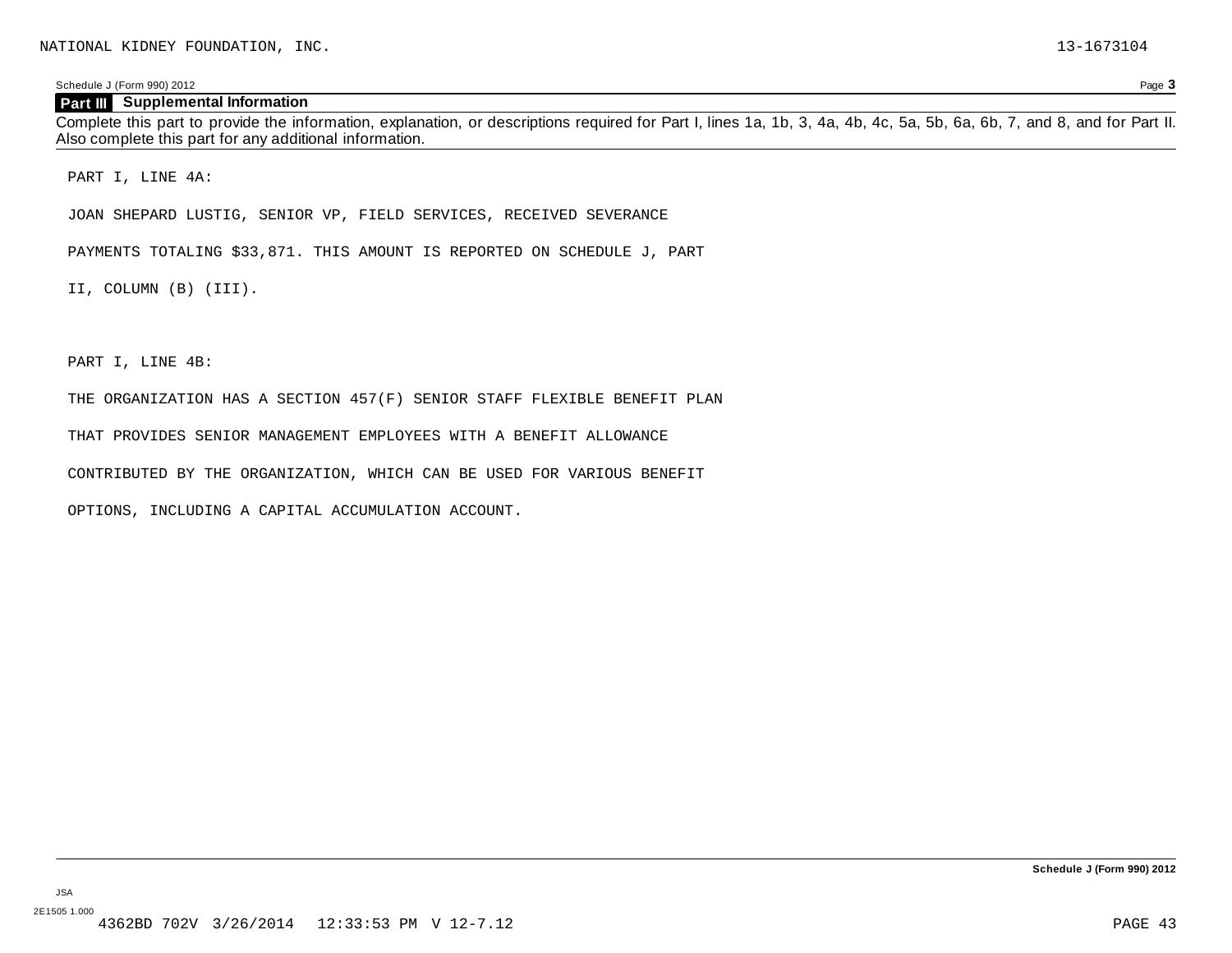NATIONAL KIDNEY FOUNDATION, INC. 13-1673104

Schedule J (Form 990) 2012 Page 3

## Part III Supplemental Information

Complete this part to provide the information, explanation, or descriptions required for Part I, lines 1a, 1b, 3, 4a, 4b, 4c, 5a, 5b, 6a, 6b, 7, and 8, and for Part II. Also complete this part for any additional information.

PART I, LINE 4A:

JOAN SHEPARD LUSTIG, SENIOR VP, FIELD SERVICES, RECEIVED SEVERANCE PAYMENTS TOTALING $33,871. THIS AMOUNT IS REPORTED ON SCHEDULE J, PART II, COLUMN (B) (III).

PART I, LINE 4B:

THE ORGANIZATION HAS A SECTION 457(F) SENIOR STAFF FLEXIBLE BENEFIT PLAN THAT PROVIDES SENIOR MANAGEMENT EMPLOYEES WITH A BENEFIT ALLOWANCE CONTRIBUTED BY THE ORGANIZATION, WHICH CAN BE USED FOR VARIOUS BENEFIT OPTIONS, INCLUDING A CAPITAL ACCUMULATION ACCOUNT.

Schedule J (Form 990) 2012

JSA
2E1505 1.000
4362BD 702V 3/26/2014 12:33:53 PM V 12-7.12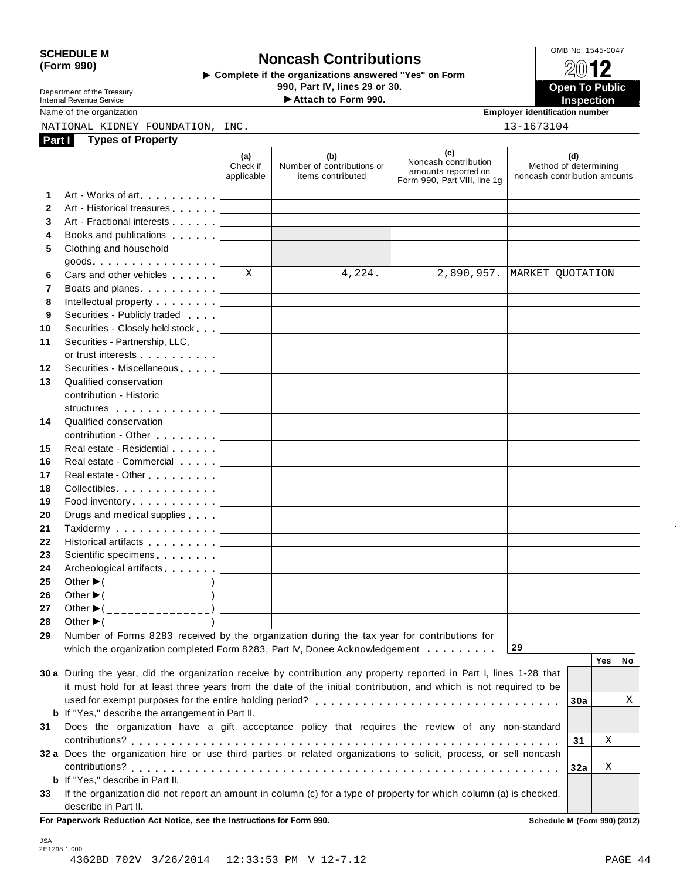**SCHEDULE M (Form 990)**

Department of the Treasury
Internal Revenue Service

# Noncash Contributions

▶ Complete if the organizations answered "Yes" on Form 990, Part IV, lines 29 or 30.
▶ Attach to Form 990.

OMB No. 1545-0047

**2012**

**Open To Public Inspection**

Name of the organization: NATIONAL KIDNEY FOUNDATION, INC.

Employer identification number: 13-1673104

## Part I Types of Property

| | | (a) Check if applicable | (b) Number of contributions or items contributed | (c) Noncash contribution amounts reported on Form 990, Part VIII, line 1g | (d) Method of determining noncash contribution amounts |
|---|---|---|---|---|---|
| 1 | Art - Works of art | | | | |
| 2 | Art - Historical treasures | | | | |
| 3 | Art - Fractional interests | | | | |
| 4 | Books and publications | | | | |
| 5 | Clothing and household goods | | | | |
| 6 | Cars and other vehicles | X | 4,224. | 2,890,957. | MARKET QUOTATION |
| 7 | Boats and planes | | | | |
| 8 | Intellectual property | | | | |
| 9 | Securities - Publicly traded | | | | |
| 10 | Securities - Closely held stock | | | | |
| 11 | Securities - Partnership, LLC, or trust interests | | | | |
| 12 | Securities - Miscellaneous | | | | |
| 13 | Qualified conservation contribution - Historic structures | | | | |
| 14 | Qualified conservation contribution - Other | | | | |
| 15 | Real estate - Residential | | | | |
| 16 | Real estate - Commercial | | | | |
| 17 | Real estate - Other | | | | |
| 18 | Collectibles | | | | |
| 19 | Food inventory | | | | |
| 20 | Drugs and medical supplies | | | | |
| 21 | Taxidermy | | | | |
| 22 | Historical artifacts | | | | |
| 23 | Scientific specimens | | | | |
| 24 | Archeological artifacts | | | | |
| 25 | Other ▶( ) | | | | |
| 26 | Other ▶( ) | | | | |
| 27 | Other ▶( ) | | | | |
| 28 | Other ▶( ) | | | | |

29 Number of Forms 8283 received by the organization during the tax year for contributions for which the organization completed Form 8283, Part IV, Donee Acknowledgement . . . . . 29

| | | | Yes | No |
|---|---|---|---|---|
| 30a | During the year, did the organization receive by contribution any property reported in Part I, lines 1-28 that it must hold for at least three years from the date of the initial contribution, and which is not required to be used for exempt purposes for the entire holding period? | 30a | | X |
| b | If "Yes," describe the arrangement in Part II. | | | |
| 31 | Does the organization have a gift acceptance policy that requires the review of any non-standard contributions? | 31 | X | |
| 32a | Does the organization hire or use third parties or related organizations to solicit, process, or sell noncash contributions? | 32a | X | |
| b | If "Yes," describe in Part II. | | | |
| 33 | If the organization did not report an amount in column (c) for a type of property for which column (a) is checked, describe in Part II. | | | |

**For Paperwork Reduction Act Notice, see the Instructions for Form 990.** **Schedule M (Form 990) (2012)**

JSA
2E1298 1.000
4362BD 702V 3/26/2014 12:33:53 PM V 12-7.12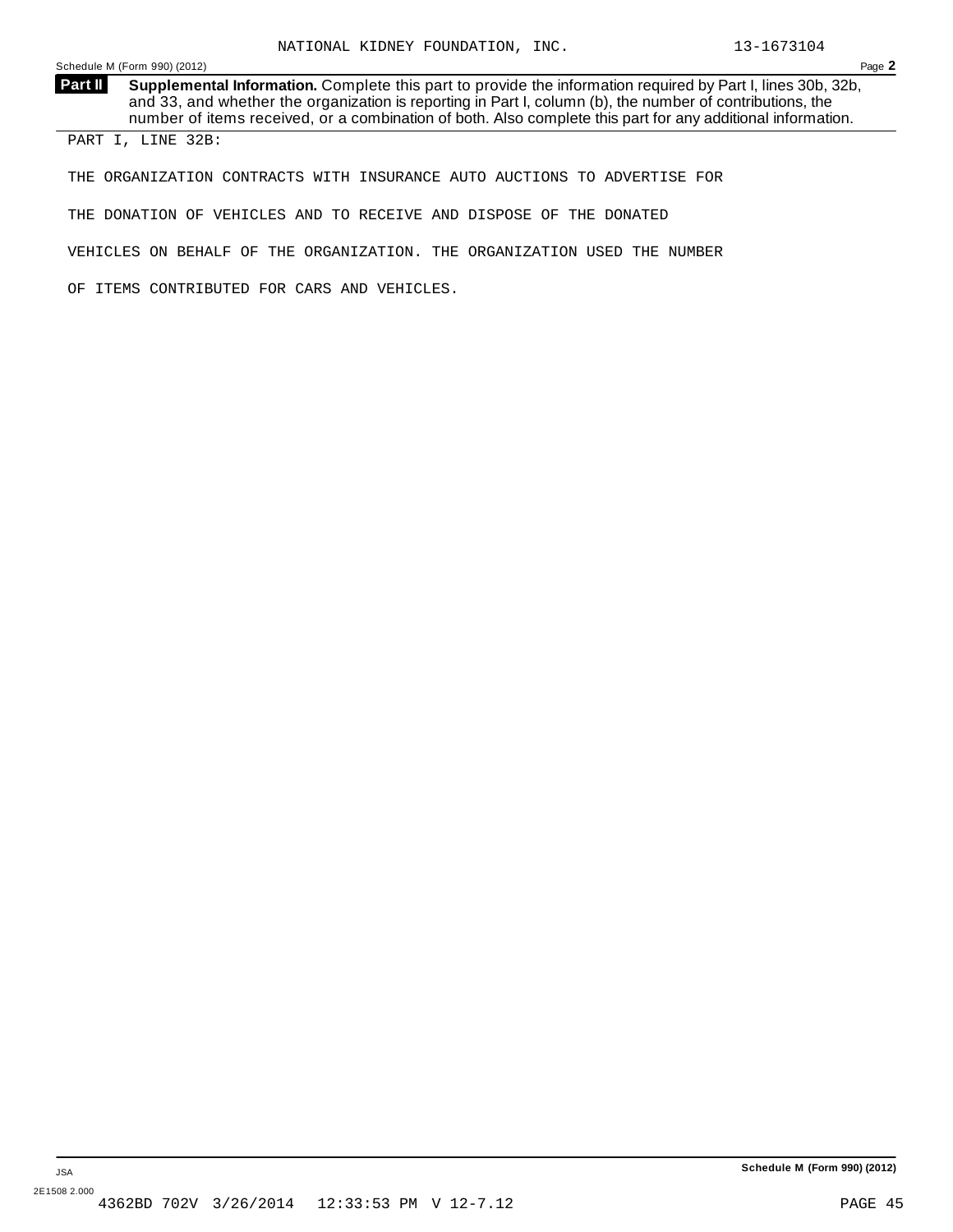NATIONAL KIDNEY FOUNDATION, INC. 13-1673104

## Part II Supplemental Information.

Complete this part to provide the information required by Part I, lines 30b, 32b, and 33, and whether the organization is reporting in Part I, column (b), the number of contributions, the number of items received, or a combination of both. Also complete this part for any additional information.

PART I, LINE 32B:

THE ORGANIZATION CONTRACTS WITH INSURANCE AUTO AUCTIONS TO ADVERTISE FOR THE DONATION OF VEHICLES AND TO RECEIVE AND DISPOSE OF THE DONATED VEHICLES ON BEHALF OF THE ORGANIZATION. THE ORGANIZATION USED THE NUMBER OF ITEMS CONTRIBUTED FOR CARS AND VEHICLES.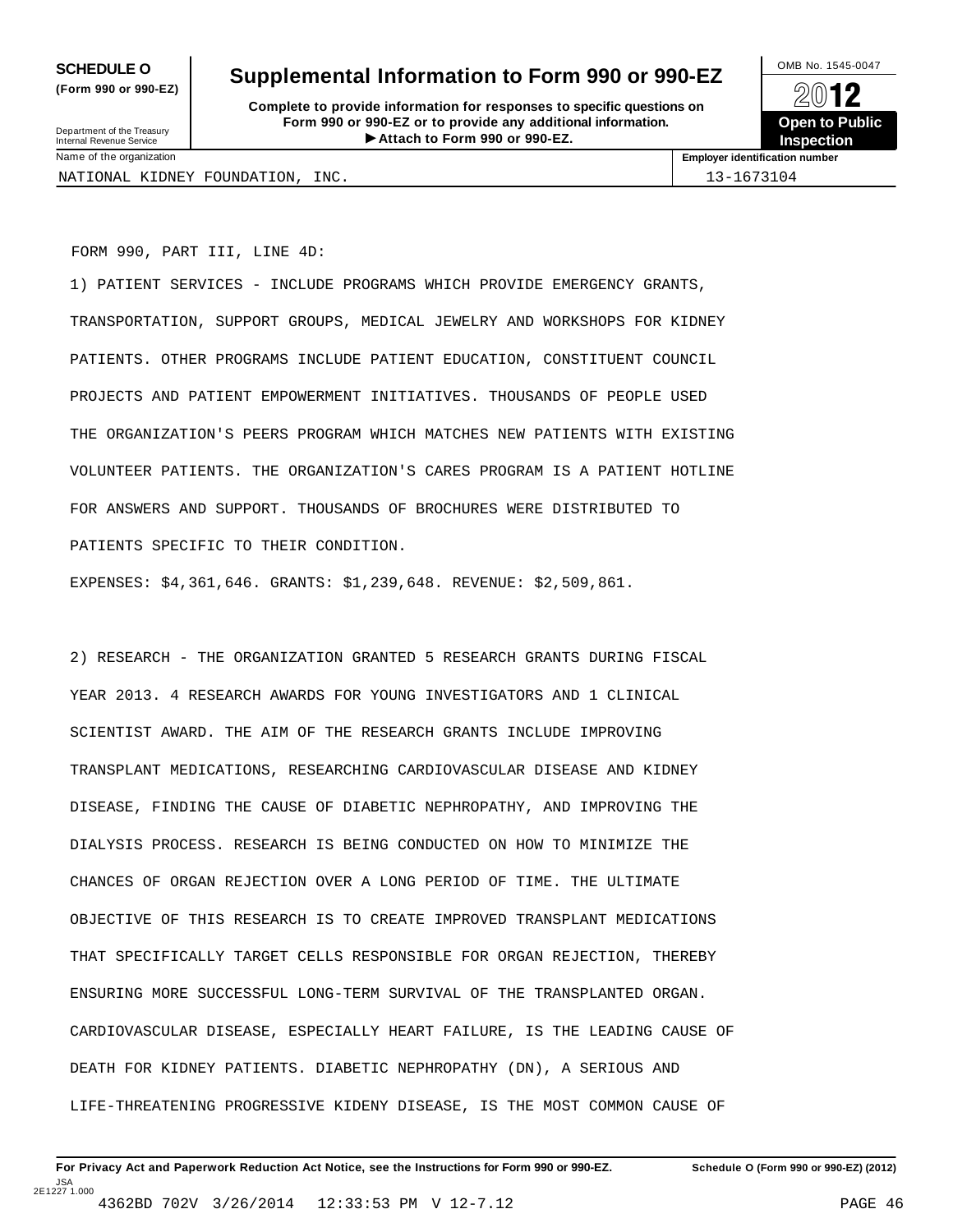**SCHEDULE O**
**(Form 990 or 990-EZ)**

Department of the Treasury
Internal Revenue Service

# Supplemental Information to Form 990 or 990-EZ

**Complete to provide information for responses to specific questions on Form 990 or 990-EZ or to provide any additional information.**
**▶ Attach to Form 990 or 990-EZ.**

OMB No. 1545-0047

**2012**

**Open to Public Inspection**

| Name of the organization | Employer identification number |
| --- | --- |
| NATIONAL KIDNEY FOUNDATION, INC. | 13-1673104 |

FORM 990, PART III, LINE 4D:

1) PATIENT SERVICES - INCLUDE PROGRAMS WHICH PROVIDE EMERGENCY GRANTS, TRANSPORTATION, SUPPORT GROUPS, MEDICAL JEWELRY AND WORKSHOPS FOR KIDNEY PATIENTS. OTHER PROGRAMS INCLUDE PATIENT EDUCATION, CONSTITUENT COUNCIL PROJECTS AND PATIENT EMPOWERMENT INITIATIVES. THOUSANDS OF PEOPLE USED THE ORGANIZATION'S PEERS PROGRAM WHICH MATCHES NEW PATIENTS WITH EXISTING VOLUNTEER PATIENTS. THE ORGANIZATION'S CARES PROGRAM IS A PATIENT HOTLINE FOR ANSWERS AND SUPPORT. THOUSANDS OF BROCHURES WERE DISTRIBUTED TO PATIENTS SPECIFIC TO THEIR CONDITION.

EXPENSES: $4,361,646. GRANTS: $1,239,648. REVENUE: $2,509,861.

2) RESEARCH - THE ORGANIZATION GRANTED 5 RESEARCH GRANTS DURING FISCAL YEAR 2013. 4 RESEARCH AWARDS FOR YOUNG INVESTIGATORS AND 1 CLINICAL SCIENTIST AWARD. THE AIM OF THE RESEARCH GRANTS INCLUDE IMPROVING TRANSPLANT MEDICATIONS, RESEARCHING CARDIOVASCULAR DISEASE AND KIDNEY DISEASE, FINDING THE CAUSE OF DIABETIC NEPHROPATHY, AND IMPROVING THE DIALYSIS PROCESS. RESEARCH IS BEING CONDUCTED ON HOW TO MINIMIZE THE CHANCES OF ORGAN REJECTION OVER A LONG PERIOD OF TIME. THE ULTIMATE OBJECTIVE OF THIS RESEARCH IS TO CREATE IMPROVED TRANSPLANT MEDICATIONS THAT SPECIFICALLY TARGET CELLS RESPONSIBLE FOR ORGAN REJECTION, THEREBY ENSURING MORE SUCCESSFUL LONG-TERM SURVIVAL OF THE TRANSPLANTED ORGAN. CARDIOVASCULAR DISEASE, ESPECIALLY HEART FAILURE, IS THE LEADING CAUSE OF DEATH FOR KIDNEY PATIENTS. DIABETIC NEPHROPATHY (DN), A SERIOUS AND LIFE-THREATENING PROGRESSIVE KIDENY DISEASE, IS THE MOST COMMON CAUSE OF

**For Privacy Act and Paperwork Reduction Act Notice, see the Instructions for Form 990 or 990-EZ.** **Schedule O (Form 990 or 990-EZ) (2012)**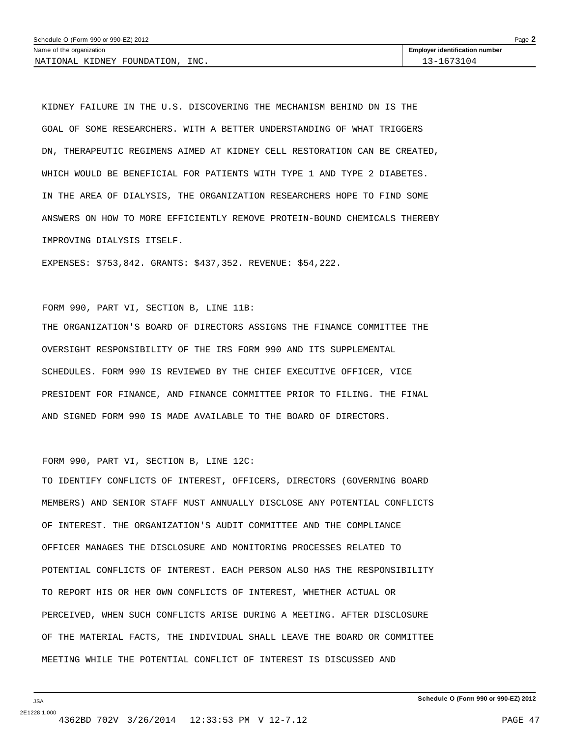KIDNEY FAILURE IN THE U.S. DISCOVERING THE MECHANISM BEHIND DN IS THE GOAL OF SOME RESEARCHERS. WITH A BETTER UNDERSTANDING OF WHAT TRIGGERS DN, THERAPEUTIC REGIMENS AIMED AT KIDNEY CELL RESTORATION CAN BE CREATED, WHICH WOULD BE BENEFICIAL FOR PATIENTS WITH TYPE 1 AND TYPE 2 DIABETES. IN THE AREA OF DIALYSIS, THE ORGANIZATION RESEARCHERS HOPE TO FIND SOME ANSWERS ON HOW TO MORE EFFICIENTLY REMOVE PROTEIN-BOUND CHEMICALS THEREBY IMPROVING DIALYSIS ITSELF.

EXPENSES: $753,842. GRANTS: $437,352. REVENUE: $54,222.

FORM 990, PART VI, SECTION B, LINE 11B:

THE ORGANIZATION'S BOARD OF DIRECTORS ASSIGNS THE FINANCE COMMITTEE THE OVERSIGHT RESPONSIBILITY OF THE IRS FORM 990 AND ITS SUPPLEMENTAL SCHEDULES. FORM 990 IS REVIEWED BY THE CHIEF EXECUTIVE OFFICER, VICE PRESIDENT FOR FINANCE, AND FINANCE COMMITTEE PRIOR TO FILING. THE FINAL AND SIGNED FORM 990 IS MADE AVAILABLE TO THE BOARD OF DIRECTORS.

FORM 990, PART VI, SECTION B, LINE 12C:

TO IDENTIFY CONFLICTS OF INTEREST, OFFICERS, DIRECTORS (GOVERNING BOARD MEMBERS) AND SENIOR STAFF MUST ANNUALLY DISCLOSE ANY POTENTIAL CONFLICTS OF INTEREST. THE ORGANIZATION'S AUDIT COMMITTEE AND THE COMPLIANCE OFFICER MANAGES THE DISCLOSURE AND MONITORING PROCESSES RELATED TO POTENTIAL CONFLICTS OF INTEREST. EACH PERSON ALSO HAS THE RESPONSIBILITY TO REPORT HIS OR HER OWN CONFLICTS OF INTEREST, WHETHER ACTUAL OR PERCEIVED, WHEN SUCH CONFLICTS ARISE DURING A MEETING. AFTER DISCLOSURE OF THE MATERIAL FACTS, THE INDIVIDUAL SHALL LEAVE THE BOARD OR COMMITTEE MEETING WHILE THE POTENTIAL CONFLICT OF INTEREST IS DISCUSSED AND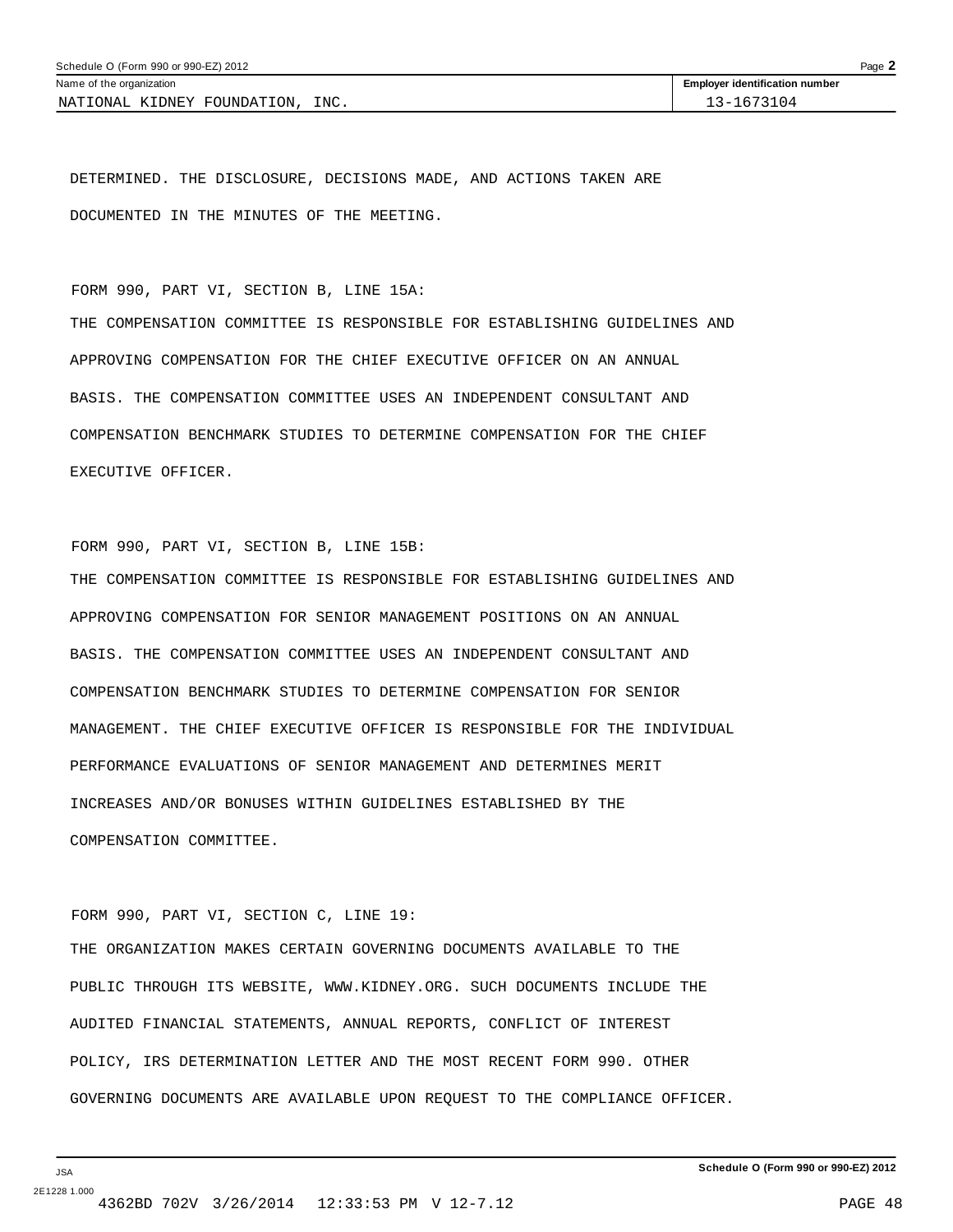DETERMINED. THE DISCLOSURE, DECISIONS MADE, AND ACTIONS TAKEN ARE DOCUMENTED IN THE MINUTES OF THE MEETING.

FORM 990, PART VI, SECTION B, LINE 15A:

THE COMPENSATION COMMITTEE IS RESPONSIBLE FOR ESTABLISHING GUIDELINES AND APPROVING COMPENSATION FOR THE CHIEF EXECUTIVE OFFICER ON AN ANNUAL BASIS. THE COMPENSATION COMMITTEE USES AN INDEPENDENT CONSULTANT AND COMPENSATION BENCHMARK STUDIES TO DETERMINE COMPENSATION FOR THE CHIEF EXECUTIVE OFFICER.

FORM 990, PART VI, SECTION B, LINE 15B:

THE COMPENSATION COMMITTEE IS RESPONSIBLE FOR ESTABLISHING GUIDELINES AND APPROVING COMPENSATION FOR SENIOR MANAGEMENT POSITIONS ON AN ANNUAL BASIS. THE COMPENSATION COMMITTEE USES AN INDEPENDENT CONSULTANT AND COMPENSATION BENCHMARK STUDIES TO DETERMINE COMPENSATION FOR SENIOR MANAGEMENT. THE CHIEF EXECUTIVE OFFICER IS RESPONSIBLE FOR THE INDIVIDUAL PERFORMANCE EVALUATIONS OF SENIOR MANAGEMENT AND DETERMINES MERIT INCREASES AND/OR BONUSES WITHIN GUIDELINES ESTABLISHED BY THE COMPENSATION COMMITTEE.

FORM 990, PART VI, SECTION C, LINE 19:

THE ORGANIZATION MAKES CERTAIN GOVERNING DOCUMENTS AVAILABLE TO THE PUBLIC THROUGH ITS WEBSITE, WWW.KIDNEY.ORG. SUCH DOCUMENTS INCLUDE THE AUDITED FINANCIAL STATEMENTS, ANNUAL REPORTS, CONFLICT OF INTEREST POLICY, IRS DETERMINATION LETTER AND THE MOST RECENT FORM 990. OTHER GOVERNING DOCUMENTS ARE AVAILABLE UPON REQUEST TO THE COMPLIANCE OFFICER.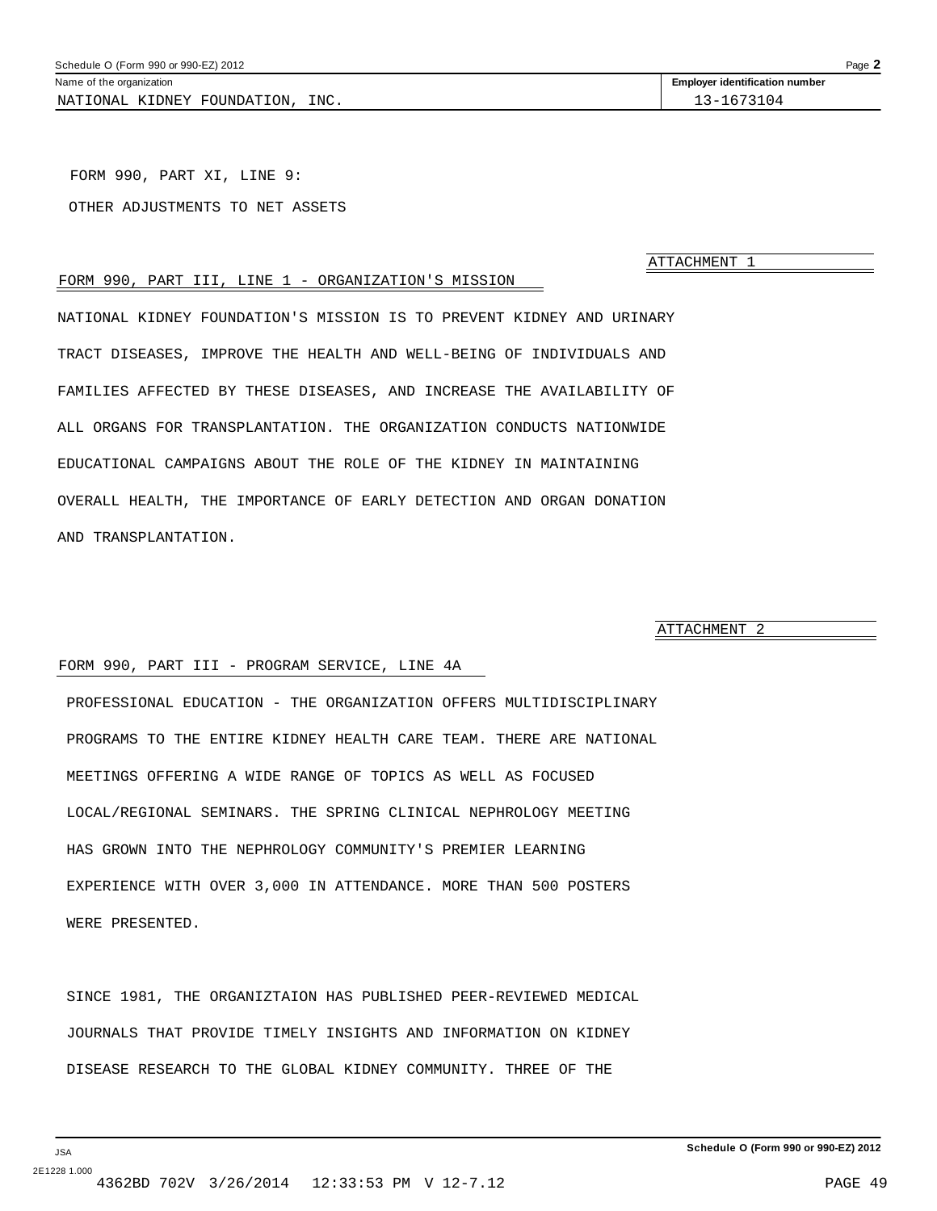NATIONAL KIDNEY FOUNDATION, INC. 13-1673104

FORM 990, PART XI, LINE 9:

OTHER ADJUSTMENTS TO NET ASSETS

ATTACHMENT 1

FORM 990, PART III, LINE 1 - ORGANIZATION'S MISSION

NATIONAL KIDNEY FOUNDATION'S MISSION IS TO PREVENT KIDNEY AND URINARY TRACT DISEASES, IMPROVE THE HEALTH AND WELL-BEING OF INDIVIDUALS AND FAMILIES AFFECTED BY THESE DISEASES, AND INCREASE THE AVAILABILITY OF ALL ORGANS FOR TRANSPLANTATION. THE ORGANIZATION CONDUCTS NATIONWIDE EDUCATIONAL CAMPAIGNS ABOUT THE ROLE OF THE KIDNEY IN MAINTAINING OVERALL HEALTH, THE IMPORTANCE OF EARLY DETECTION AND ORGAN DONATION AND TRANSPLANTATION.

ATTACHMENT 2

FORM 990, PART III - PROGRAM SERVICE, LINE 4A

PROFESSIONAL EDUCATION - THE ORGANIZATION OFFERS MULTIDISCIPLINARY PROGRAMS TO THE ENTIRE KIDNEY HEALTH CARE TEAM. THERE ARE NATIONAL MEETINGS OFFERING A WIDE RANGE OF TOPICS AS WELL AS FOCUSED LOCAL/REGIONAL SEMINARS. THE SPRING CLINICAL NEPHROLOGY MEETING HAS GROWN INTO THE NEPHROLOGY COMMUNITY'S PREMIER LEARNING EXPERIENCE WITH OVER 3,000 IN ATTENDANCE. MORE THAN 500 POSTERS WERE PRESENTED.

SINCE 1981, THE ORGANIZTAION HAS PUBLISHED PEER-REVIEWED MEDICAL JOURNALS THAT PROVIDE TIMELY INSIGHTS AND INFORMATION ON KIDNEY DISEASE RESEARCH TO THE GLOBAL KIDNEY COMMUNITY. THREE OF THE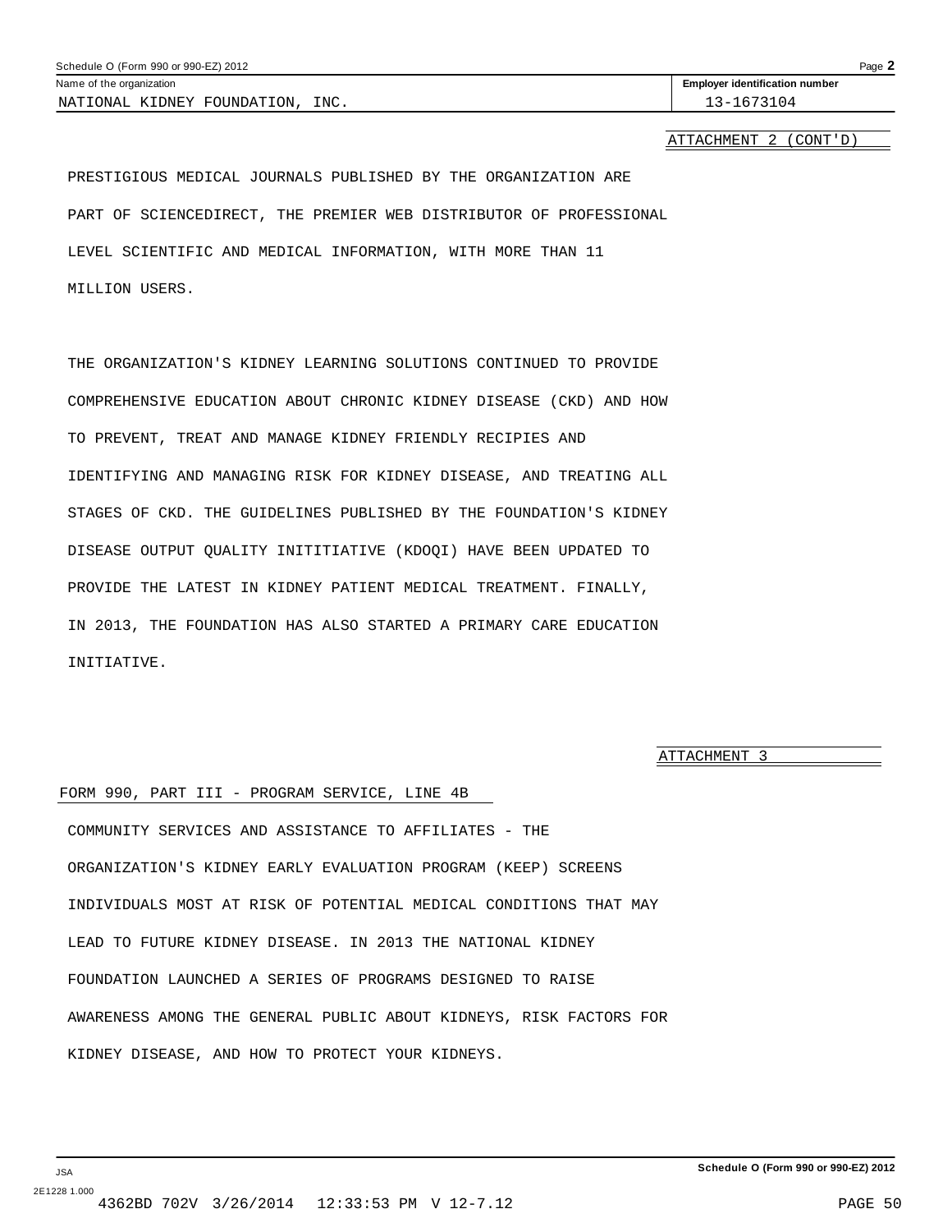NATIONAL KIDNEY FOUNDATION, INC. — 13-1673104

ATTACHMENT 2 (CONT'D)

PRESTIGIOUS MEDICAL JOURNALS PUBLISHED BY THE ORGANIZATION ARE PART OF SCIENCEDIRECT, THE PREMIER WEB DISTRIBUTOR OF PROFESSIONAL LEVEL SCIENTIFIC AND MEDICAL INFORMATION, WITH MORE THAN 11 MILLION USERS.

THE ORGANIZATION'S KIDNEY LEARNING SOLUTIONS CONTINUED TO PROVIDE COMPREHENSIVE EDUCATION ABOUT CHRONIC KIDNEY DISEASE (CKD) AND HOW TO PREVENT, TREAT AND MANAGE KIDNEY FRIENDLY RECIPIES AND IDENTIFYING AND MANAGING RISK FOR KIDNEY DISEASE, AND TREATING ALL STAGES OF CKD. THE GUIDELINES PUBLISHED BY THE FOUNDATION'S KIDNEY DISEASE OUTPUT QUALITY INITITIATIVE (KDOQI) HAVE BEEN UPDATED TO PROVIDE THE LATEST IN KIDNEY PATIENT MEDICAL TREATMENT. FINALLY, IN 2013, THE FOUNDATION HAS ALSO STARTED A PRIMARY CARE EDUCATION INITIATIVE.

ATTACHMENT 3

FORM 990, PART III - PROGRAM SERVICE, LINE 4B

COMMUNITY SERVICES AND ASSISTANCE TO AFFILIATES - THE ORGANIZATION'S KIDNEY EARLY EVALUATION PROGRAM (KEEP) SCREENS INDIVIDUALS MOST AT RISK OF POTENTIAL MEDICAL CONDITIONS THAT MAY LEAD TO FUTURE KIDNEY DISEASE. IN 2013 THE NATIONAL KIDNEY FOUNDATION LAUNCHED A SERIES OF PROGRAMS DESIGNED TO RAISE AWARENESS AMONG THE GENERAL PUBLIC ABOUT KIDNEYS, RISK FACTORS FOR KIDNEY DISEASE, AND HOW TO PROTECT YOUR KIDNEYS.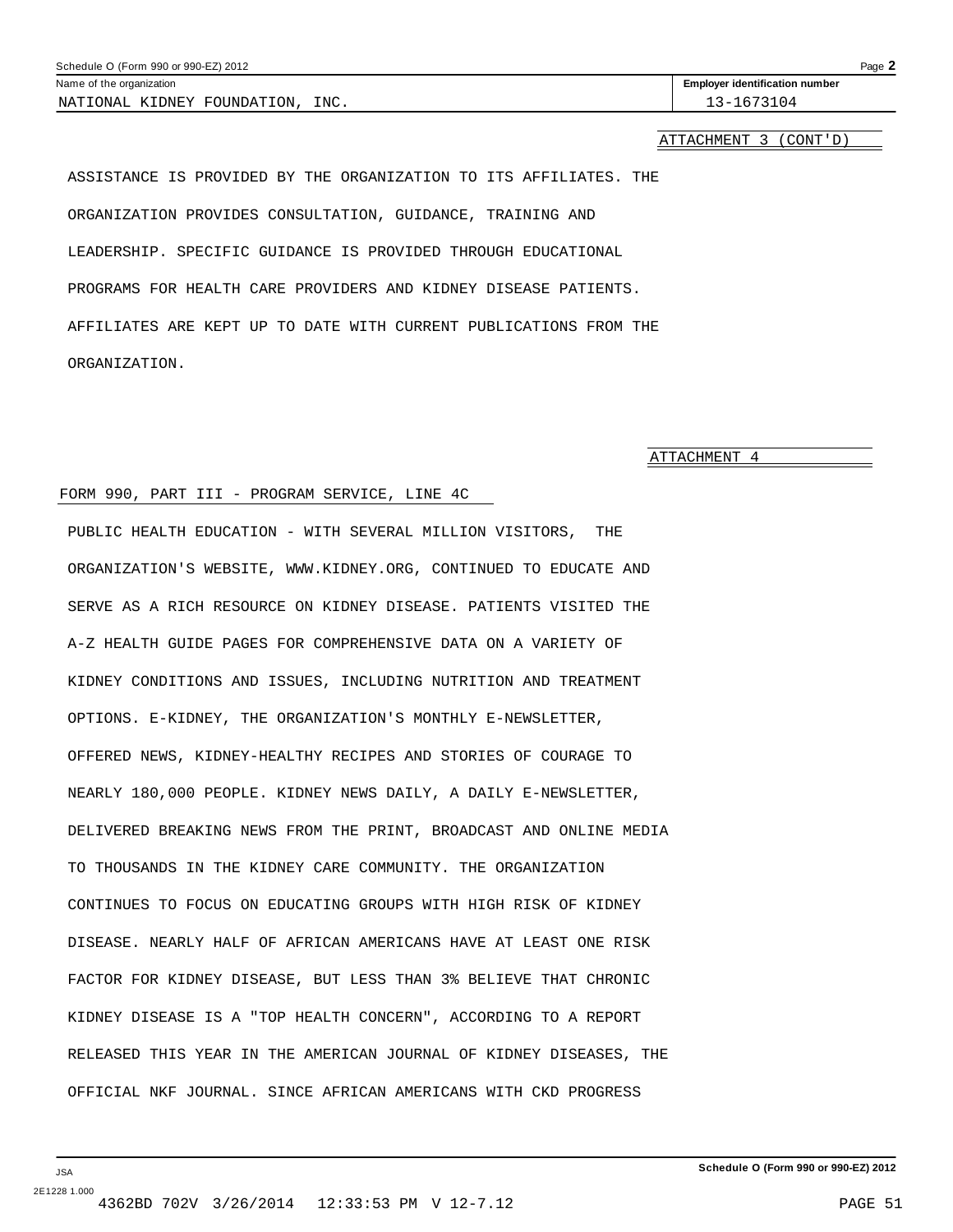Name of the organization: NATIONAL KIDNEY FOUNDATION, INC.

Employer identification number: 13-1673104

ATTACHMENT 3 (CONT'D)

ASSISTANCE IS PROVIDED BY THE ORGANIZATION TO ITS AFFILIATES. THE ORGANIZATION PROVIDES CONSULTATION, GUIDANCE, TRAINING AND LEADERSHIP. SPECIFIC GUIDANCE IS PROVIDED THROUGH EDUCATIONAL PROGRAMS FOR HEALTH CARE PROVIDERS AND KIDNEY DISEASE PATIENTS. AFFILIATES ARE KEPT UP TO DATE WITH CURRENT PUBLICATIONS FROM THE ORGANIZATION.

ATTACHMENT 4

FORM 990, PART III - PROGRAM SERVICE, LINE 4C

PUBLIC HEALTH EDUCATION - WITH SEVERAL MILLION VISITORS, THE ORGANIZATION'S WEBSITE, WWW.KIDNEY.ORG, CONTINUED TO EDUCATE AND SERVE AS A RICH RESOURCE ON KIDNEY DISEASE. PATIENTS VISITED THE A-Z HEALTH GUIDE PAGES FOR COMPREHENSIVE DATA ON A VARIETY OF KIDNEY CONDITIONS AND ISSUES, INCLUDING NUTRITION AND TREATMENT OPTIONS. E-KIDNEY, THE ORGANIZATION'S MONTHLY E-NEWSLETTER, OFFERED NEWS, KIDNEY-HEALTHY RECIPES AND STORIES OF COURAGE TO NEARLY 180,000 PEOPLE. KIDNEY NEWS DAILY, A DAILY E-NEWSLETTER, DELIVERED BREAKING NEWS FROM THE PRINT, BROADCAST AND ONLINE MEDIA TO THOUSANDS IN THE KIDNEY CARE COMMUNITY. THE ORGANIZATION CONTINUES TO FOCUS ON EDUCATING GROUPS WITH HIGH RISK OF KIDNEY DISEASE. NEARLY HALF OF AFRICAN AMERICANS HAVE AT LEAST ONE RISK FACTOR FOR KIDNEY DISEASE, BUT LESS THAN 3% BELIEVE THAT CHRONIC KIDNEY DISEASE IS A "TOP HEALTH CONCERN", ACCORDING TO A REPORT RELEASED THIS YEAR IN THE AMERICAN JOURNAL OF KIDNEY DISEASES, THE OFFICIAL NKF JOURNAL. SINCE AFRICAN AMERICANS WITH CKD PROGRESS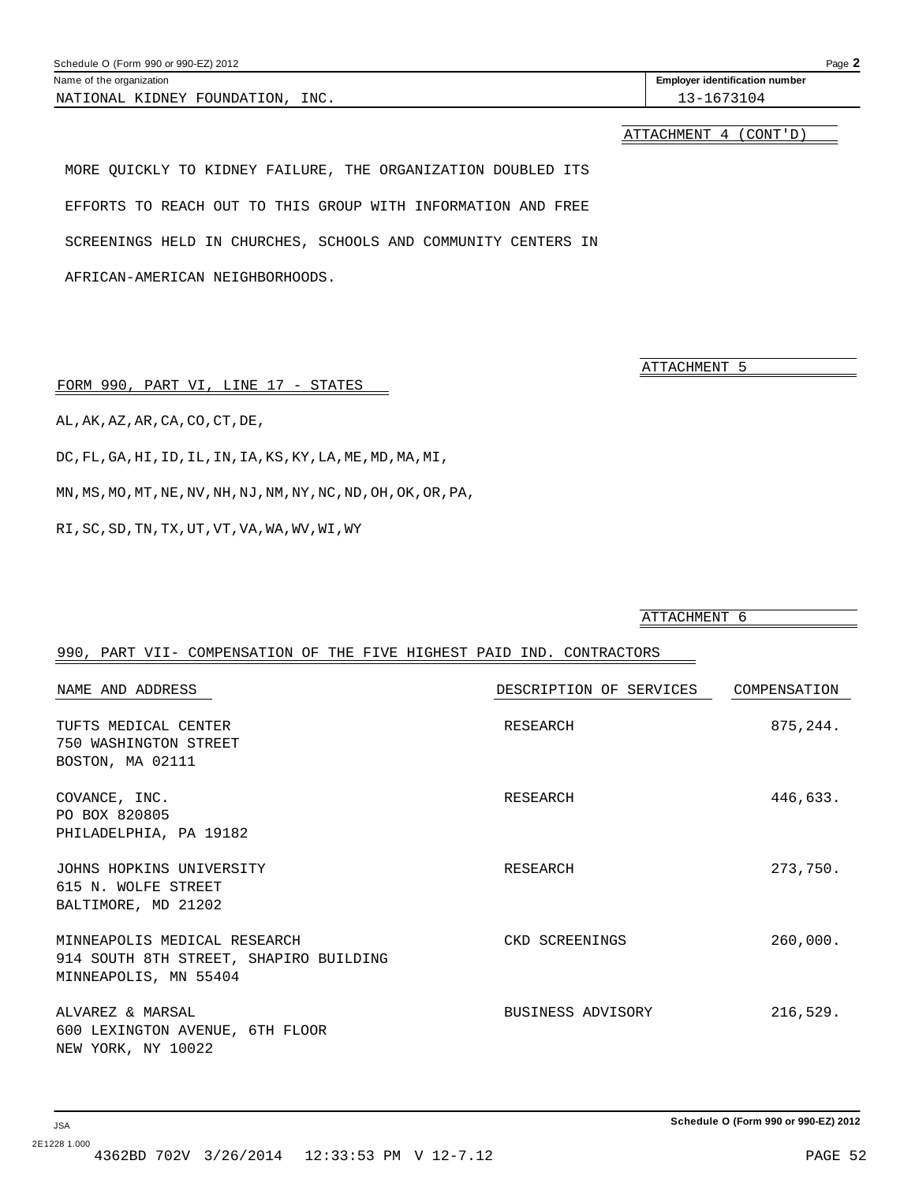Schedule O (Form 990 or 990-EZ) 2012

Name of the organization: NATIONAL KIDNEY FOUNDATION, INC.

Employer identification number: 13-1673104

ATTACHMENT 4 (CONT'D)

MORE QUICKLY TO KIDNEY FAILURE, THE ORGANIZATION DOUBLED ITS EFFORTS TO REACH OUT TO THIS GROUP WITH INFORMATION AND FREE SCREENINGS HELD IN CHURCHES, SCHOOLS AND COMMUNITY CENTERS IN AFRICAN-AMERICAN NEIGHBORHOODS.

ATTACHMENT 5

FORM 990, PART VI, LINE 17 - STATES

AL,AK,AZ,AR,CA,CO,CT,DE,
DC,FL,GA,HI,ID,IL,IN,IA,KS,KY,LA,ME,MD,MA,MI,
MN,MS,MO,MT,NE,NV,NH,NJ,NM,NY,NC,ND,OH,OK,OR,PA,
RI,SC,SD,TN,TX,UT,VT,VA,WA,WV,WI,WY

ATTACHMENT 6

990, PART VII- COMPENSATION OF THE FIVE HIGHEST PAID IND. CONTRACTORS

| NAME AND ADDRESS | DESCRIPTION OF SERVICES | COMPENSATION |
|---|---|---|
| TUFTS MEDICAL CENTER<br>750 WASHINGTON STREET<br>BOSTON, MA 02111 | RESEARCH | 875,244. |
| COVANCE, INC.<br>PO BOX 820805<br>PHILADELPHIA, PA 19182 | RESEARCH | 446,633. |
| JOHNS HOPKINS UNIVERSITY<br>615 N. WOLFE STREET<br>BALTIMORE, MD 21202 | RESEARCH | 273,750. |
| MINNEAPOLIS MEDICAL RESEARCH<br>914 SOUTH 8TH STREET, SHAPIRO BUILDING<br>MINNEAPOLIS, MN 55404 | CKD SCREENINGS | 260,000. |
| ALVAREZ & MARSAL<br>600 LEXINGTON AVENUE, 6TH FLOOR<br>NEW YORK, NY 10022 | BUSINESS ADVISORY | 216,529. |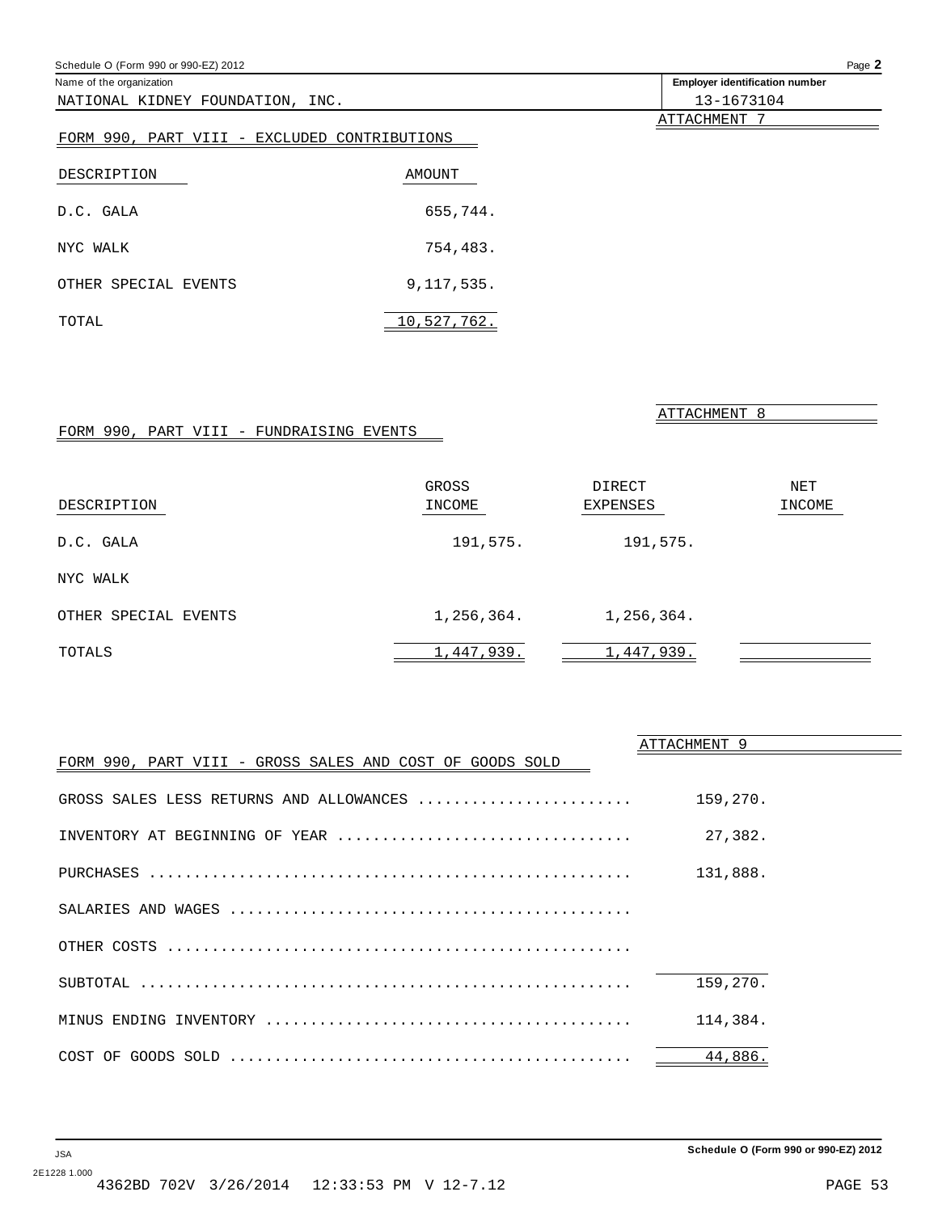Schedule O (Form 990 or 990-EZ) 2012

Name of the organization: NATIONAL KIDNEY FOUNDATION, INC.

Employer identification number: 13-1673104

ATTACHMENT 7

## FORM 990, PART VIII - EXCLUDED CONTRIBUTIONS

| DESCRIPTION | AMOUNT |
|---|---|
| D.C. GALA | 655,744. |
| NYC WALK | 754,483. |
| OTHER SPECIAL EVENTS | 9,117,535. |
| TOTAL | 10,527,762. |

ATTACHMENT 8

## FORM 990, PART VIII - FUNDRAISING EVENTS

| DESCRIPTION | GROSS INCOME | DIRECT EXPENSES | NET INCOME |
|---|---|---|---|
| D.C. GALA | 191,575. | 191,575. | |
| NYC WALK | | | |
| OTHER SPECIAL EVENTS | 1,256,364. | 1,256,364. | |
| TOTALS | 1,447,939. | 1,447,939. | |

ATTACHMENT 9

## FORM 990, PART VIII - GROSS SALES AND COST OF GOODS SOLD

| | |
|---|---|
| GROSS SALES LESS RETURNS AND ALLOWANCES | 159,270. |
| INVENTORY AT BEGINNING OF YEAR | 27,382. |
| PURCHASES | 131,888. |
| SALARIES AND WAGES | |
| OTHER COSTS | |
| SUBTOTAL | 159,270. |
| MINUS ENDING INVENTORY | 114,384. |
| COST OF GOODS SOLD | 44,886. |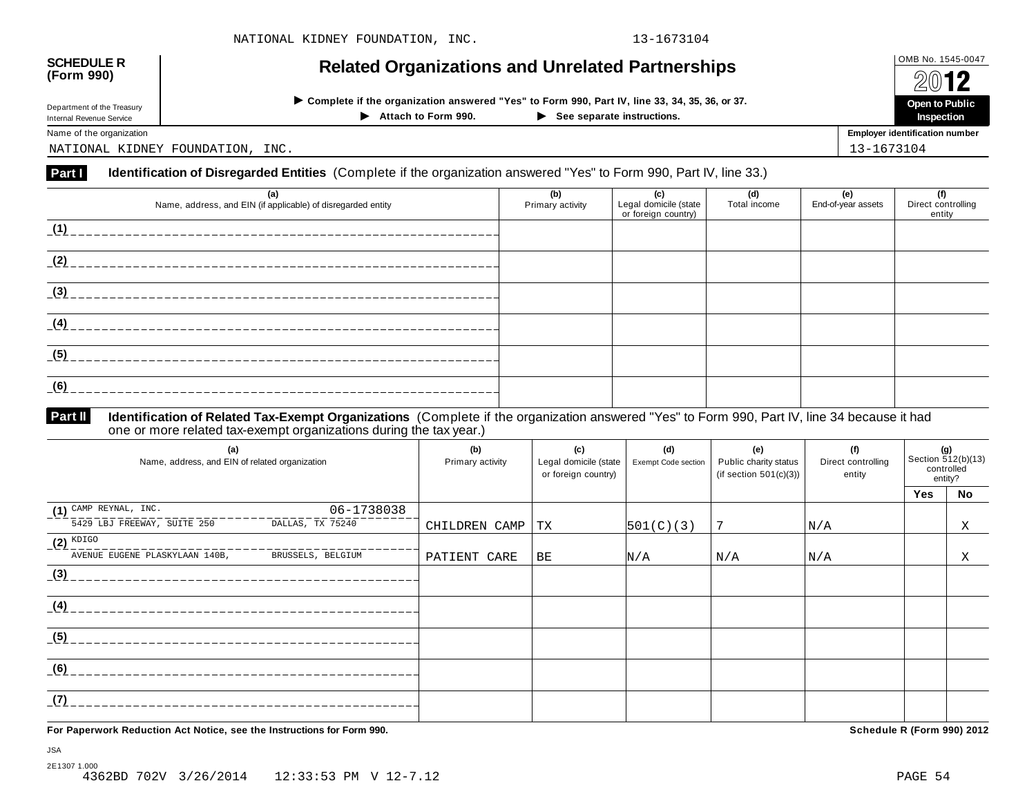NATIONAL KIDNEY FOUNDATION, INC. 13-1673104

**SCHEDULE R (Form 990)**

Department of the Treasury
Internal Revenue Service

# Related Organizations and Unrelated Partnerships

▶ **Complete if the organization answered "Yes" to Form 990, Part IV, line 33, 34, 35, 36, or 37.**

▶ **Attach to Form 990.** ▶ **See separate instructions.**

OMB No. 1545-0047

**2012**

**Open to Public Inspection**

Name of the organization: NATIONAL KIDNEY FOUNDATION, INC.

**Employer identification number:** 13-1673104

## Part I Identification of Disregarded Entities (Complete if the organization answered "Yes" to Form 990, Part IV, line 33.)

| (a) Name, address, and EIN (if applicable) of disregarded entity | (b) Primary activity | (c) Legal domicile (state or foreign country) | (d) Total income | (e) End-of-year assets | (f) Direct controlling entity |
|---|---|---|---|---|---|
| (1) | | | | | |
| (2) | | | | | |
| (3) | | | | | |
| (4) | | | | | |
| (5) | | | | | |
| (6) | | | | | |

## Part II Identification of Related Tax-Exempt Organizations (Complete if the organization answered "Yes" to Form 990, Part IV, line 34 because it had one or more related tax-exempt organizations during the tax year.)

| (a) Name, address, and EIN of related organization | (b) Primary activity | (c) Legal domicile (state or foreign country) | (d) Exempt Code section | (e) Public charity status (if section 501(c)(3)) | (f) Direct controlling entity | (g) Section 512(b)(13) controlled entity? Yes | No |
|---|---|---|---|---|---|---|---|
| (1) CAMP REYNAL, INC. 06-1738038 5429 LBJ FREEWAY, SUITE 250 DALLAS, TX 75240 | CHILDREN CAMP | TX | 501(C)(3) | 7 | N/A | | X |
| (2) KDIGO AVENUE EUGENE PLASKYLAAN 140B, BRUSSELS, BELGIUM | PATIENT CARE | BE | N/A | N/A | N/A | | X |
| (3) | | | | | | | |
| (4) | | | | | | | |
| (5) | | | | | | | |
| (6) | | | | | | | |
| (7) | | | | | | | |

**For Paperwork Reduction Act Notice, see the Instructions for Form 990.** **Schedule R (Form 990) 2012**

JSA
2E1307 1.000
4362BD 702V 3/26/2014 12:33:53 PM V 12-7.12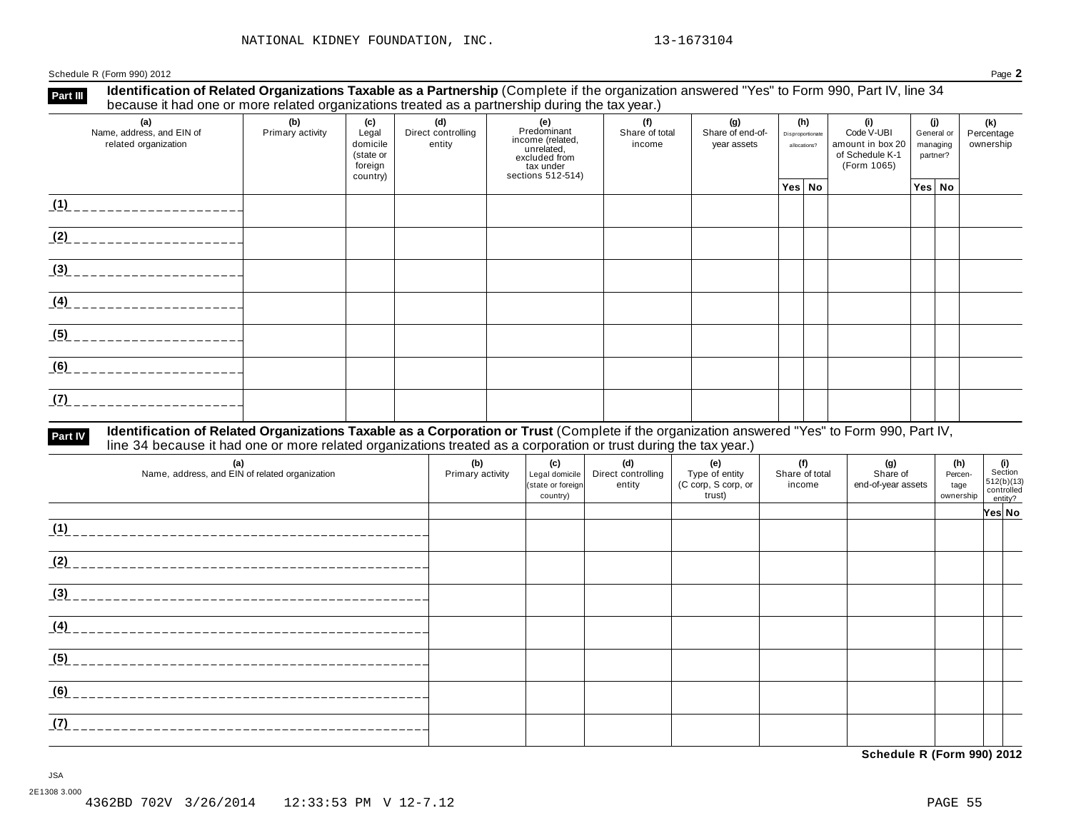NATIONAL KIDNEY FOUNDATION, INC. 13-1673104

Schedule R (Form 990) 2012 Page **2**

## Part III Identification of Related Organizations Taxable as a Partnership (Complete if the organization answered "Yes" to Form 990, Part IV, line 34 because it had one or more related organizations treated as a partnership during the tax year.)

| (a) Name, address, and EIN of related organization | (b) Primary activity | (c) Legal domicile (state or foreign country) | (d) Direct controlling entity | (e) Predominant income (related, unrelated, excluded from tax under sections 512-514) | (f) Share of total income | (g) Share of end-of-year assets | (h) Disproportionate allocations? | | (i) Code V-UBI amount in box 20 of Schedule K-1 (Form 1065) | (j) General or managing partner? | | (k) Percentage ownership |
|---|---|---|---|---|---|---|---|---|---|---|---|---|
| | | | | | | | Yes | No | | Yes | No | |
| (1) | | | | | | | | | | | | |
| (2) | | | | | | | | | | | | |
| (3) | | | | | | | | | | | | |
| (4) | | | | | | | | | | | | |
| (5) | | | | | | | | | | | | |
| (6) | | | | | | | | | | | | |
| (7) | | | | | | | | | | | | |

## Part IV Identification of Related Organizations Taxable as a Corporation or Trust (Complete if the organization answered "Yes" to Form 990, Part IV, line 34 because it had one or more related organizations treated as a corporation or trust during the tax year.)

| (a) Name, address, and EIN of related organization | (b) Primary activity | (c) Legal domicile (state or foreign country) | (d) Direct controlling entity | (e) Type of entity (C corp, S corp, or trust) | (f) Share of total income | (g) Share of end-of-year assets | (h) Percentage ownership | (i) Section 512(b)(13) controlled entity? | |
|---|---|---|---|---|---|---|---|---|---|
| | | | | | | | | Yes | No |
| (1) | | | | | | | | | |
| (2) | | | | | | | | | |
| (3) | | | | | | | | | |
| (4) | | | | | | | | | |
| (5) | | | | | | | | | |
| (6) | | | | | | | | | |
| (7) | | | | | | | | | |

**Schedule R (Form 990) 2012**

JSA
2E1308 3.000
4362BD 702V 3/26/2014 12:33:53 PM V 12-7.12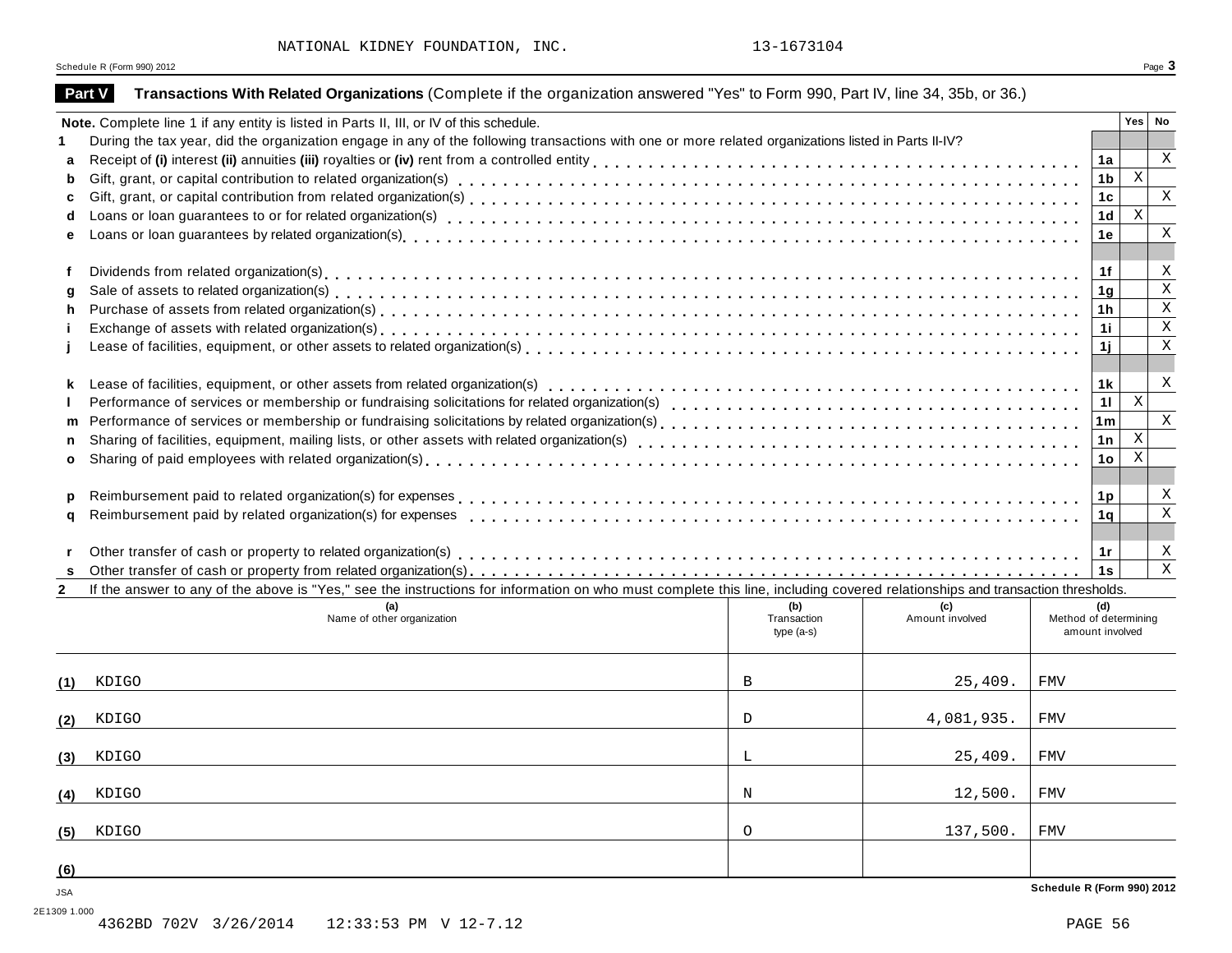NATIONAL KIDNEY FOUNDATION, INC. 13-1673104

Schedule R (Form 990) 2012

## Part V Transactions With Related Organizations (Complete if the organization answered "Yes" to Form 990, Part IV, line 34, 35b, or 36.)

**Note.** Complete line 1 if any entity is listed in Parts II, III, or IV of this schedule.

| | | | Yes | No |
|---|---|---|---|---|
| **1** | During the tax year, did the organization engage in any of the following transactions with one or more related organizations listed in Parts II-IV? | | | |
| **a** | Receipt of **(i)** interest **(ii)** annuities **(iii)** royalties or **(iv)** rent from a controlled entity | **1a** | | X |
| **b** | Gift, grant, or capital contribution to related organization(s) | **1b** | X | |
| **c** | Gift, grant, or capital contribution from related organization(s) | **1c** | | X |
| **d** | Loans or loan guarantees to or for related organization(s) | **1d** | X | |
| **e** | Loans or loan guarantees by related organization(s) | **1e** | | X |
| **f** | Dividends from related organization(s) | **1f** | | X |
| **g** | Sale of assets to related organization(s) | **1g** | | X |
| **h** | Purchase of assets from related organization(s) | **1h** | | X |
| **i** | Exchange of assets with related organization(s) | **1i** | | X |
| **j** | Lease of facilities, equipment, or other assets to related organization(s) | **1j** | | X |
| **k** | Lease of facilities, equipment, or other assets from related organization(s) | **1k** | | X |
| **l** | Performance of services or membership or fundraising solicitations for related organization(s) | **1l** | X | |
| **m** | Performance of services or membership or fundraising solicitations by related organization(s) | **1m** | | X |
| **n** | Sharing of facilities, equipment, mailing lists, or other assets with related organization(s) | **1n** | X | |
| **o** | Sharing of paid employees with related organization(s) | **1o** | X | |
| **p** | Reimbursement paid to related organization(s) for expenses | **1p** | | X |
| **q** | Reimbursement paid by related organization(s) for expenses | **1q** | | X |
| **r** | Other transfer of cash or property to related organization(s) | **1r** | | X |
| **s** | Other transfer of cash or property from related organization(s) | **1s** | | X |

**2** If the answer to any of the above is "Yes," see the instructions for information on who must complete this line, including covered relationships and transaction thresholds.

| | (a) Name of other organization | (b) Transaction type (a-s) | (c) Amount involved | (d) Method of determining amount involved |
|---|---|---|---|---|
| **(1)** | KDIGO | B | 25,409. | FMV |
| **(2)** | KDIGO | D | 4,081,935. | FMV |
| **(3)** | KDIGO | L | 25,409. | FMV |
| **(4)** | KDIGO | N | 12,500. | FMV |
| **(5)** | KDIGO | O | 137,500. | FMV |
| **(6)** | | | | |

JSA
2E1309 1.000

Schedule R (Form 990) 2012

4362BD 702V 3/26/2014 12:33:53 PM V 12-7.12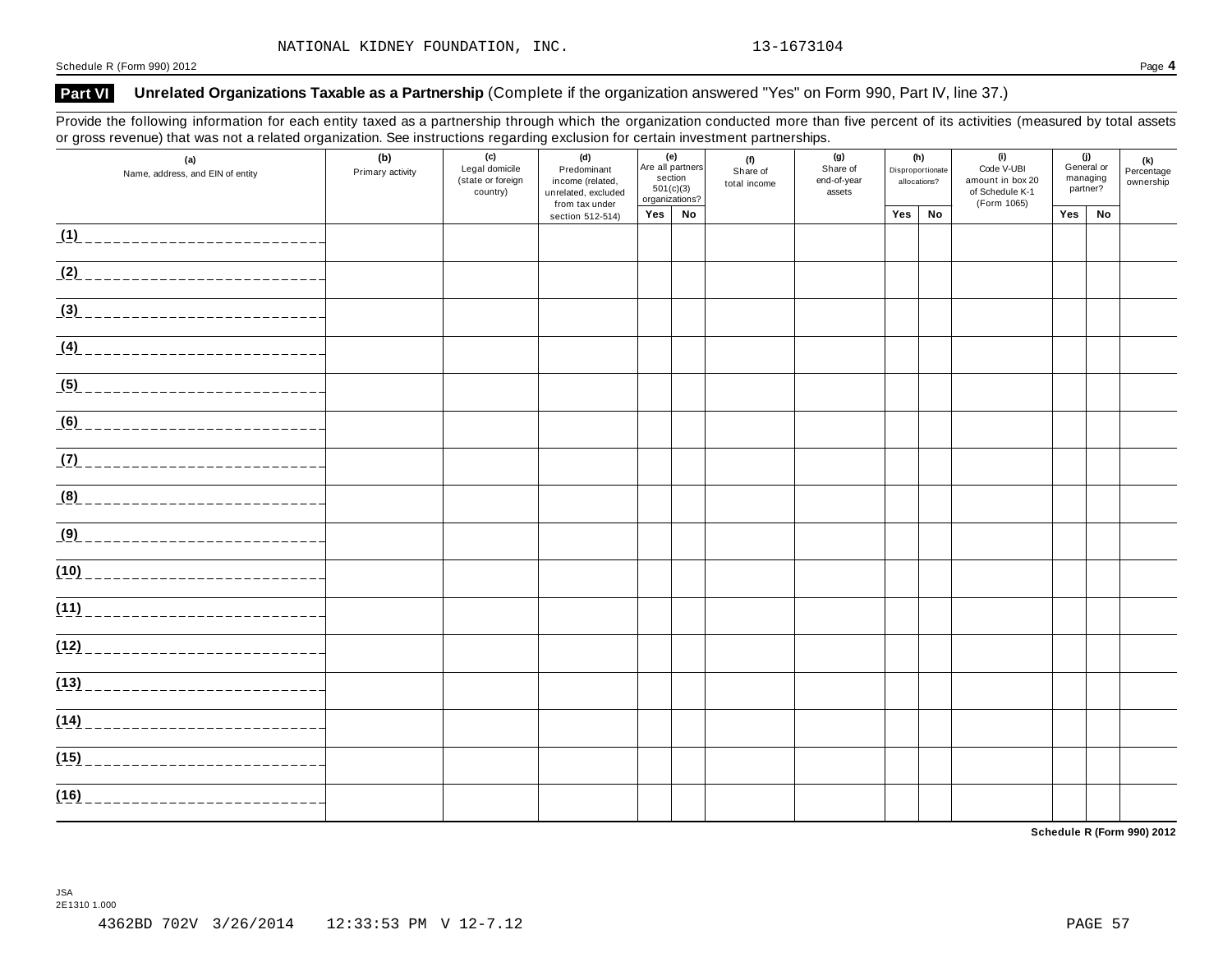NATIONAL KIDNEY FOUNDATION, INC. 13-1673104

Schedule R (Form 990) 2012 Page **4**

## Part VI Unrelated Organizations Taxable as a Partnership (Complete if the organization answered "Yes" on Form 990, Part IV, line 37.)

Provide the following information for each entity taxed as a partnership through which the organization conducted more than five percent of its activities (measured by total assets or gross revenue) that was not a related organization. See instructions regarding exclusion for certain investment partnerships.

| (a) Name, address, and EIN of entity | (b) Primary activity | (c) Legal domicile (state or foreign country) | (d) Predominant income (related, unrelated, excluded from tax under section 512-514) | (e) Are all partners section 501(c)(3) organizations? | | (f) Share of total income | (g) Share of end-of-year assets | (h) Disproportionate allocations? | | (i) Code V-UBI amount in box 20 of Schedule K-1 (Form 1065) | (j) General or managing partner? | | (k) Percentage ownership |
|---|---|---|---|---|---|---|---|---|---|---|---|---|---|
| | | | | Yes | No | | | Yes | No | | Yes | No | |
| (1) | | | | | | | | | | | | | |
| (2) | | | | | | | | | | | | | |
| (3) | | | | | | | | | | | | | |
| (4) | | | | | | | | | | | | | |
| (5) | | | | | | | | | | | | | |
| (6) | | | | | | | | | | | | | |
| (7) | | | | | | | | | | | | | |
| (8) | | | | | | | | | | | | | |
| (9) | | | | | | | | | | | | | |
| (10) | | | | | | | | | | | | | |
| (11) | | | | | | | | | | | | | |
| (12) | | | | | | | | | | | | | |
| (13) | | | | | | | | | | | | | |
| (14) | | | | | | | | | | | | | |
| (15) | | | | | | | | | | | | | |
| (16) | | | | | | | | | | | | | |

**Schedule R (Form 990) 2012**

JSA
2E1310 1.000

4362BD 702V 3/26/2014 12:33:53 PM V 12-7.12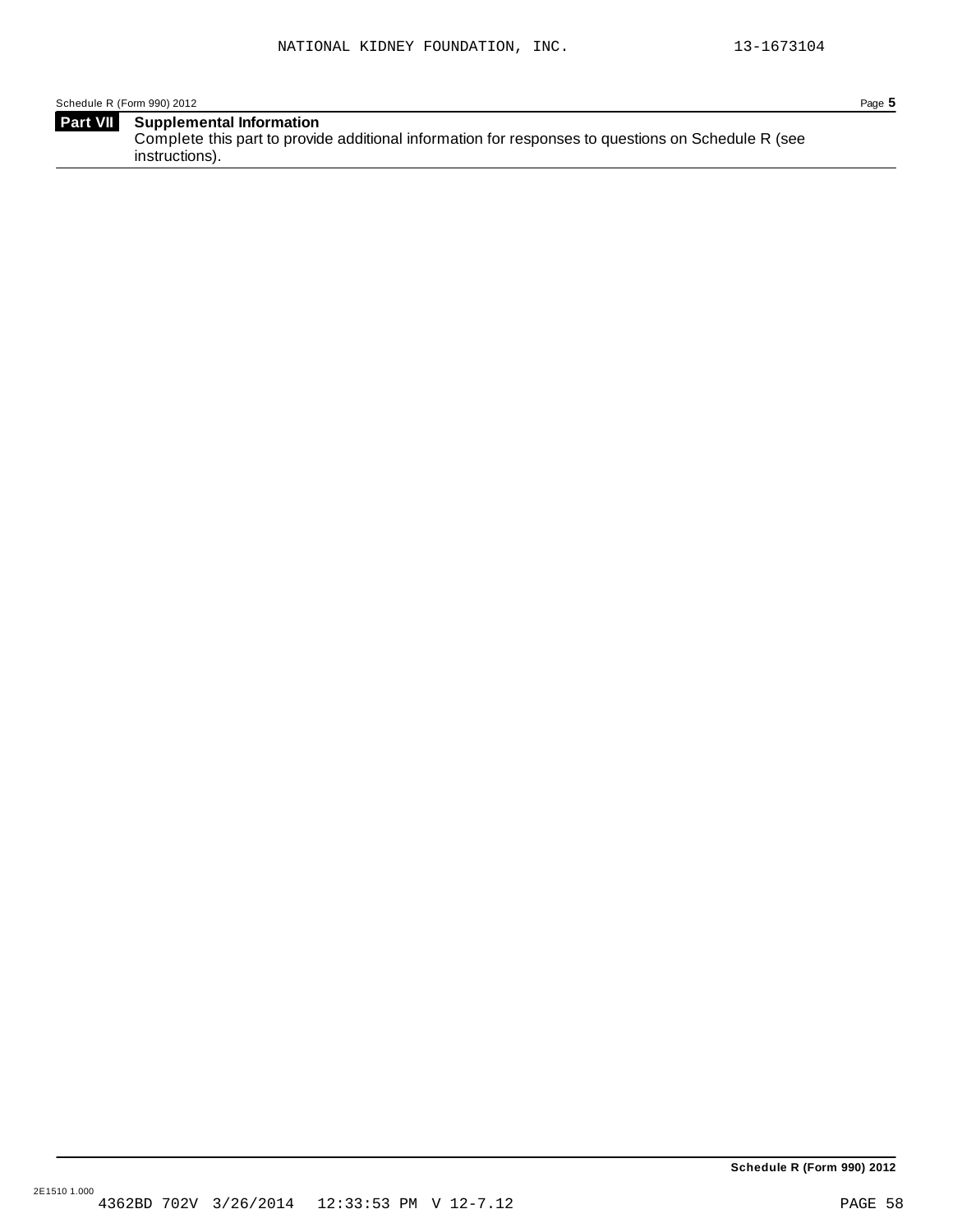NATIONAL KIDNEY FOUNDATION, INC. 13-1673104

Schedule R (Form 990) 2012

## Part VII Supplemental Information

Complete this part to provide additional information for responses to questions on Schedule R (see instructions).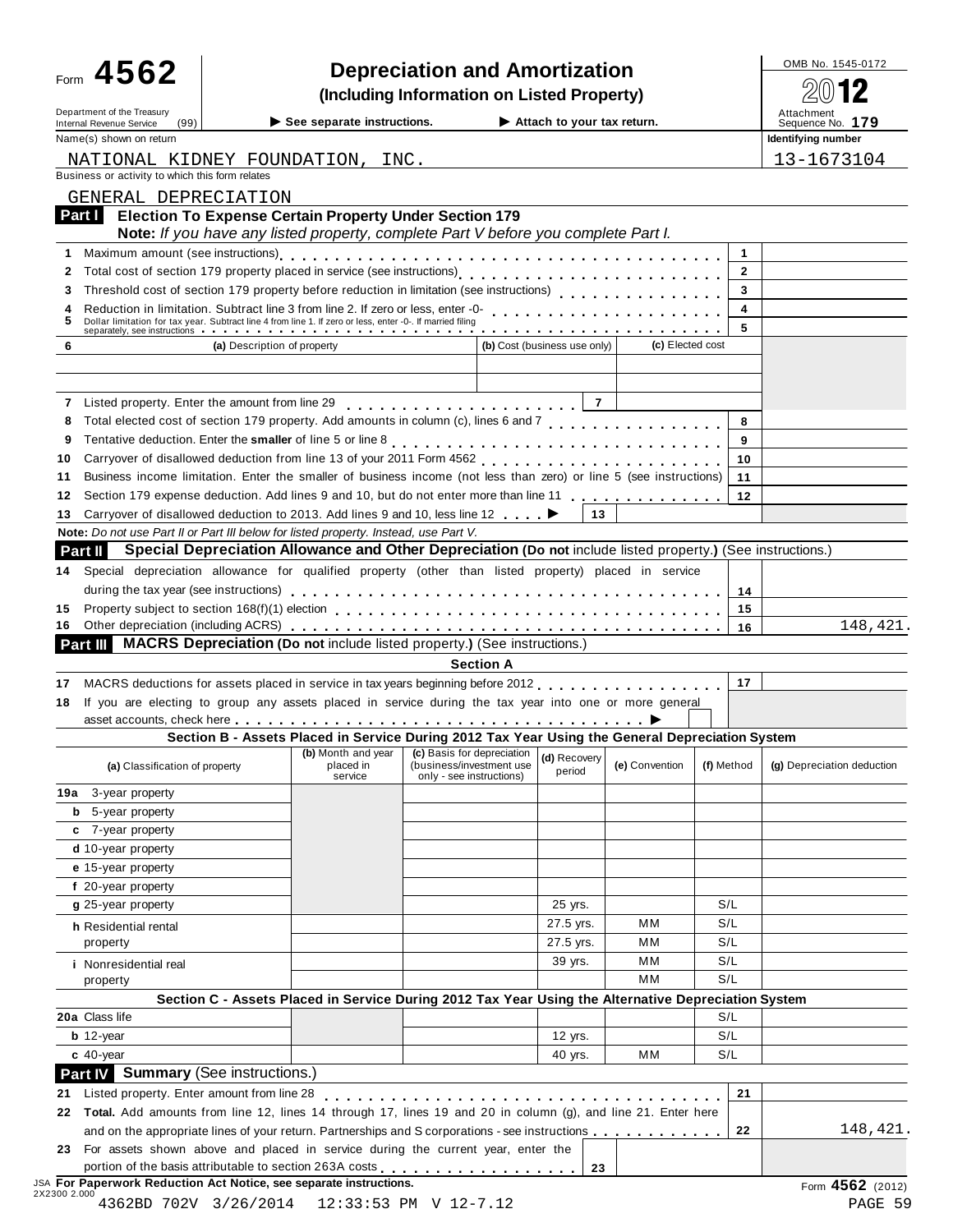Form **4562**

# Depreciation and Amortization

**(Including Information on Listed Property)**

OMB No. 1545-0172

2012

Department of the Treasury
Internal Revenue Service (99)

▶ See separate instructions. ▶ Attach to your tax return.

Attachment Sequence No. 179

Name(s) shown on return: NATIONAL KIDNEY FOUNDATION, INC.

Identifying number: 13-1673104

Business or activity to which this form relates: GENERAL DEPRECIATION

## Part I Election To Expense Certain Property Under Section 179

**Note:** *If you have any listed property, complete Part V before you complete Part I.*

| | | | |
|---|---|---|---|
| 1 | Maximum amount (see instructions) | 1 | |
| 2 | Total cost of section 179 property placed in service (see instructions) | 2 | |
| 3 | Threshold cost of section 179 property before reduction in limitation (see instructions) | 3 | |
| 4 | Reduction in limitation. Subtract line 3 from line 2. If zero or less, enter -0- | 4 | |
| 5 | Dollar limitation for tax year. Subtract line 4 from line 1. If zero or less, enter -0-. If married filing separately, see instructions | 5 | |

| 6 (a) Description of property | (b) Cost (business use only) | (c) Elected cost |
|---|---|---|
| | | |
| | | |

| | | | |
|---|---|---|---|
| 7 | Listed property. Enter the amount from line 29 | 7 | |
| 8 | Total elected cost of section 179 property. Add amounts in column (c), lines 6 and 7 | 8 | |
| 9 | Tentative deduction. Enter the **smaller** of line 5 or line 8 | 9 | |
| 10 | Carryover of disallowed deduction from line 13 of your 2011 Form 4562 | 10 | |
| 11 | Business income limitation. Enter the smaller of business income (not less than zero) or line 5 (see instructions) | 11 | |
| 12 | Section 179 expense deduction. Add lines 9 and 10, but do not enter more than line 11 | 12 | |
| 13 | Carryover of disallowed deduction to 2013. Add lines 9 and 10, less line 12 ▶ | 13 | |

**Note:** *Do not use Part II or Part III below for listed property. Instead, use Part V.*

## Part II Special Depreciation Allowance and Other Depreciation (Do not include listed property.) (See instructions.)

| | | | |
|---|---|---|---|
| 14 | Special depreciation allowance for qualified property (other than listed property) placed in service during the tax year (see instructions) | 14 | |
| 15 | Property subject to section 168(f)(1) election | 15 | |
| 16 | Other depreciation (including ACRS) | 16 | 148,421. |

## Part III MACRS Depreciation (Do not include listed property.) (See instructions.)

### Section A

| | | | |
|---|---|---|---|
| 17 | MACRS deductions for assets placed in service in tax years beginning before 2012 | 17 | |
| 18 | If you are electing to group any assets placed in service during the tax year into one or more general asset accounts, check here ▶ | | |

### Section B - Assets Placed in Service During 2012 Tax Year Using the General Depreciation System

| (a) Classification of property | (b) Month and year placed in service | (c) Basis for depreciation (business/investment use only - see instructions) | (d) Recovery period | (e) Convention | (f) Method | (g) Depreciation deduction |
|---|---|---|---|---|---|---|
| 19a 3-year property | | | | | | |
| b 5-year property | | | | | | |
| c 7-year property | | | | | | |
| d 10-year property | | | | | | |
| e 15-year property | | | | | | |
| f 20-year property | | | | | | |
| g 25-year property | | | 25 yrs. | | S/L | |
| h Residential rental property | | | 27.5 yrs. | MM | S/L | |
| | | | 27.5 yrs. | MM | S/L | |
| i Nonresidential real property | | | 39 yrs. | MM | S/L | |
| | | | | MM | S/L | |

### Section C - Assets Placed in Service During 2012 Tax Year Using the Alternative Depreciation System

| (a) Classification of property | (b) | (c) | (d) | (e) | (f) | (g) |
|---|---|---|---|---|---|---|
| 20a Class life | | | | | S/L | |
| b 12-year | | | 12 yrs. | | S/L | |
| c 40-year | | | 40 yrs. | MM | S/L | |

## Part IV Summary (See instructions.)

| | | | |
|---|---|---|---|
| 21 | Listed property. Enter amount from line 28 | 21 | |
| 22 | **Total.** Add amounts from line 12, lines 14 through 17, lines 19 and 20 in column (g), and line 21. Enter here and on the appropriate lines of your return. Partnerships and S corporations - see instructions | 22 | 148,421. |
| 23 | For assets shown above and placed in service during the current year, enter the portion of the basis attributable to section 263A costs | 23 | |

JSA **For Paperwork Reduction Act Notice, see separate instructions.** Form **4562** (2012)

2X2300 2.000

4362BD 702V 3/26/2014 12:33:53 PM V 12-7.12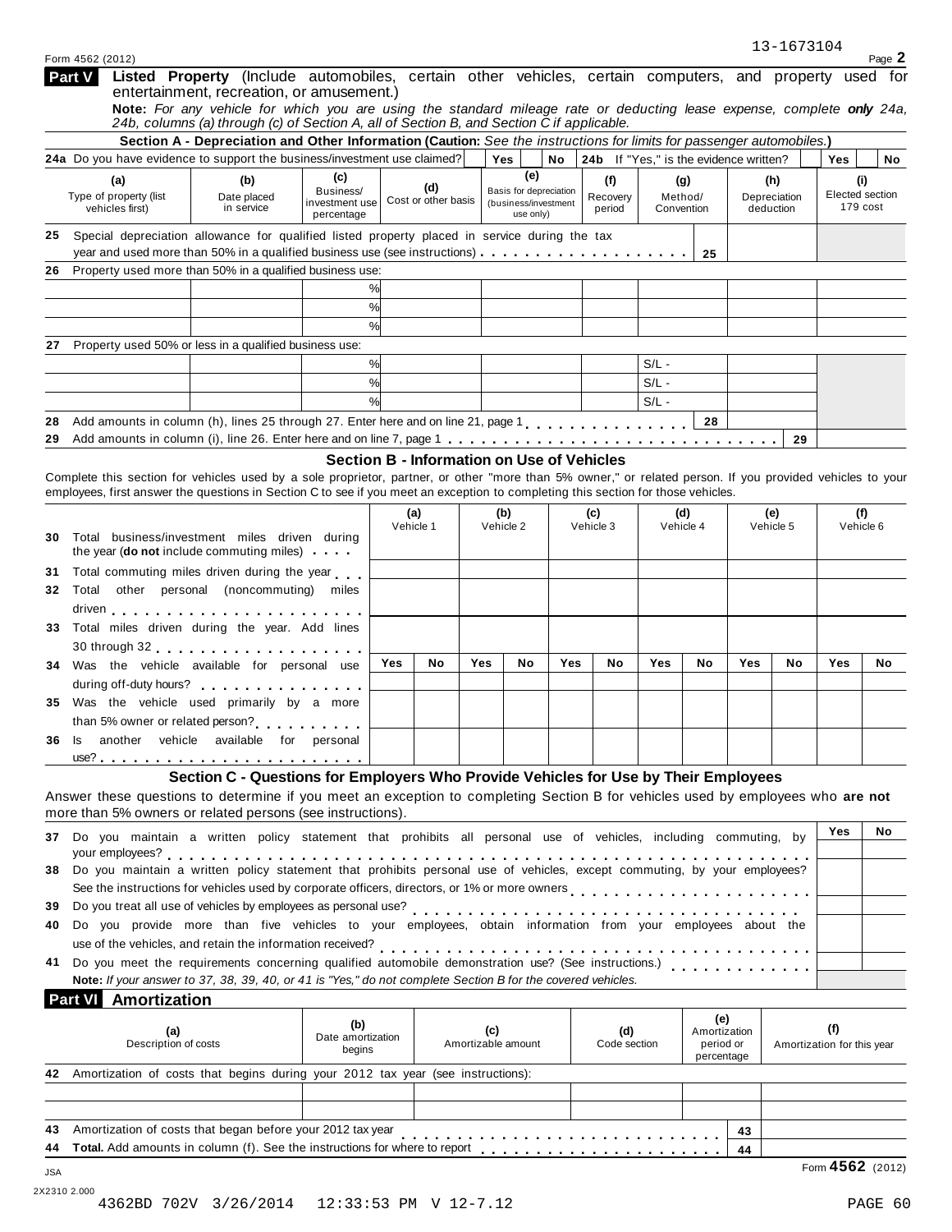13-1673104

Form 4562 (2012)

**Part V** **Listed Property** (Include automobiles, certain other vehicles, certain computers, and property used for entertainment, recreation, or amusement.)

**Note:** *For any vehicle for which you are using the standard mileage rate or deducting lease expense, complete* ***only*** *24a, 24b, columns (a) through (c) of Section A, all of Section B, and Section C if applicable.*

### Section A - Depreciation and Other Information (Caution: *See the instructions for limits for passenger automobiles.*)

24a Do you have evidence to support the business/investment use claimed? Yes No **24b** If "Yes," is the evidence written? Yes No

| | (a) Type of property (list vehicles first) | (b) Date placed in service | (c) Business/ investment use percentage | (d) Cost or other basis | (e) Basis for depreciation (business/investment use only) | (f) Recovery period | (g) Method/ Convention | (h) Depreciation deduction | (i) Elected section 179 cost |
|---|---|---|---|---|---|---|---|---|---|
| **25** | Special depreciation allowance for qualified listed property placed in service during the tax year and used more than 50% in a qualified business use (see instructions) | | | | | | 25 | | |
| **26** | Property used more than 50% in a qualified business use: | | | | | | | | |
| | | | % | | | | | | |
| | | | % | | | | | | |
| | | | % | | | | | | |
| **27** | Property used 50% or less in a qualified business use: | | | | | | | | |
| | | | % | | | | S/L - | | |
| | | | % | | | | S/L - | | |
| | | | % | | | | S/L - | | |
| **28** | Add amounts in column (h), lines 25 through 27. Enter here and on line 21, page 1 | | | | | | 28 | | |
| **29** | Add amounts in column (i), line 26. Enter here and on line 7, page 1 | | | | | | | 29 | |

### Section B - Information on Use of Vehicles

Complete this section for vehicles used by a sole proprietor, partner, or other "more than 5% owner," or related person. If you provided vehicles to your employees, first answer the questions in Section C to see if you meet an exception to completing this section for those vehicles.

| | | (a) Vehicle 1 | | (b) Vehicle 2 | | (c) Vehicle 3 | | (d) Vehicle 4 | | (e) Vehicle 5 | | (f) Vehicle 6 | |
|---|---|---|---|---|---|---|---|---|---|---|---|---|---|
| **30** | Total business/investment miles driven during the year (**do not** include commuting miles) | | | | | | | | | | | | |
| **31** | Total commuting miles driven during the year | | | | | | | | | | | | |
| **32** | Total other personal (noncommuting) miles driven | | | | | | | | | | | | |
| **33** | Total miles driven during the year. Add lines 30 through 32 | | | | | | | | | | | | |
| | | Yes | No | Yes | No | Yes | No | Yes | No | Yes | No | Yes | No |
| **34** | Was the vehicle available for personal use during off-duty hours? | | | | | | | | | | | | |
| **35** | Was the vehicle used primarily by a more than 5% owner or related person? | | | | | | | | | | | | |
| **36** | Is another vehicle available for personal use? | | | | | | | | | | | | |

### Section C - Questions for Employers Who Provide Vehicles for Use by Their Employees

Answer these questions to determine if you meet an exception to completing Section B for vehicles used by employees who **are not** more than 5% owners or related persons (see instructions).

| | | Yes | No |
|---|---|---|---|
| **37** | Do you maintain a written policy statement that prohibits all personal use of vehicles, including commuting, by your employees? | | |
| **38** | Do you maintain a written policy statement that prohibits personal use of vehicles, except commuting, by your employees? See the instructions for vehicles used by corporate officers, directors, or 1% or more owners | | |
| **39** | Do you treat all use of vehicles by employees as personal use? | | |
| **40** | Do you provide more than five vehicles to your employees, obtain information from your employees about the use of the vehicles, and retain the information received? | | |
| **41** | Do you meet the requirements concerning qualified automobile demonstration use? (See instructions.) | | |

**Note:** *If your answer to 37, 38, 39, 40, or 41 is "Yes," do not complete Section B for the covered vehicles.*

**Part VI** **Amortization**

| | (a) Description of costs | (b) Date amortization begins | (c) Amortizable amount | (d) Code section | (e) Amortization period or percentage | (f) Amortization for this year |
|---|---|---|---|---|---|---|
| **42** | Amortization of costs that begins during your 2012 tax year (see instructions): | | | | | |
| | | | | | | |
| | | | | | | |
| **43** | Amortization of costs that began before your 2012 tax year | | | | 43 | |
| **44** | **Total.** Add amounts in column (f). See the instructions for where to report | | | | 44 | |

JSA

2X2310 2.000

Form **4562** (2012)

4362BD 702V 3/26/2014 12:33:53 PM V 12-7.12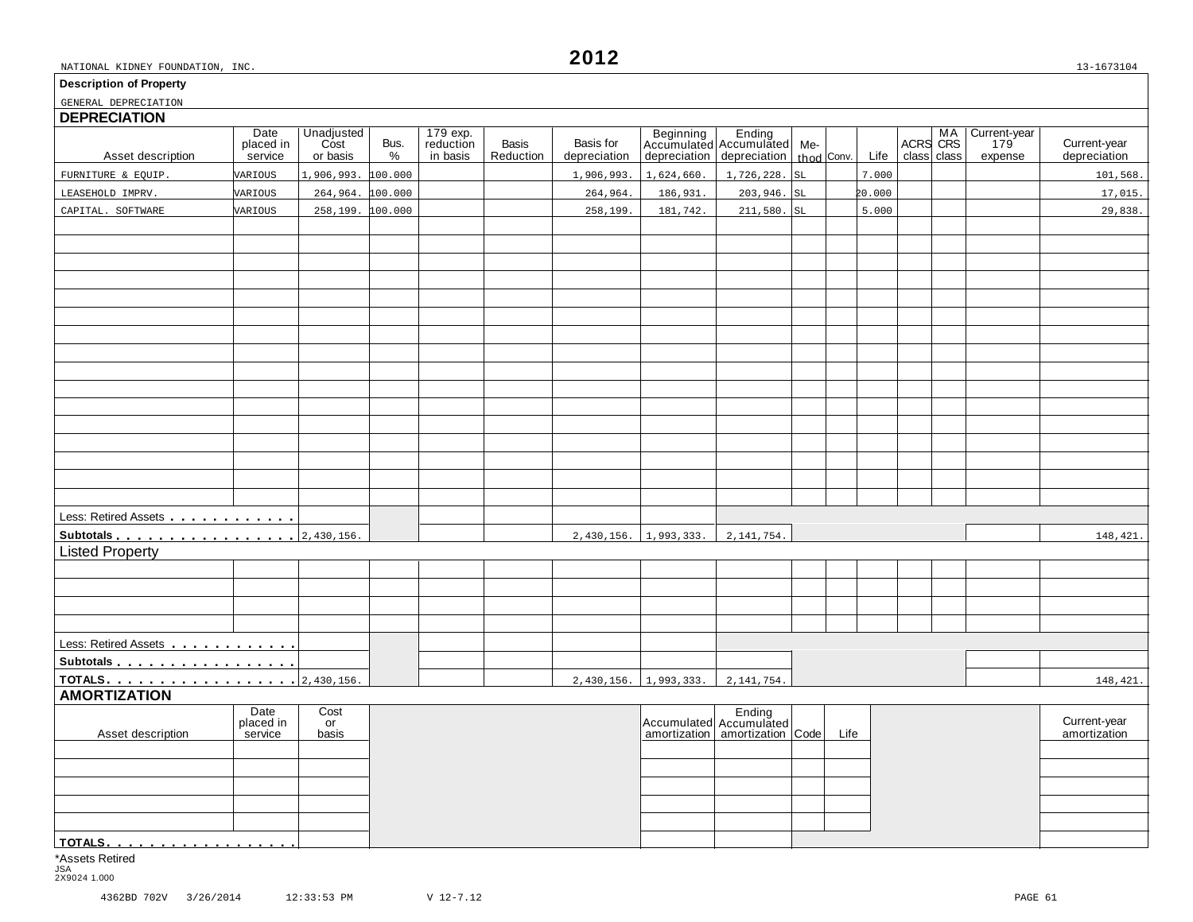NATIONAL KIDNEY FOUNDATION, INC. **2012** 13-1673104

**Description of Property**

GENERAL DEPRECIATION

## DEPRECIATION

| Asset description | Date placed in service | Unadjusted Cost or basis | Bus. % | 179 exp. reduction in basis | Basis Reduction | Basis for depreciation | Beginning Accumulated depreciation | Ending Accumulated depreciation | Method | Conv. | Life | ACRS class | MACRS class | Current-year 179 expense | Current-year depreciation |
|---|---|---|---|---|---|---|---|---|---|---|---|---|---|---|---|
| FURNITURE & EQUIP. | VARIOUS | 1,906,993. | 100.000 | | | 1,906,993. | 1,624,660. | 1,726,228. | SL | | 7.000 | | | | 101,568. |
| LEASEHOLD IMPRV. | VARIOUS | 264,964. | 100.000 | | | 264,964. | 186,931. | 203,946. | SL | | 20.000 | | | | 17,015. |
| CAPITAL. SOFTWARE | VARIOUS | 258,199. | 100.000 | | | 258,199. | 181,742. | 211,580. | SL | | 5.000 | | | | 29,838. |
| Less: Retired Assets | | | | | | | | | | | | | | | |
| Subtotals | | 2,430,156. | | | | 2,430,156. | 1,993,333. | 2,141,754. | | | | | | | 148,421. |

### Listed Property

| Asset description | Date placed in service | Unadjusted Cost or basis | Bus. % | 179 exp. reduction in basis | Basis Reduction | Basis for depreciation | Beginning Accumulated depreciation | Ending Accumulated depreciation | Method | Conv. | Life | ACRS class | MACRS class | Current-year 179 expense | Current-year depreciation |
|---|---|---|---|---|---|---|---|---|---|---|---|---|---|---|---|
| Less: Retired Assets | | | | | | | | | | | | | | | |
| Subtotals | | | | | | | | | | | | | | | |
| TOTALS | | 2,430,156. | | | | 2,430,156. | 1,993,333. | 2,141,754. | | | | | | | 148,421. |

## AMORTIZATION

| Asset description | Date placed in service | Cost or basis | Accumulated amortization | Ending Accumulated amortization | Code | Life | Current-year amortization |
|---|---|---|---|---|---|---|---|
| TOTALS | | | | | | | |

*Assets Retired

JSA
2X9024 1.000

4362BD 702V 3/26/2014 12:33:53 PM V 12-7.12